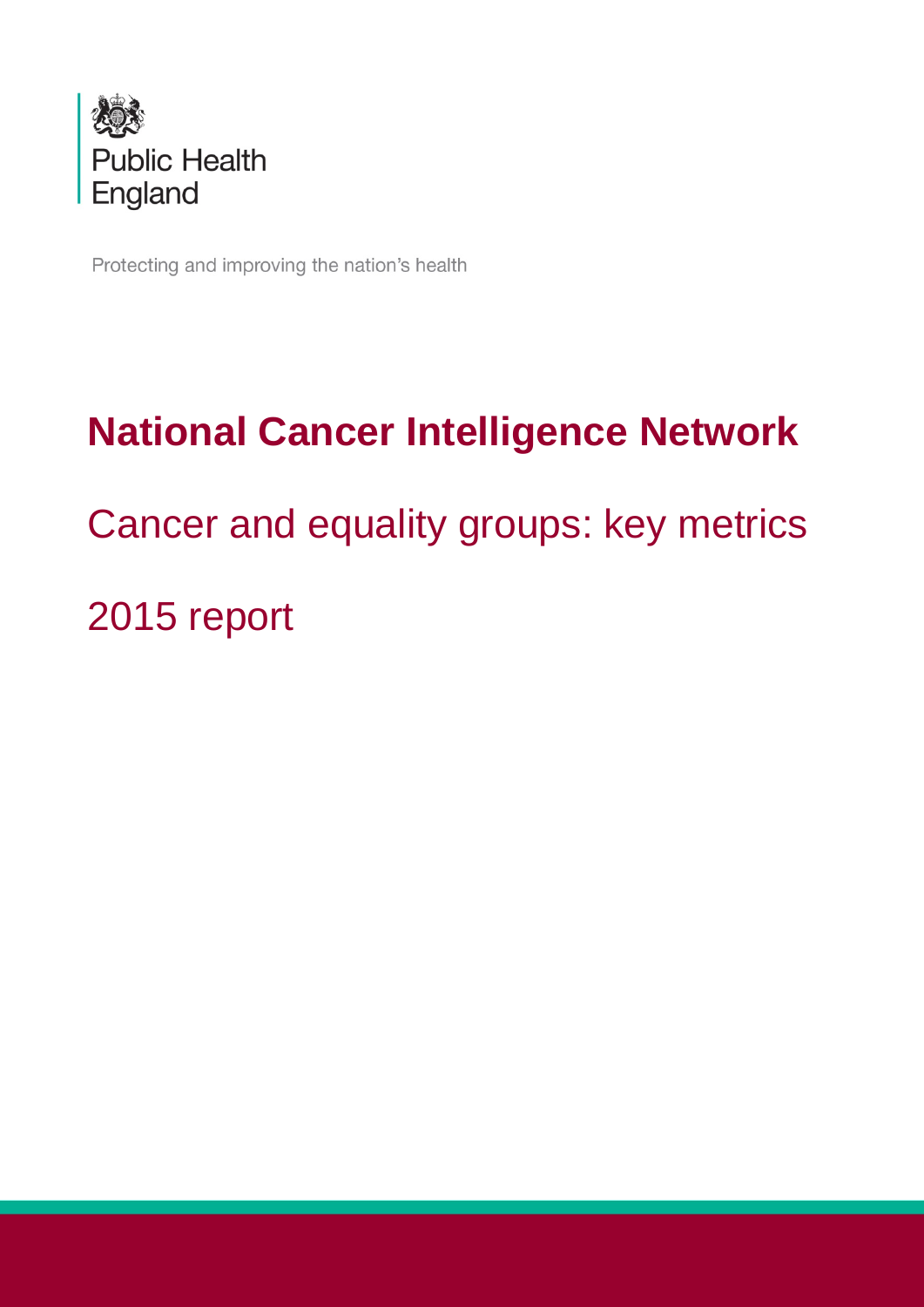Public Health England

Protecting and improving the nation's health

# National Cancer Intelligence Network

## Cancer and equality groups: key metrics

## 2015 report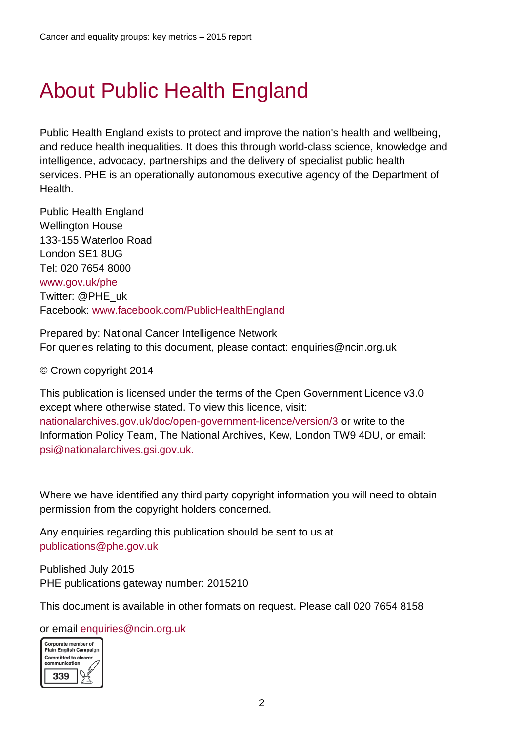# About Public Health England

Public Health England exists to protect and improve the nation's health and wellbeing, and reduce health inequalities. It does this through world-class science, knowledge and intelligence, advocacy, partnerships and the delivery of specialist public health services. PHE is an operationally autonomous executive agency of the Department of Health.

Public Health England
Wellington House
133-155 Waterloo Road
London SE1 8UG
Tel: 020 7654 8000
www.gov.uk/phe
Twitter: @PHE_uk
Facebook: www.facebook.com/PublicHealthEngland

Prepared by: National Cancer Intelligence Network
For queries relating to this document, please contact: enquiries@ncin.org.uk

© Crown copyright 2014

This publication is licensed under the terms of the Open Government Licence v3.0 except where otherwise stated. To view this licence, visit: nationalarchives.gov.uk/doc/open-government-licence/version/3 or write to the Information Policy Team, The National Archives, Kew, London TW9 4DU, or email: psi@nationalarchives.gsi.gov.uk.

Where we have identified any third party copyright information you will need to obtain permission from the copyright holders concerned.

Any enquiries regarding this publication should be sent to us at publications@phe.gov.uk

Published July 2015
PHE publications gateway number: 2015210

This document is available in other formats on request. Please call 020 7654 8158

or email enquiries@ncin.org.uk

Corporate member of Plain English Campaign
Committed to clearer communication
339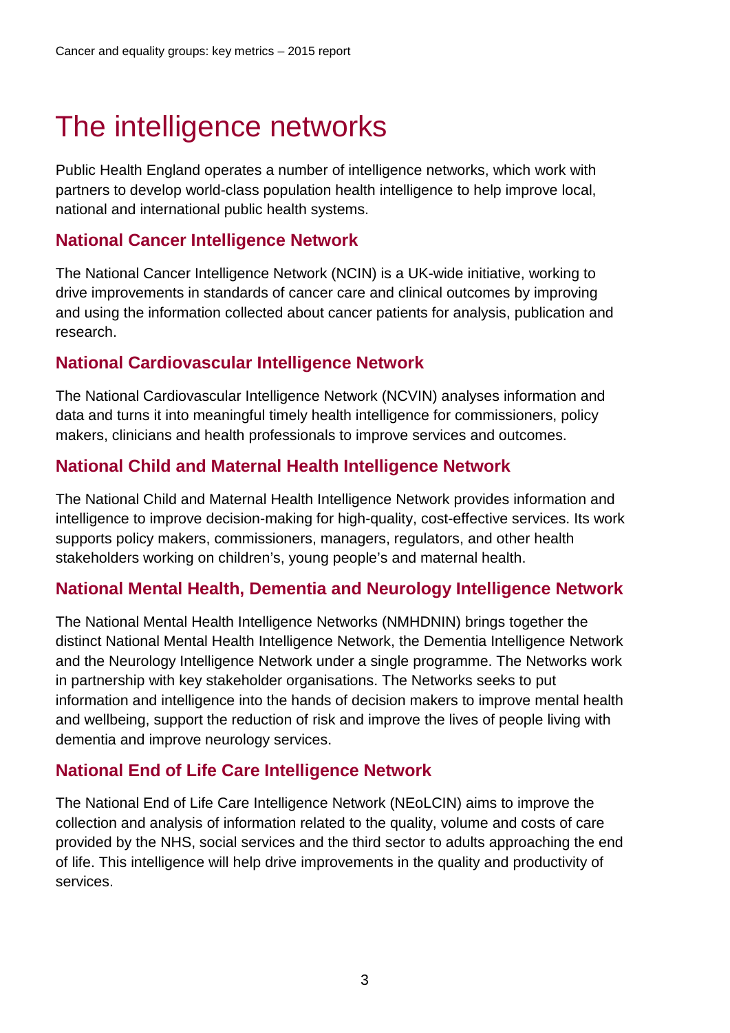# The intelligence networks

Public Health England operates a number of intelligence networks, which work with partners to develop world-class population health intelligence to help improve local, national and international public health systems.

## National Cancer Intelligence Network

The National Cancer Intelligence Network (NCIN) is a UK-wide initiative, working to drive improvements in standards of cancer care and clinical outcomes by improving and using the information collected about cancer patients for analysis, publication and research.

## National Cardiovascular Intelligence Network

The National Cardiovascular Intelligence Network (NCVIN) analyses information and data and turns it into meaningful timely health intelligence for commissioners, policy makers, clinicians and health professionals to improve services and outcomes.

## National Child and Maternal Health Intelligence Network

The National Child and Maternal Health Intelligence Network provides information and intelligence to improve decision-making for high-quality, cost-effective services. Its work supports policy makers, commissioners, managers, regulators, and other health stakeholders working on children's, young people's and maternal health.

## National Mental Health, Dementia and Neurology Intelligence Network

The National Mental Health Intelligence Networks (NMHDNIN) brings together the distinct National Mental Health Intelligence Network, the Dementia Intelligence Network and the Neurology Intelligence Network under a single programme. The Networks work in partnership with key stakeholder organisations. The Networks seeks to put information and intelligence into the hands of decision makers to improve mental health and wellbeing, support the reduction of risk and improve the lives of people living with dementia and improve neurology services.

## National End of Life Care Intelligence Network

The National End of Life Care Intelligence Network (NEoLCIN) aims to improve the collection and analysis of information related to the quality, volume and costs of care provided by the NHS, social services and the third sector to adults approaching the end of life. This intelligence will help drive improvements in the quality and productivity of services.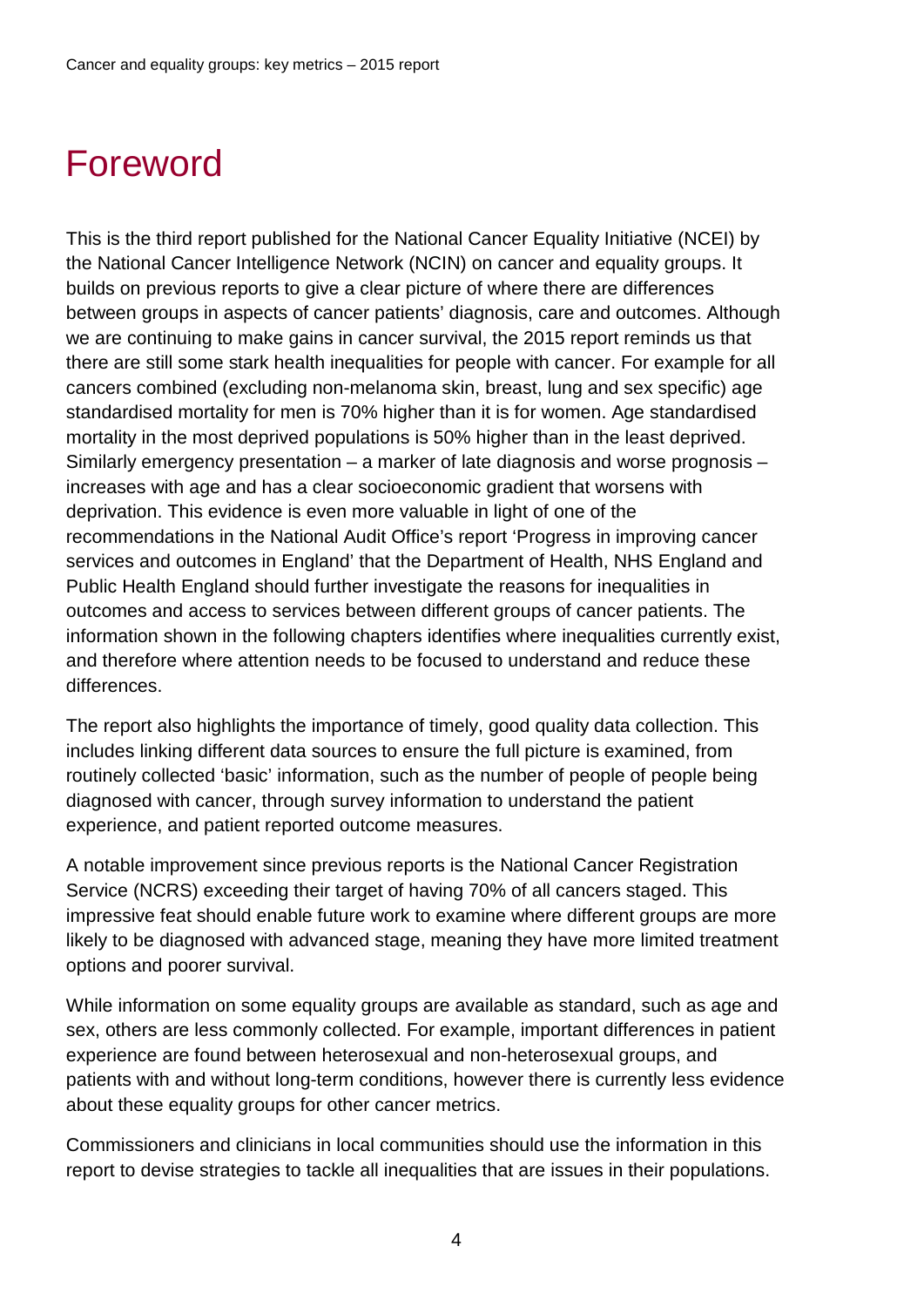# Foreword

This is the third report published for the National Cancer Equality Initiative (NCEI) by the National Cancer Intelligence Network (NCIN) on cancer and equality groups. It builds on previous reports to give a clear picture of where there are differences between groups in aspects of cancer patients' diagnosis, care and outcomes. Although we are continuing to make gains in cancer survival, the 2015 report reminds us that there are still some stark health inequalities for people with cancer. For example for all cancers combined (excluding non-melanoma skin, breast, lung and sex specific) age standardised mortality for men is 70% higher than it is for women. Age standardised mortality in the most deprived populations is 50% higher than in the least deprived. Similarly emergency presentation – a marker of late diagnosis and worse prognosis – increases with age and has a clear socioeconomic gradient that worsens with deprivation. This evidence is even more valuable in light of one of the recommendations in the National Audit Office's report 'Progress in improving cancer services and outcomes in England' that the Department of Health, NHS England and Public Health England should further investigate the reasons for inequalities in outcomes and access to services between different groups of cancer patients. The information shown in the following chapters identifies where inequalities currently exist, and therefore where attention needs to be focused to understand and reduce these differences.

The report also highlights the importance of timely, good quality data collection. This includes linking different data sources to ensure the full picture is examined, from routinely collected 'basic' information, such as the number of people of people being diagnosed with cancer, through survey information to understand the patient experience, and patient reported outcome measures.

A notable improvement since previous reports is the National Cancer Registration Service (NCRS) exceeding their target of having 70% of all cancers staged. This impressive feat should enable future work to examine where different groups are more likely to be diagnosed with advanced stage, meaning they have more limited treatment options and poorer survival.

While information on some equality groups are available as standard, such as age and sex, others are less commonly collected. For example, important differences in patient experience are found between heterosexual and non-heterosexual groups, and patients with and without long-term conditions, however there is currently less evidence about these equality groups for other cancer metrics.

Commissioners and clinicians in local communities should use the information in this report to devise strategies to tackle all inequalities that are issues in their populations.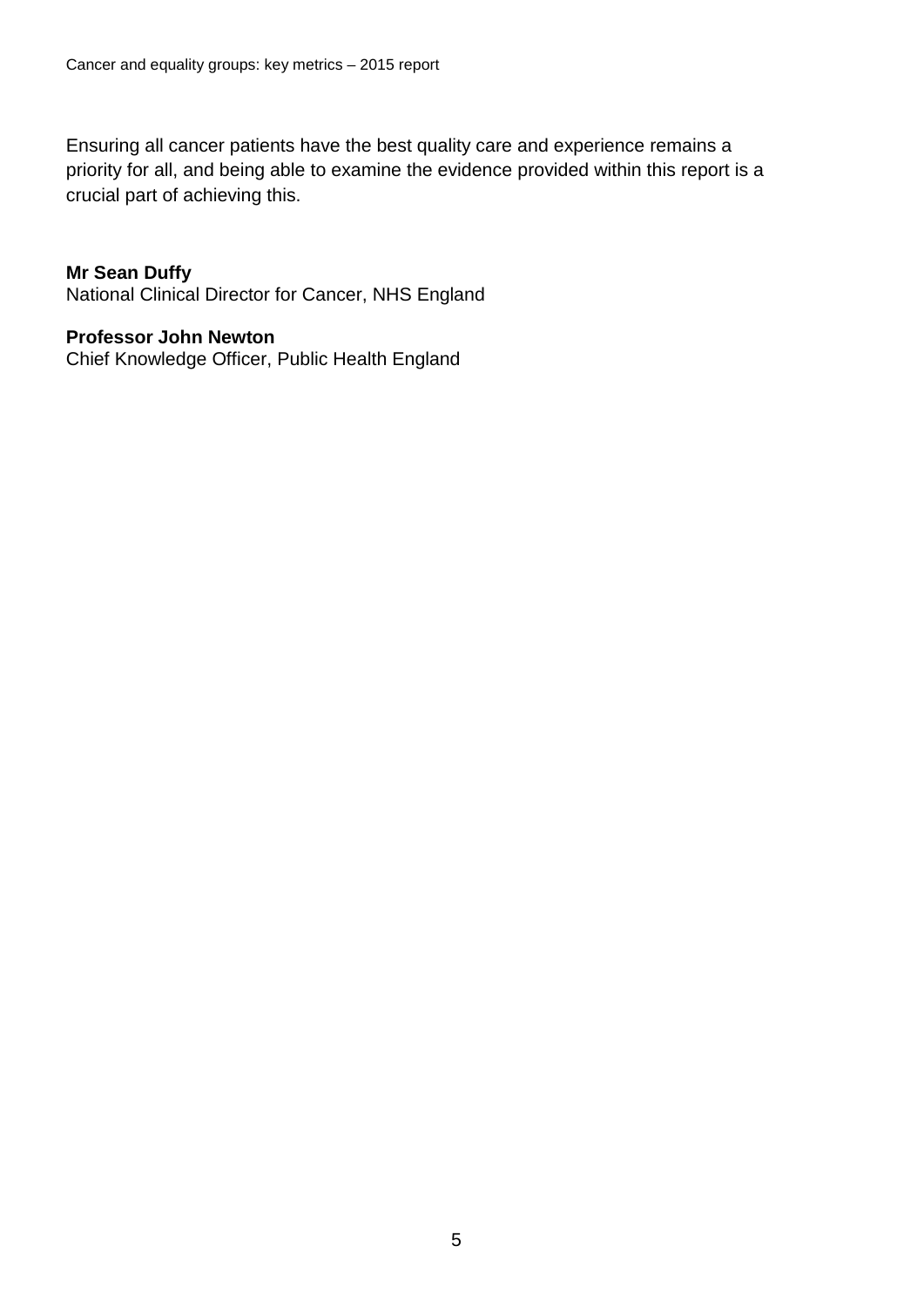Ensuring all cancer patients have the best quality care and experience remains a priority for all, and being able to examine the evidence provided within this report is a crucial part of achieving this.

**Mr Sean Duffy**
National Clinical Director for Cancer, NHS England

**Professor John Newton**
Chief Knowledge Officer, Public Health England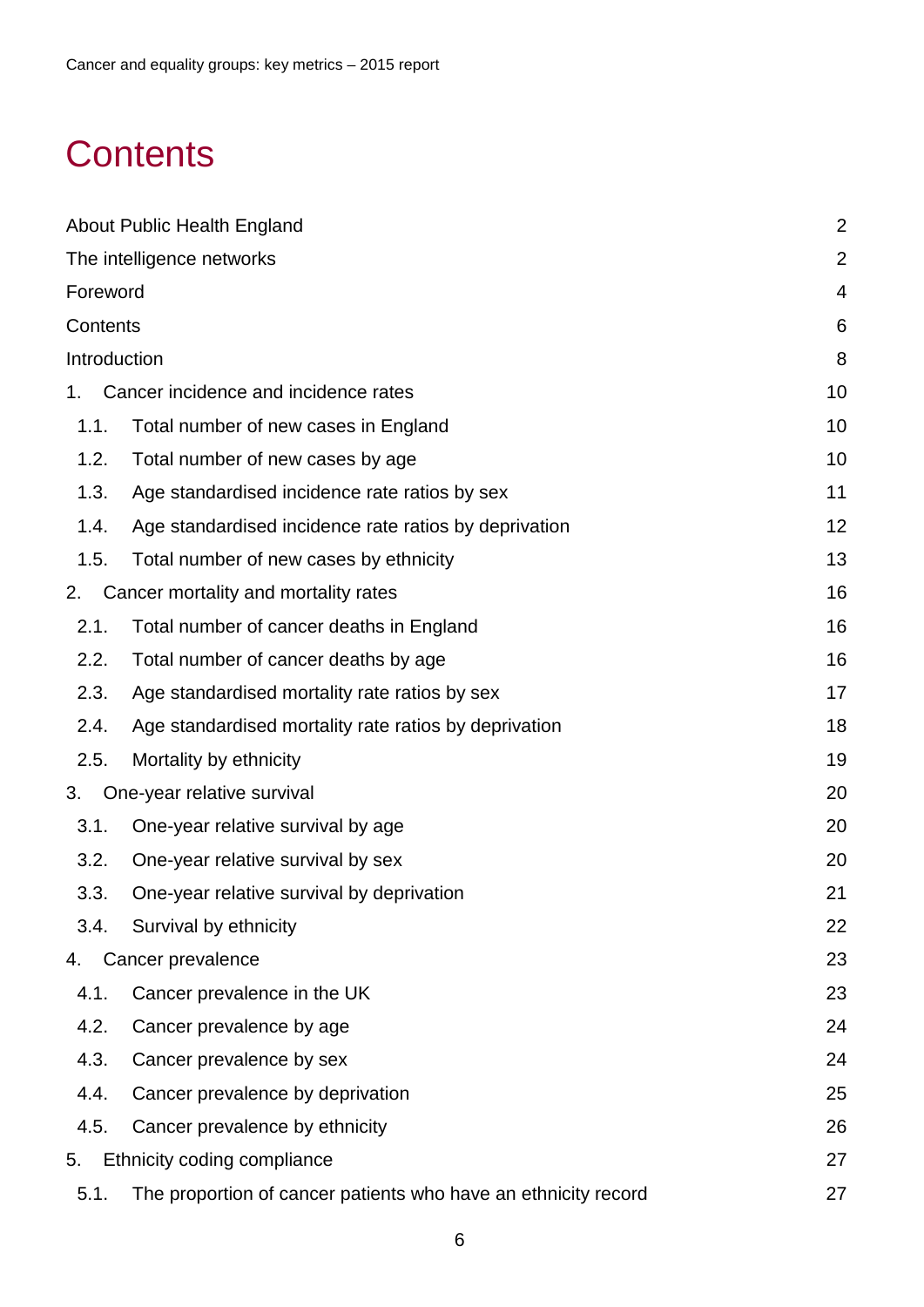# Contents

About Public Health England 2

The intelligence networks 2

Foreword 4

Contents 6

Introduction 8

1. Cancer incidence and incidence rates 10
   - 1.1. Total number of new cases in England 10
   - 1.2. Total number of new cases by age 10
   - 1.3. Age standardised incidence rate ratios by sex 11
   - 1.4. Age standardised incidence rate ratios by deprivation 12
   - 1.5. Total number of new cases by ethnicity 13
2. Cancer mortality and mortality rates 16
   - 2.1. Total number of cancer deaths in England 16
   - 2.2. Total number of cancer deaths by age 16
   - 2.3. Age standardised mortality rate ratios by sex 17
   - 2.4. Age standardised mortality rate ratios by deprivation 18
   - 2.5. Mortality by ethnicity 19
3. One-year relative survival 20
   - 3.1. One-year relative survival by age 20
   - 3.2. One-year relative survival by sex 20
   - 3.3. One-year relative survival by deprivation 21
   - 3.4. Survival by ethnicity 22
4. Cancer prevalence 23
   - 4.1. Cancer prevalence in the UK 23
   - 4.2. Cancer prevalence by age 24
   - 4.3. Cancer prevalence by sex 24
   - 4.4. Cancer prevalence by deprivation 25
   - 4.5. Cancer prevalence by ethnicity 26
5. Ethnicity coding compliance 27
   - 5.1. The proportion of cancer patients who have an ethnicity record 27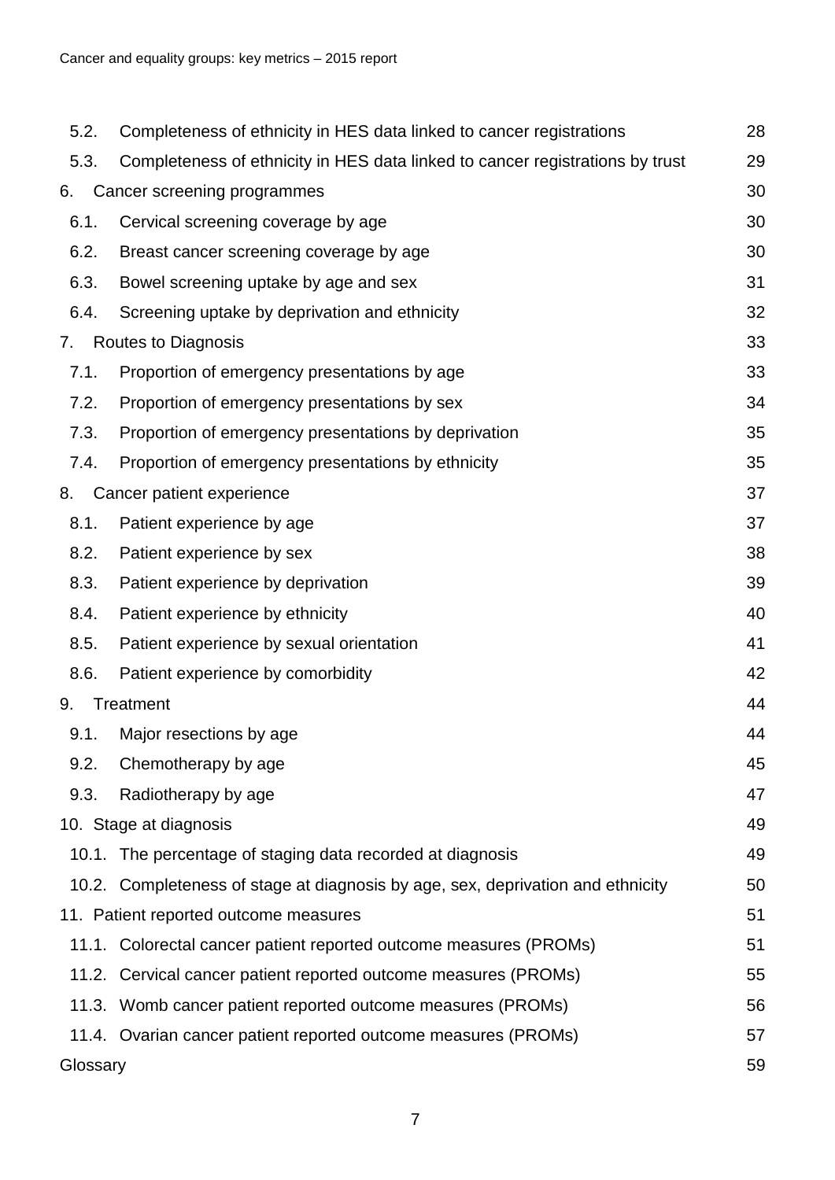| | | |
|---|---|---|
| 5.2. | Completeness of ethnicity in HES data linked to cancer registrations | 28 |
| 5.3. | Completeness of ethnicity in HES data linked to cancer registrations by trust | 29 |
| 6. | Cancer screening programmes | 30 |
| 6.1. | Cervical screening coverage by age | 30 |
| 6.2. | Breast cancer screening coverage by age | 30 |
| 6.3. | Bowel screening uptake by age and sex | 31 |
| 6.4. | Screening uptake by deprivation and ethnicity | 32 |
| 7. | Routes to Diagnosis | 33 |
| 7.1. | Proportion of emergency presentations by age | 33 |
| 7.2. | Proportion of emergency presentations by sex | 34 |
| 7.3. | Proportion of emergency presentations by deprivation | 35 |
| 7.4. | Proportion of emergency presentations by ethnicity | 35 |
| 8. | Cancer patient experience | 37 |
| 8.1. | Patient experience by age | 37 |
| 8.2. | Patient experience by sex | 38 |
| 8.3. | Patient experience by deprivation | 39 |
| 8.4. | Patient experience by ethnicity | 40 |
| 8.5. | Patient experience by sexual orientation | 41 |
| 8.6. | Patient experience by comorbidity | 42 |
| 9. | Treatment | 44 |
| 9.1. | Major resections by age | 44 |
| 9.2. | Chemotherapy by age | 45 |
| 9.3. | Radiotherapy by age | 47 |
| 10. | Stage at diagnosis | 49 |
| 10.1. | The percentage of staging data recorded at diagnosis | 49 |
| 10.2. | Completeness of stage at diagnosis by age, sex, deprivation and ethnicity | 50 |
| 11. | Patient reported outcome measures | 51 |
| 11.1. | Colorectal cancer patient reported outcome measures (PROMs) | 51 |
| 11.2. | Cervical cancer patient reported outcome measures (PROMs) | 55 |
| 11.3. | Womb cancer patient reported outcome measures (PROMs) | 56 |
| 11.4. | Ovarian cancer patient reported outcome measures (PROMs) | 57 |
| Glossary | | 59 |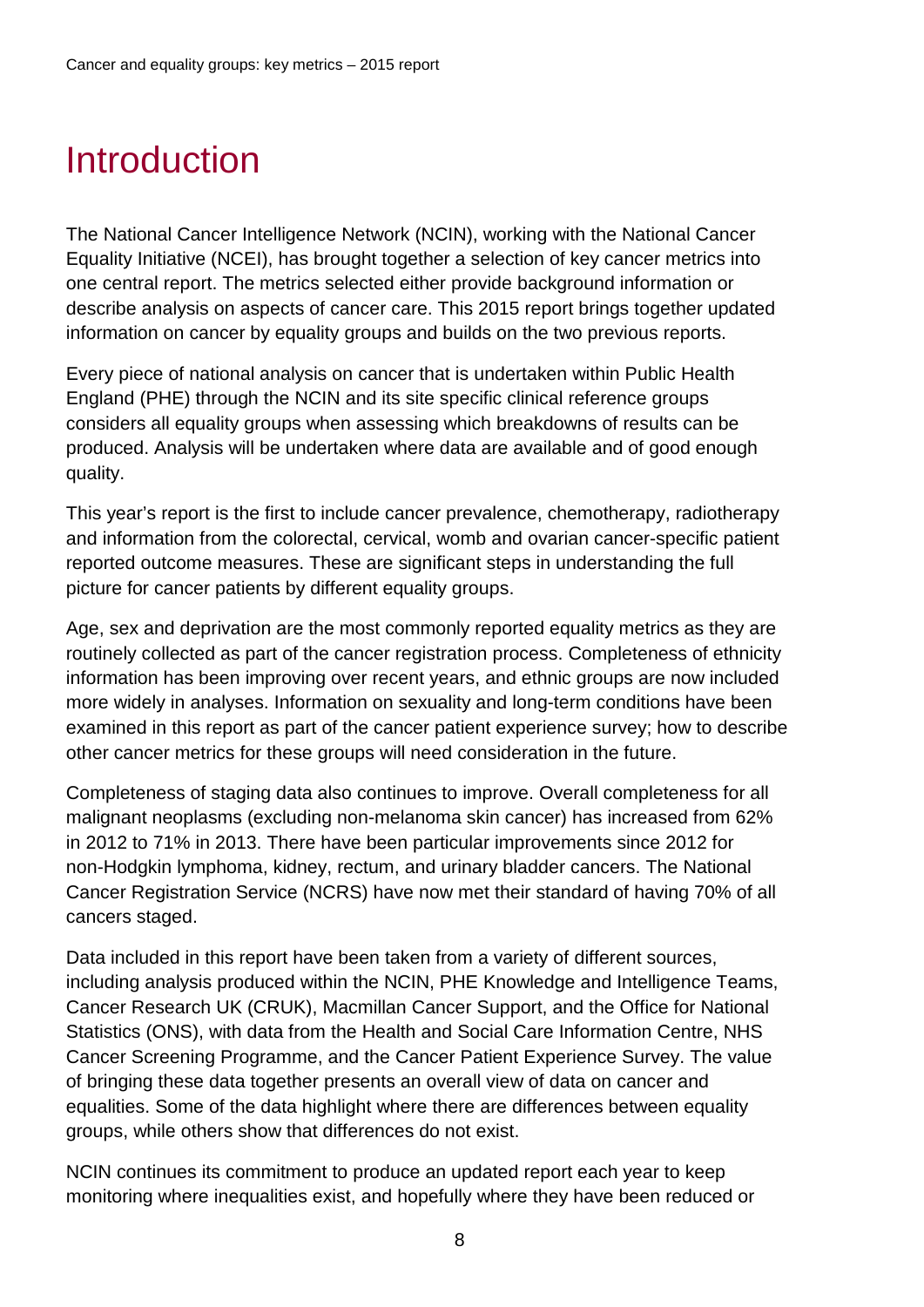# Introduction

The National Cancer Intelligence Network (NCIN), working with the National Cancer Equality Initiative (NCEI), has brought together a selection of key cancer metrics into one central report. The metrics selected either provide background information or describe analysis on aspects of cancer care. This 2015 report brings together updated information on cancer by equality groups and builds on the two previous reports.

Every piece of national analysis on cancer that is undertaken within Public Health England (PHE) through the NCIN and its site specific clinical reference groups considers all equality groups when assessing which breakdowns of results can be produced. Analysis will be undertaken where data are available and of good enough quality.

This year's report is the first to include cancer prevalence, chemotherapy, radiotherapy and information from the colorectal, cervical, womb and ovarian cancer-specific patient reported outcome measures. These are significant steps in understanding the full picture for cancer patients by different equality groups.

Age, sex and deprivation are the most commonly reported equality metrics as they are routinely collected as part of the cancer registration process. Completeness of ethnicity information has been improving over recent years, and ethnic groups are now included more widely in analyses. Information on sexuality and long-term conditions have been examined in this report as part of the cancer patient experience survey; how to describe other cancer metrics for these groups will need consideration in the future.

Completeness of staging data also continues to improve. Overall completeness for all malignant neoplasms (excluding non-melanoma skin cancer) has increased from 62% in 2012 to 71% in 2013. There have been particular improvements since 2012 for non-Hodgkin lymphoma, kidney, rectum, and urinary bladder cancers. The National Cancer Registration Service (NCRS) have now met their standard of having 70% of all cancers staged.

Data included in this report have been taken from a variety of different sources, including analysis produced within the NCIN, PHE Knowledge and Intelligence Teams, Cancer Research UK (CRUK), Macmillan Cancer Support, and the Office for National Statistics (ONS), with data from the Health and Social Care Information Centre, NHS Cancer Screening Programme, and the Cancer Patient Experience Survey. The value of bringing these data together presents an overall view of data on cancer and equalities. Some of the data highlight where there are differences between equality groups, while others show that differences do not exist.

NCIN continues its commitment to produce an updated report each year to keep monitoring where inequalities exist, and hopefully where they have been reduced or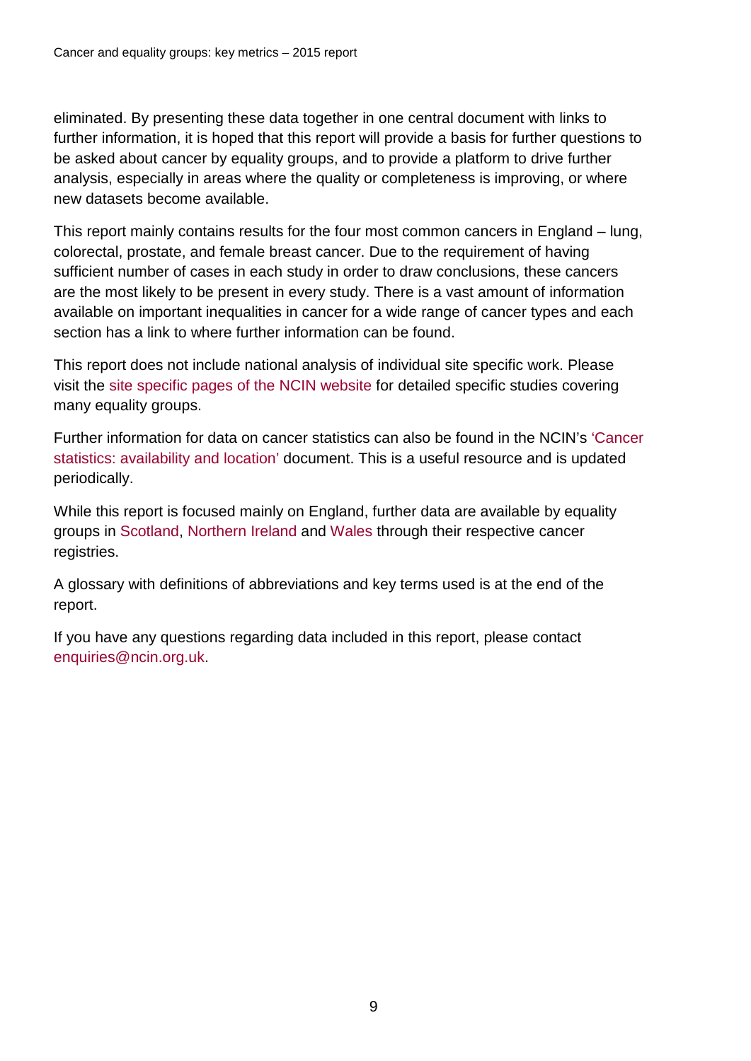eliminated. By presenting these data together in one central document with links to further information, it is hoped that this report will provide a basis for further questions to be asked about cancer by equality groups, and to provide a platform to drive further analysis, especially in areas where the quality or completeness is improving, or where new datasets become available.

This report mainly contains results for the four most common cancers in England – lung, colorectal, prostate, and female breast cancer. Due to the requirement of having sufficient number of cases in each study in order to draw conclusions, these cancers are the most likely to be present in every study. There is a vast amount of information available on important inequalities in cancer for a wide range of cancer types and each section has a link to where further information can be found.

This report does not include national analysis of individual site specific work. Please visit the site specific pages of the NCIN website for detailed specific studies covering many equality groups.

Further information for data on cancer statistics can also be found in the NCIN's 'Cancer statistics: availability and location' document. This is a useful resource and is updated periodically.

While this report is focused mainly on England, further data are available by equality groups in Scotland, Northern Ireland and Wales through their respective cancer registries.

A glossary with definitions of abbreviations and key terms used is at the end of the report.

If you have any questions regarding data included in this report, please contact enquiries@ncin.org.uk.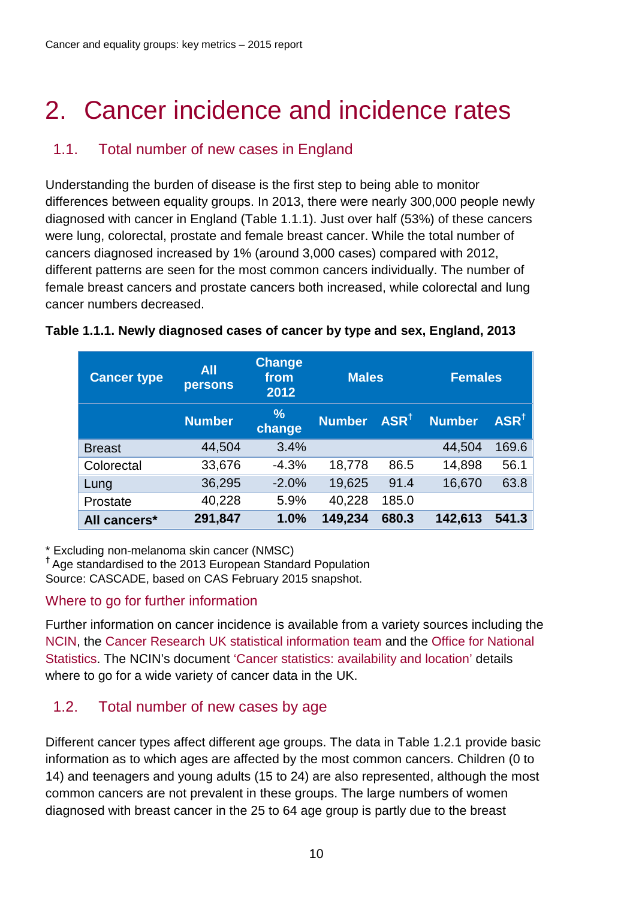# 2. Cancer incidence and incidence rates

## 1.1. Total number of new cases in England

Understanding the burden of disease is the first step to being able to monitor differences between equality groups. In 2013, there were nearly 300,000 people newly diagnosed with cancer in England (Table 1.1.1). Just over half (53%) of these cancers were lung, colorectal, prostate and female breast cancer. While the total number of cancers diagnosed increased by 1% (around 3,000 cases) compared with 2012, different patterns are seen for the most common cancers individually. The number of female breast cancers and prostate cancers both increased, while colorectal and lung cancer numbers decreased.

**Table 1.1.1. Newly diagnosed cases of cancer by type and sex, England, 2013**

| Cancer type | All persons | Change from 2012 | Males | | Females | |
|---|---|---|---|---|---|---|
| | Number | % change | Number | ASR† | Number | ASR† |
| Breast | 44,504 | 3.4% | | | 44,504 | 169.6 |
| Colorectal | 33,676 | -4.3% | 18,778 | 86.5 | 14,898 | 56.1 |
| Lung | 36,295 | -2.0% | 19,625 | 91.4 | 16,670 | 63.8 |
| Prostate | 40,228 | 5.9% | 40,228 | 185.0 | | |
| **All cancers*** | **291,847** | **1.0%** | **149,234** | **680.3** | **142,613** | **541.3** |

\* Excluding non-melanoma skin cancer (NMSC)
† Age standardised to the 2013 European Standard Population
Source: CASCADE, based on CAS February 2015 snapshot.

### Where to go for further information

Further information on cancer incidence is available from a variety sources including the NCIN, the Cancer Research UK statistical information team and the Office for National Statistics. The NCIN's document 'Cancer statistics: availability and location' details where to go for a wide variety of cancer data in the UK.

## 1.2. Total number of new cases by age

Different cancer types affect different age groups. The data in Table 1.2.1 provide basic information as to which ages are affected by the most common cancers. Children (0 to 14) and teenagers and young adults (15 to 24) are also represented, although the most common cancers are not prevalent in these groups. The large numbers of women diagnosed with breast cancer in the 25 to 64 age group is partly due to the breast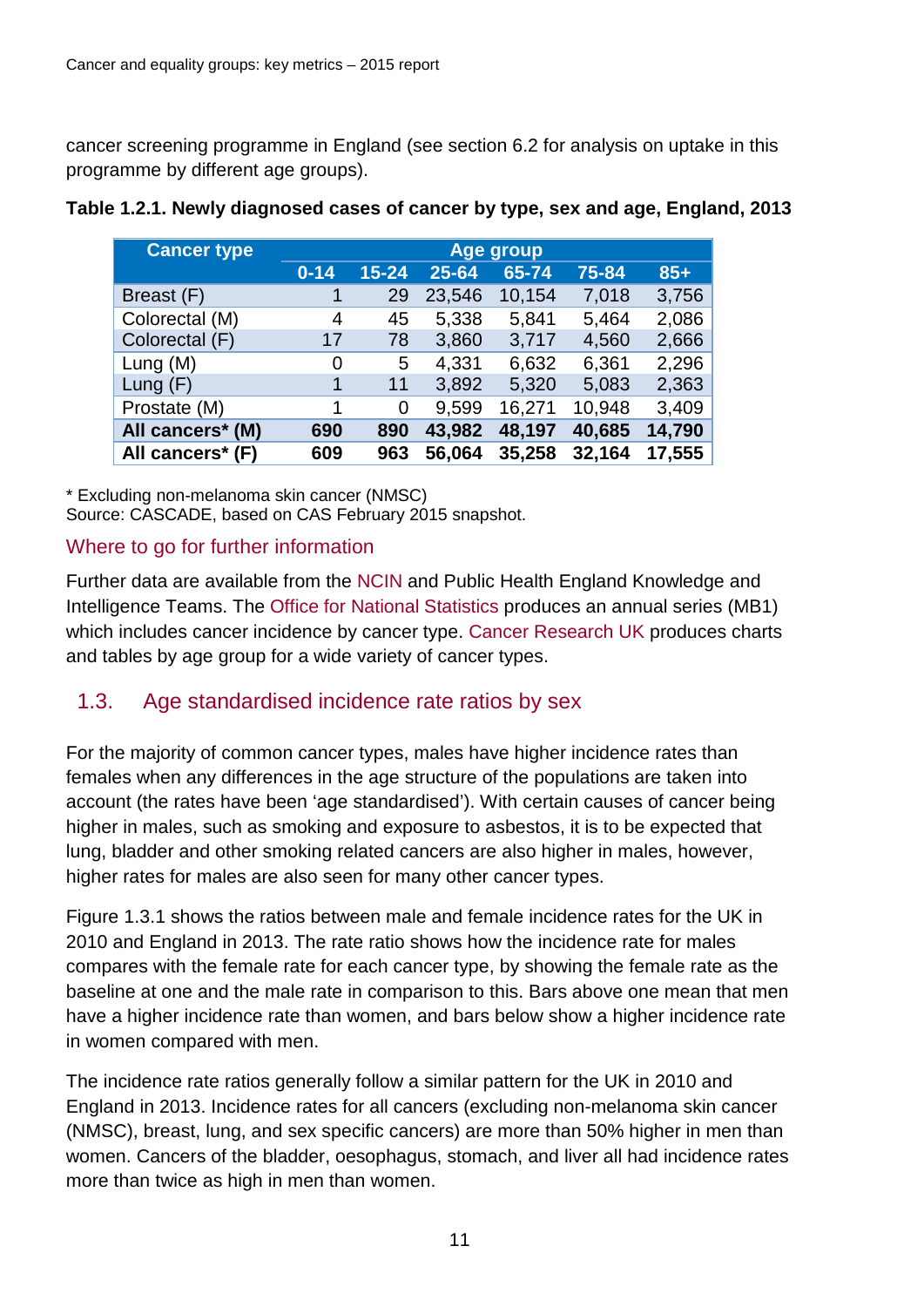cancer screening programme in England (see section 6.2 for analysis on uptake in this programme by different age groups).

**Table 1.2.1. Newly diagnosed cases of cancer by type, sex and age, England, 2013**

| Cancer type | Age group | | | | | |
|---|---|---|---|---|---|---|
| | 0-14 | 15-24 | 25-64 | 65-74 | 75-84 | 85+ |
| Breast (F) | 1 | 29 | 23,546 | 10,154 | 7,018 | 3,756 |
| Colorectal (M) | 4 | 45 | 5,338 | 5,841 | 5,464 | 2,086 |
| Colorectal (F) | 17 | 78 | 3,860 | 3,717 | 4,560 | 2,666 |
| Lung (M) | 0 | 5 | 4,331 | 6,632 | 6,361 | 2,296 |
| Lung (F) | 1 | 11 | 3,892 | 5,320 | 5,083 | 2,363 |
| Prostate (M) | 1 | 0 | 9,599 | 16,271 | 10,948 | 3,409 |
| **All cancers* (M)** | **690** | **890** | **43,982** | **48,197** | **40,685** | **14,790** |
| **All cancers* (F)** | **609** | **963** | **56,064** | **35,258** | **32,164** | **17,555** |

\* Excluding non-melanoma skin cancer (NMSC)
Source: CASCADE, based on CAS February 2015 snapshot.

### Where to go for further information

Further data are available from the NCIN and Public Health England Knowledge and Intelligence Teams. The Office for National Statistics produces an annual series (MB1) which includes cancer incidence by cancer type. Cancer Research UK produces charts and tables by age group for a wide variety of cancer types.

## 1.3. Age standardised incidence rate ratios by sex

For the majority of common cancer types, males have higher incidence rates than females when any differences in the age structure of the populations are taken into account (the rates have been 'age standardised'). With certain causes of cancer being higher in males, such as smoking and exposure to asbestos, it is to be expected that lung, bladder and other smoking related cancers are also higher in males, however, higher rates for males are also seen for many other cancer types.

Figure 1.3.1 shows the ratios between male and female incidence rates for the UK in 2010 and England in 2013. The rate ratio shows how the incidence rate for males compares with the female rate for each cancer type, by showing the female rate as the baseline at one and the male rate in comparison to this. Bars above one mean that men have a higher incidence rate than women, and bars below show a higher incidence rate in women compared with men.

The incidence rate ratios generally follow a similar pattern for the UK in 2010 and England in 2013. Incidence rates for all cancers (excluding non-melanoma skin cancer (NMSC), breast, lung, and sex specific cancers) are more than 50% higher in men than women. Cancers of the bladder, oesophagus, stomach, and liver all had incidence rates more than twice as high in men than women.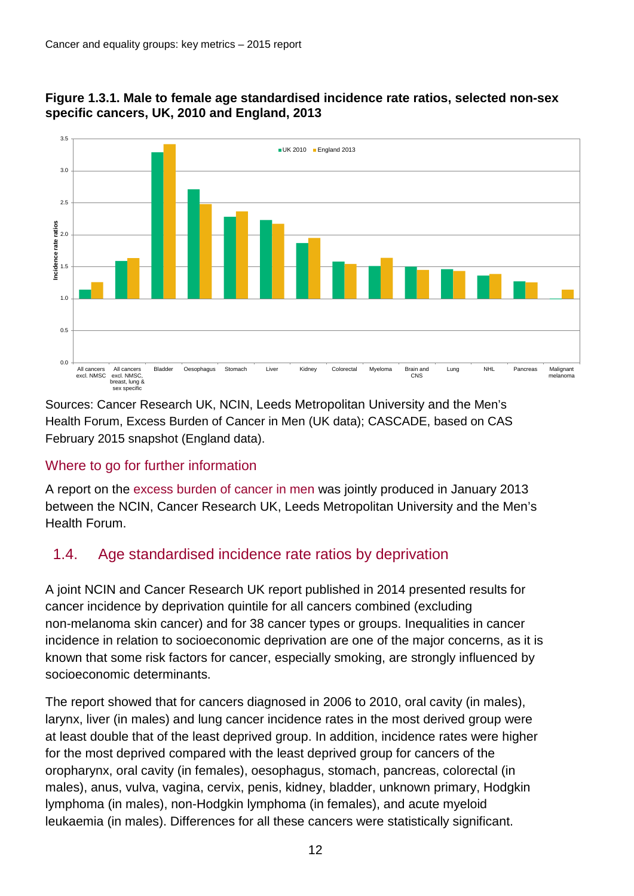**Figure 1.3.1. Male to female age standardised incidence rate ratios, selected non-sex specific cancers, UK, 2010 and England, 2013**

Sources: Cancer Research UK, NCIN, Leeds Metropolitan University and the Men's Health Forum, Excess Burden of Cancer in Men (UK data); CASCADE, based on CAS February 2015 snapshot (England data).

### Where to go for further information

A report on the excess burden of cancer in men was jointly produced in January 2013 between the NCIN, Cancer Research UK, Leeds Metropolitan University and the Men's Health Forum.

## 1.4. Age standardised incidence rate ratios by deprivation

A joint NCIN and Cancer Research UK report published in 2014 presented results for cancer incidence by deprivation quintile for all cancers combined (excluding non-melanoma skin cancer) and for 38 cancer types or groups. Inequalities in cancer incidence in relation to socioeconomic deprivation are one of the major concerns, as it is known that some risk factors for cancer, especially smoking, are strongly influenced by socioeconomic determinants.

The report showed that for cancers diagnosed in 2006 to 2010, oral cavity (in males), larynx, liver (in males) and lung cancer incidence rates in the most derived group were at least double that of the least deprived group. In addition, incidence rates were higher for the most deprived compared with the least deprived group for cancers of the oropharynx, oral cavity (in females), oesophagus, stomach, pancreas, colorectal (in males), anus, vulva, vagina, cervix, penis, kidney, bladder, unknown primary, Hodgkin lymphoma (in males), non-Hodgkin lymphoma (in females), and acute myeloid leukaemia (in males). Differences for all these cancers were statistically significant.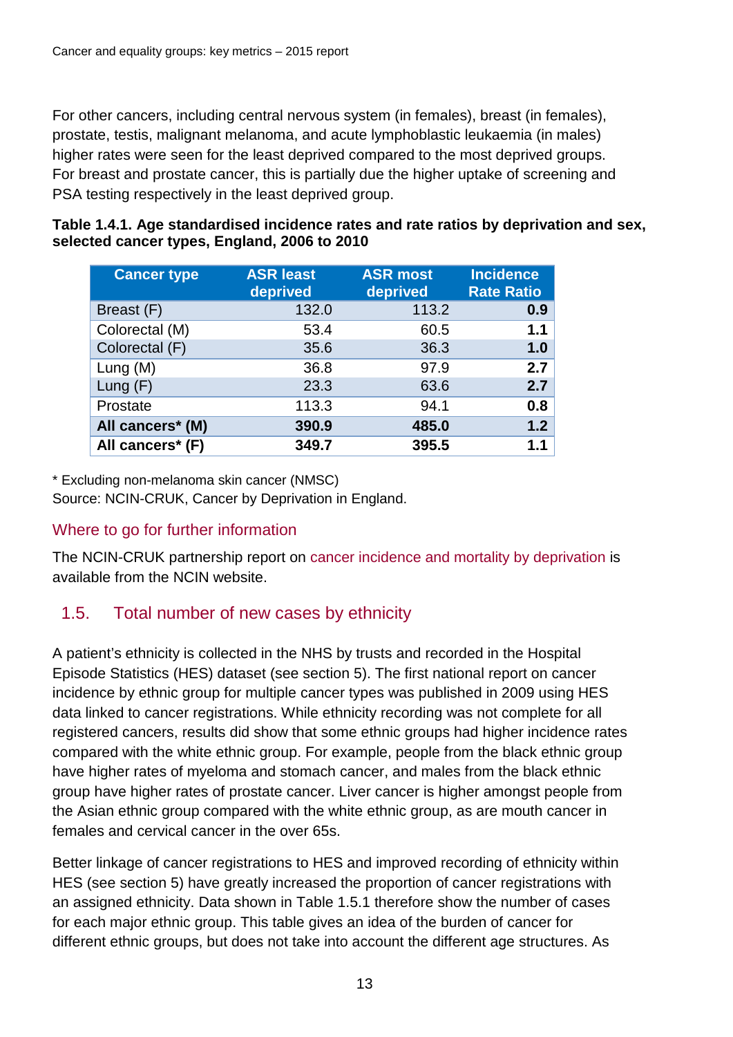For other cancers, including central nervous system (in females), breast (in females), prostate, testis, malignant melanoma, and acute lymphoblastic leukaemia (in males) higher rates were seen for the least deprived compared to the most deprived groups. For breast and prostate cancer, this is partially due the higher uptake of screening and PSA testing respectively in the least deprived group.

**Table 1.4.1. Age standardised incidence rates and rate ratios by deprivation and sex, selected cancer types, England, 2006 to 2010**

| Cancer type | ASR least deprived | ASR most deprived | Incidence Rate Ratio |
|---|---|---|---|
| Breast (F) | 132.0 | 113.2 | **0.9** |
| Colorectal (M) | 53.4 | 60.5 | **1.1** |
| Colorectal (F) | 35.6 | 36.3 | **1.0** |
| Lung (M) | 36.8 | 97.9 | **2.7** |
| Lung (F) | 23.3 | 63.6 | **2.7** |
| Prostate | 113.3 | 94.1 | **0.8** |
| **All cancers* (M)** | **390.9** | **485.0** | **1.2** |
| **All cancers* (F)** | **349.7** | **395.5** | **1.1** |

* Excluding non-melanoma skin cancer (NMSC)
Source: NCIN-CRUK, Cancer by Deprivation in England.

### Where to go for further information

The NCIN-CRUK partnership report on cancer incidence and mortality by deprivation is available from the NCIN website.

## 1.5. Total number of new cases by ethnicity

A patient's ethnicity is collected in the NHS by trusts and recorded in the Hospital Episode Statistics (HES) dataset (see section 5). The first national report on cancer incidence by ethnic group for multiple cancer types was published in 2009 using HES data linked to cancer registrations. While ethnicity recording was not complete for all registered cancers, results did show that some ethnic groups had higher incidence rates compared with the white ethnic group. For example, people from the black ethnic group have higher rates of myeloma and stomach cancer, and males from the black ethnic group have higher rates of prostate cancer. Liver cancer is higher amongst people from the Asian ethnic group compared with the white ethnic group, as are mouth cancer in females and cervical cancer in the over 65s.

Better linkage of cancer registrations to HES and improved recording of ethnicity within HES (see section 5) have greatly increased the proportion of cancer registrations with an assigned ethnicity. Data shown in Table 1.5.1 therefore show the number of cases for each major ethnic group. This table gives an idea of the burden of cancer for different ethnic groups, but does not take into account the different age structures. As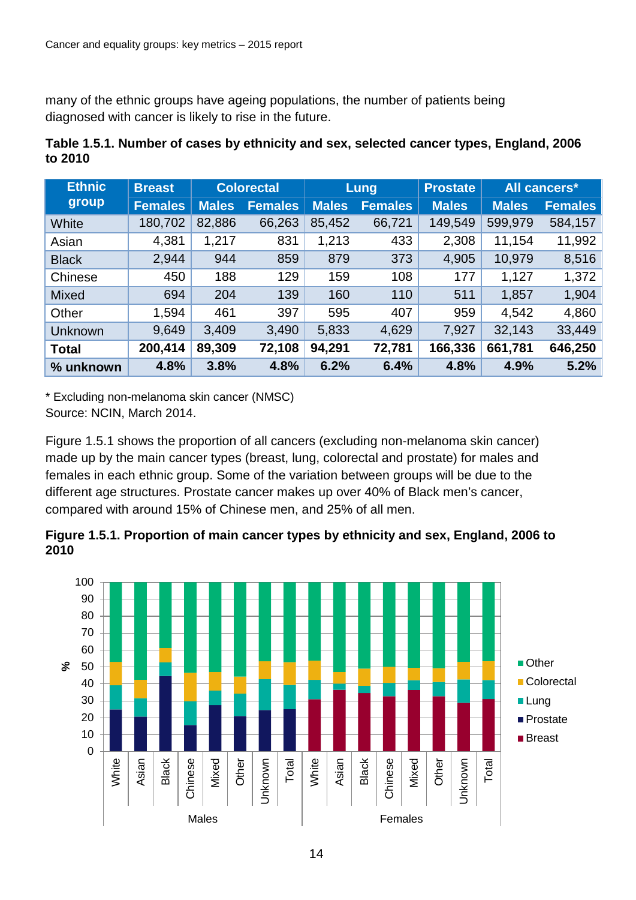many of the ethnic groups have ageing populations, the number of patients being diagnosed with cancer is likely to rise in the future.

**Table 1.5.1. Number of cases by ethnicity and sex, selected cancer types, England, 2006 to 2010**

| Ethnic group | Breast | Colorectal | | Lung | | Prostate | All cancers* | |
|---|---|---|---|---|---|---|---|---|
| | Females | Males | Females | Males | Females | Males | Males | Females |
| White | 180,702 | 82,886 | 66,263 | 85,452 | 66,721 | 149,549 | 599,979 | 584,157 |
| Asian | 4,381 | 1,217 | 831 | 1,213 | 433 | 2,308 | 11,154 | 11,992 |
| Black | 2,944 | 944 | 859 | 879 | 373 | 4,905 | 10,979 | 8,516 |
| Chinese | 450 | 188 | 129 | 159 | 108 | 177 | 1,127 | 1,372 |
| Mixed | 694 | 204 | 139 | 160 | 110 | 511 | 1,857 | 1,904 |
| Other | 1,594 | 461 | 397 | 595 | 407 | 959 | 4,542 | 4,860 |
| Unknown | 9,649 | 3,409 | 3,490 | 5,833 | 4,629 | 7,927 | 32,143 | 33,449 |
| **Total** | **200,414** | **89,309** | **72,108** | **94,291** | **72,781** | **166,336** | **661,781** | **646,250** |
| **% unknown** | **4.8%** | **3.8%** | **4.8%** | **6.2%** | **6.4%** | **4.8%** | **4.9%** | **5.2%** |

* Excluding non-melanoma skin cancer (NMSC)
Source: NCIN, March 2014.

Figure 1.5.1 shows the proportion of all cancers (excluding non-melanoma skin cancer) made up by the main cancer types (breast, lung, colorectal and prostate) for males and females in each ethnic group. Some of the variation between groups will be due to the different age structures. Prostate cancer makes up over 40% of Black men's cancer, compared with around 15% of Chinese men, and 25% of all men.

**Figure 1.5.1. Proportion of main cancer types by ethnicity and sex, England, 2006 to 2010**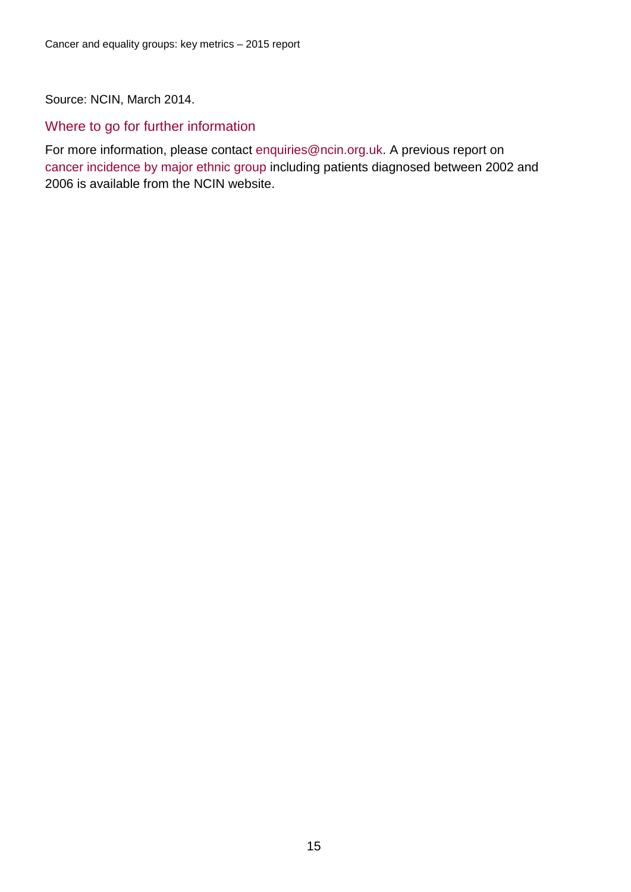Source: NCIN, March 2014.

### Where to go for further information

For more information, please contact enquiries@ncin.org.uk. A previous report on cancer incidence by major ethnic group including patients diagnosed between 2002 and 2006 is available from the NCIN website.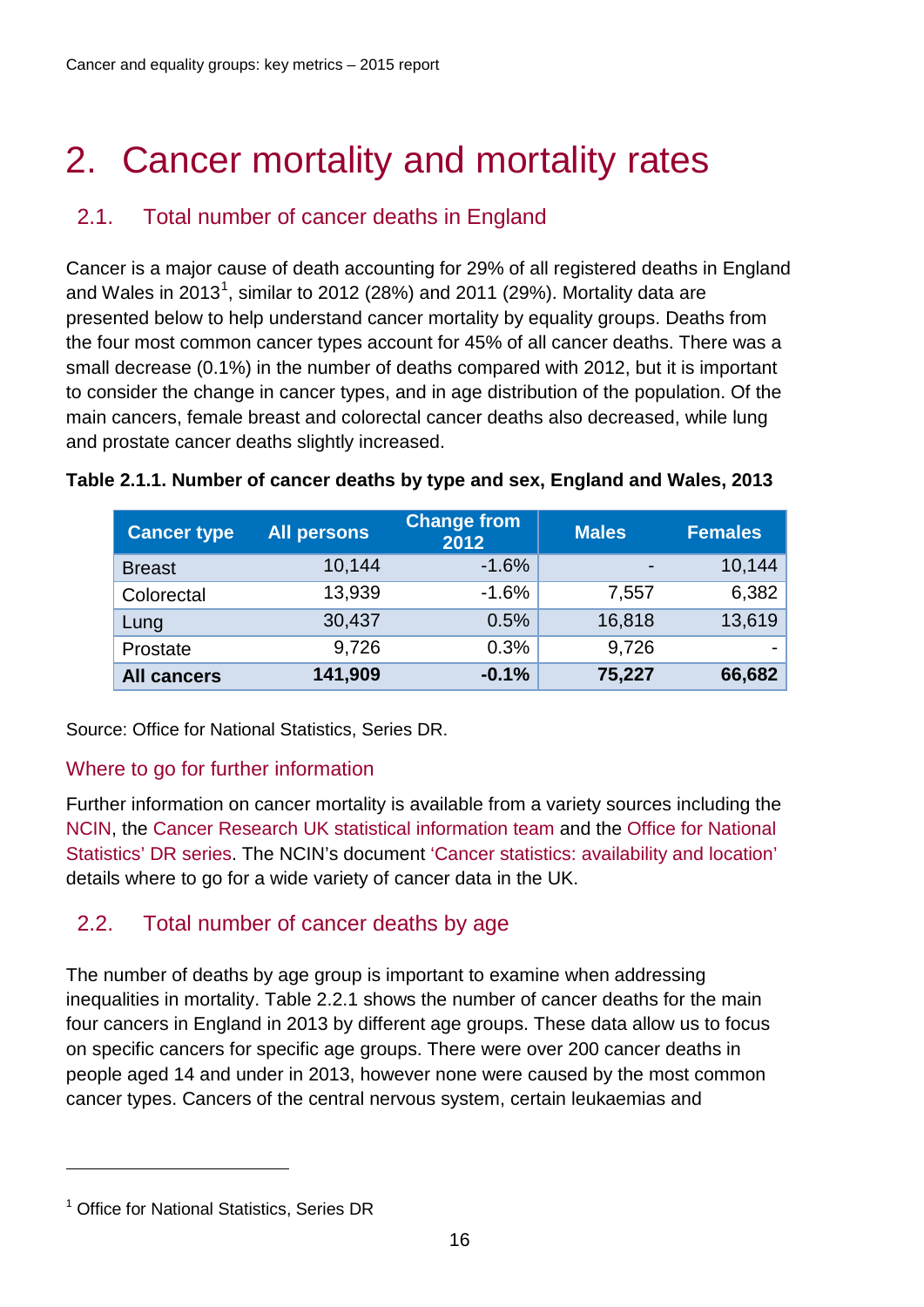# 2. Cancer mortality and mortality rates

## 2.1. Total number of cancer deaths in England

Cancer is a major cause of death accounting for 29% of all registered deaths in England and Wales in 2013[1], similar to 2012 (28%) and 2011 (29%). Mortality data are presented below to help understand cancer mortality by equality groups. Deaths from the four most common cancer types account for 45% of all cancer deaths. There was a small decrease (0.1%) in the number of deaths compared with 2012, but it is important to consider the change in cancer types, and in age distribution of the population. Of the main cancers, female breast and colorectal cancer deaths also decreased, while lung and prostate cancer deaths slightly increased.

**Table 2.1.1. Number of cancer deaths by type and sex, England and Wales, 2013**

| Cancer type | All persons | Change from 2012 | Males | Females |
|---|---|---|---|---|
| Breast | 10,144 | -1.6% | - | 10,144 |
| Colorectal | 13,939 | -1.6% | 7,557 | 6,382 |
| Lung | 30,437 | 0.5% | 16,818 | 13,619 |
| Prostate | 9,726 | 0.3% | 9,726 | - |
| **All cancers** | **141,909** | **-0.1%** | **75,227** | **66,682** |

Source: Office for National Statistics, Series DR.

### Where to go for further information

Further information on cancer mortality is available from a variety sources including the NCIN, the Cancer Research UK statistical information team and the Office for National Statistics' DR series. The NCIN's document 'Cancer statistics: availability and location' details where to go for a wide variety of cancer data in the UK.

## 2.2. Total number of cancer deaths by age

The number of deaths by age group is important to examine when addressing inequalities in mortality. Table 2.2.1 shows the number of cancer deaths for the main four cancers in England in 2013 by different age groups. These data allow us to focus on specific cancers for specific age groups. There were over 200 cancer deaths in people aged 14 and under in 2013, however none were caused by the most common cancer types. Cancers of the central nervous system, certain leukaemias and

[1] Office for National Statistics, Series DR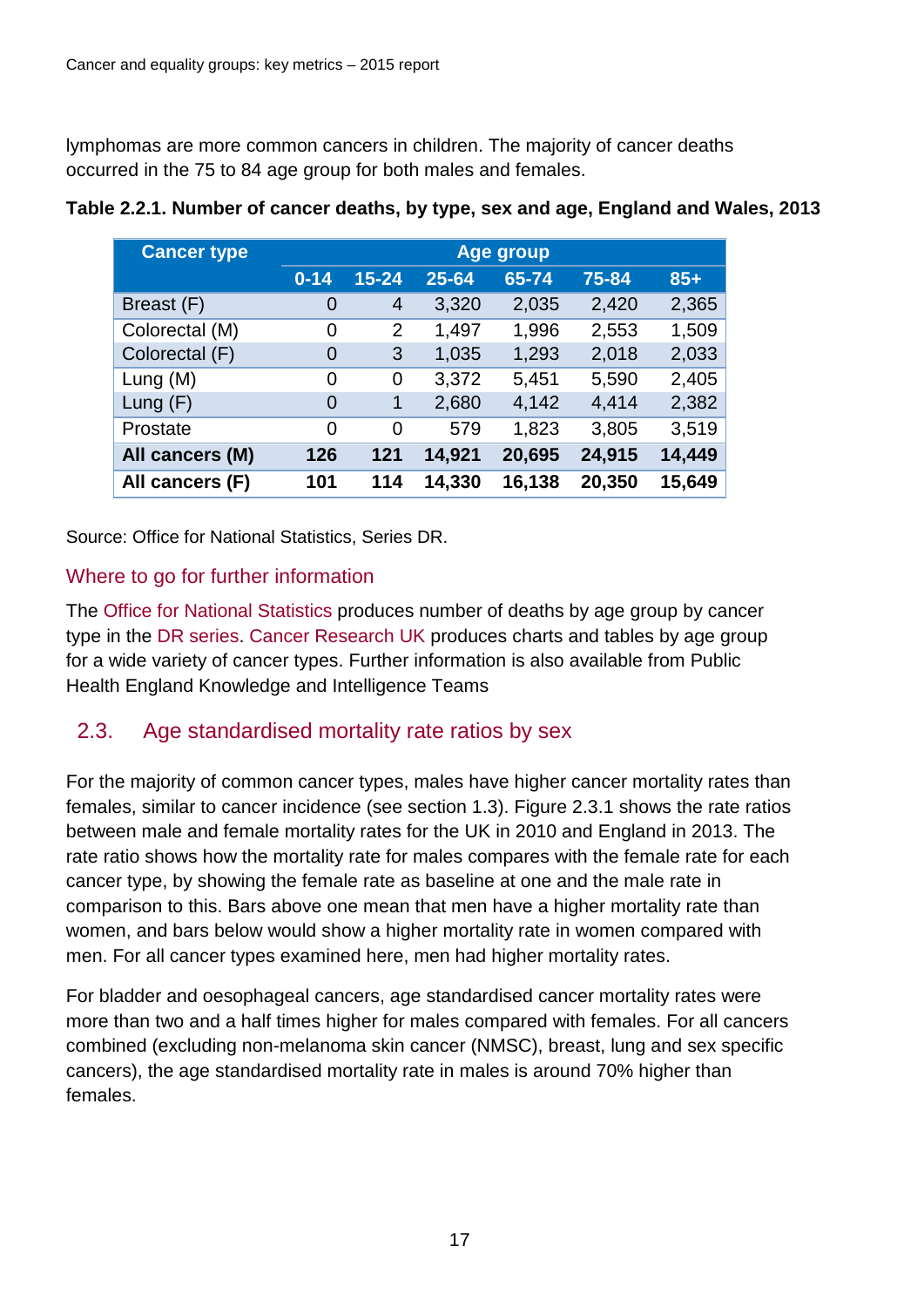lymphomas are more common cancers in children. The majority of cancer deaths occurred in the 75 to 84 age group for both males and females.

**Table 2.2.1. Number of cancer deaths, by type, sex and age, England and Wales, 2013**

| Cancer type | Age group | | | | | |
|---|---|---|---|---|---|---|
| | 0-14 | 15-24 | 25-64 | 65-74 | 75-84 | 85+ |
| Breast (F) | 0 | 4 | 3,320 | 2,035 | 2,420 | 2,365 |
| Colorectal (M) | 0 | 2 | 1,497 | 1,996 | 2,553 | 1,509 |
| Colorectal (F) | 0 | 3 | 1,035 | 1,293 | 2,018 | 2,033 |
| Lung (M) | 0 | 0 | 3,372 | 5,451 | 5,590 | 2,405 |
| Lung (F) | 0 | 1 | 2,680 | 4,142 | 4,414 | 2,382 |
| Prostate | 0 | 0 | 579 | 1,823 | 3,805 | 3,519 |
| **All cancers (M)** | **126** | **121** | **14,921** | **20,695** | **24,915** | **14,449** |
| **All cancers (F)** | **101** | **114** | **14,330** | **16,138** | **20,350** | **15,649** |

Source: Office for National Statistics, Series DR.

### Where to go for further information

The Office for National Statistics produces number of deaths by age group by cancer type in the DR series. Cancer Research UK produces charts and tables by age group for a wide variety of cancer types. Further information is also available from Public Health England Knowledge and Intelligence Teams

## 2.3. Age standardised mortality rate ratios by sex

For the majority of common cancer types, males have higher cancer mortality rates than females, similar to cancer incidence (see section 1.3). Figure 2.3.1 shows the rate ratios between male and female mortality rates for the UK in 2010 and England in 2013. The rate ratio shows how the mortality rate for males compares with the female rate for each cancer type, by showing the female rate as baseline at one and the male rate in comparison to this. Bars above one mean that men have a higher mortality rate than women, and bars below would show a higher mortality rate in women compared with men. For all cancer types examined here, men had higher mortality rates.

For bladder and oesophageal cancers, age standardised cancer mortality rates were more than two and a half times higher for males compared with females. For all cancers combined (excluding non-melanoma skin cancer (NMSC), breast, lung and sex specific cancers), the age standardised mortality rate in males is around 70% higher than females.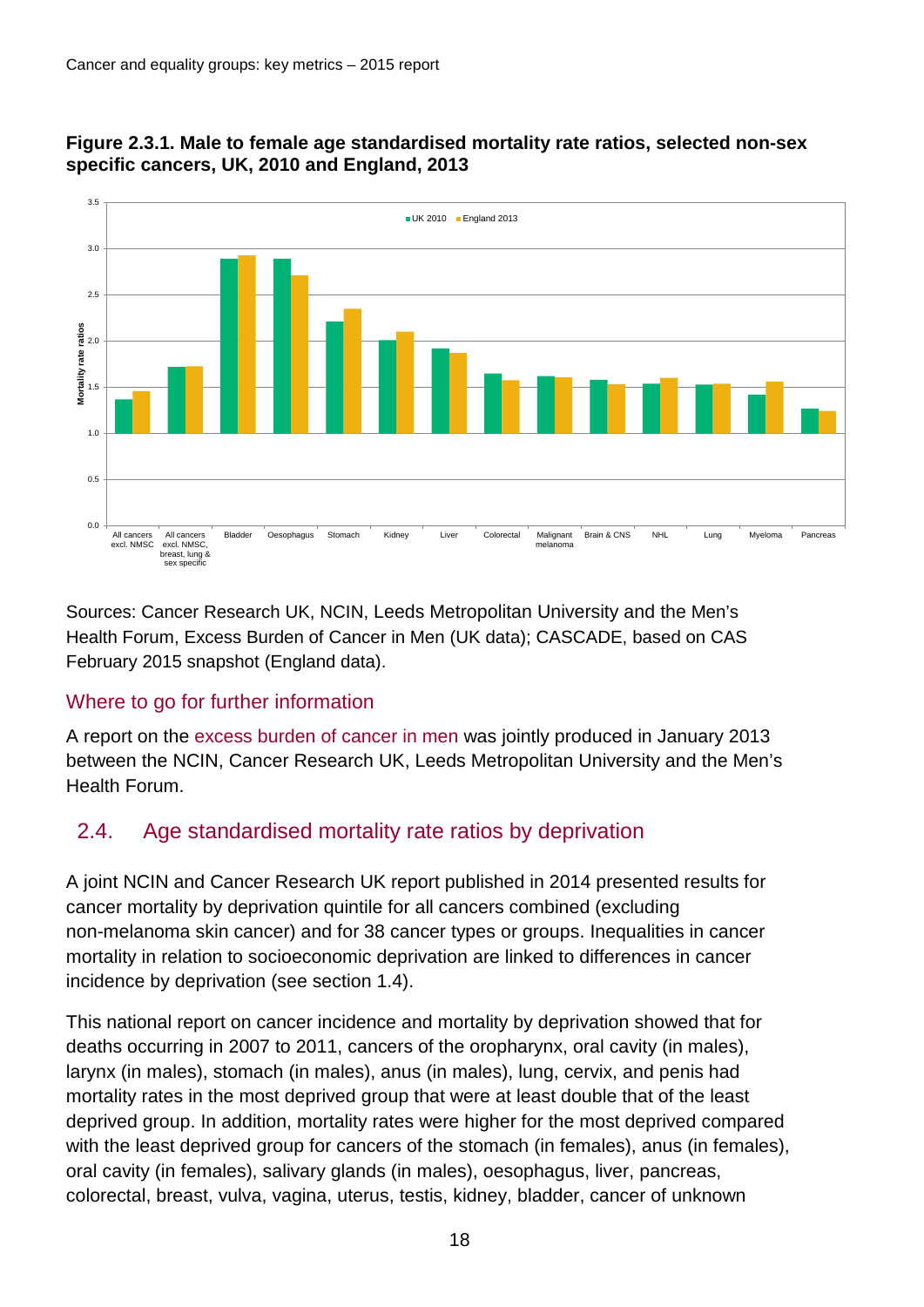**Figure 2.3.1. Male to female age standardised mortality rate ratios, selected non-sex specific cancers, UK, 2010 and England, 2013**

Sources: Cancer Research UK, NCIN, Leeds Metropolitan University and the Men's Health Forum, Excess Burden of Cancer in Men (UK data); CASCADE, based on CAS February 2015 snapshot (England data).

### Where to go for further information

A report on the excess burden of cancer in men was jointly produced in January 2013 between the NCIN, Cancer Research UK, Leeds Metropolitan University and the Men's Health Forum.

## 2.4. Age standardised mortality rate ratios by deprivation

A joint NCIN and Cancer Research UK report published in 2014 presented results for cancer mortality by deprivation quintile for all cancers combined (excluding non-melanoma skin cancer) and for 38 cancer types or groups. Inequalities in cancer mortality in relation to socioeconomic deprivation are linked to differences in cancer incidence by deprivation (see section 1.4).

This national report on cancer incidence and mortality by deprivation showed that for deaths occurring in 2007 to 2011, cancers of the oropharynx, oral cavity (in males), larynx (in males), stomach (in males), anus (in males), lung, cervix, and penis had mortality rates in the most deprived group that were at least double that of the least deprived group. In addition, mortality rates were higher for the most deprived compared with the least deprived group for cancers of the stomach (in females), anus (in females), oral cavity (in females), salivary glands (in males), oesophagus, liver, pancreas, colorectal, breast, vulva, vagina, uterus, testis, kidney, bladder, cancer of unknown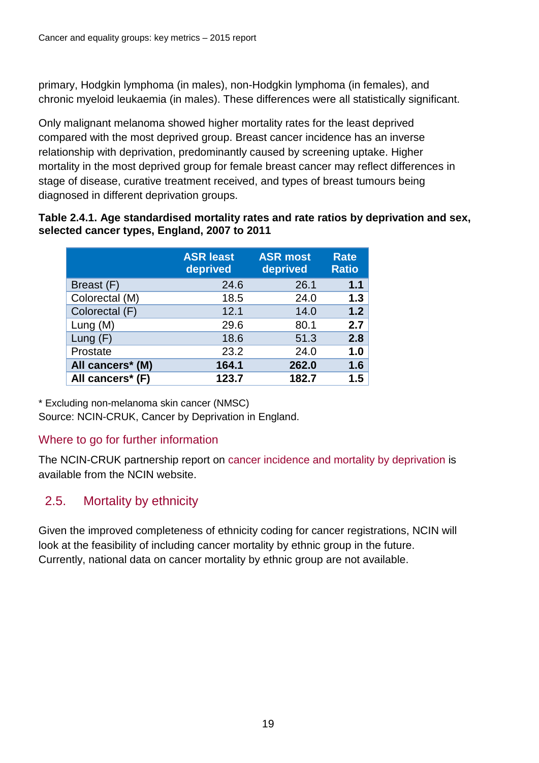primary, Hodgkin lymphoma (in males), non-Hodgkin lymphoma (in females), and chronic myeloid leukaemia (in males). These differences were all statistically significant.

Only malignant melanoma showed higher mortality rates for the least deprived compared with the most deprived group. Breast cancer incidence has an inverse relationship with deprivation, predominantly caused by screening uptake. Higher mortality in the most deprived group for female breast cancer may reflect differences in stage of disease, curative treatment received, and types of breast tumours being diagnosed in different deprivation groups.

**Table 2.4.1. Age standardised mortality rates and rate ratios by deprivation and sex, selected cancer types, England, 2007 to 2011**

| | ASR least deprived | ASR most deprived | Rate Ratio |
|---|---|---|---|
| Breast (F) | 24.6 | 26.1 | **1.1** |
| Colorectal (M) | 18.5 | 24.0 | **1.3** |
| Colorectal (F) | 12.1 | 14.0 | **1.2** |
| Lung (M) | 29.6 | 80.1 | **2.7** |
| Lung (F) | 18.6 | 51.3 | **2.8** |
| Prostate | 23.2 | 24.0 | **1.0** |
| **All cancers* (M)** | **164.1** | **262.0** | **1.6** |
| **All cancers* (F)** | **123.7** | **182.7** | **1.5** |

\* Excluding non-melanoma skin cancer (NMSC)
Source: NCIN-CRUK, Cancer by Deprivation in England.

### Where to go for further information

The NCIN-CRUK partnership report on cancer incidence and mortality by deprivation is available from the NCIN website.

## 2.5. Mortality by ethnicity

Given the improved completeness of ethnicity coding for cancer registrations, NCIN will look at the feasibility of including cancer mortality by ethnic group in the future. Currently, national data on cancer mortality by ethnic group are not available.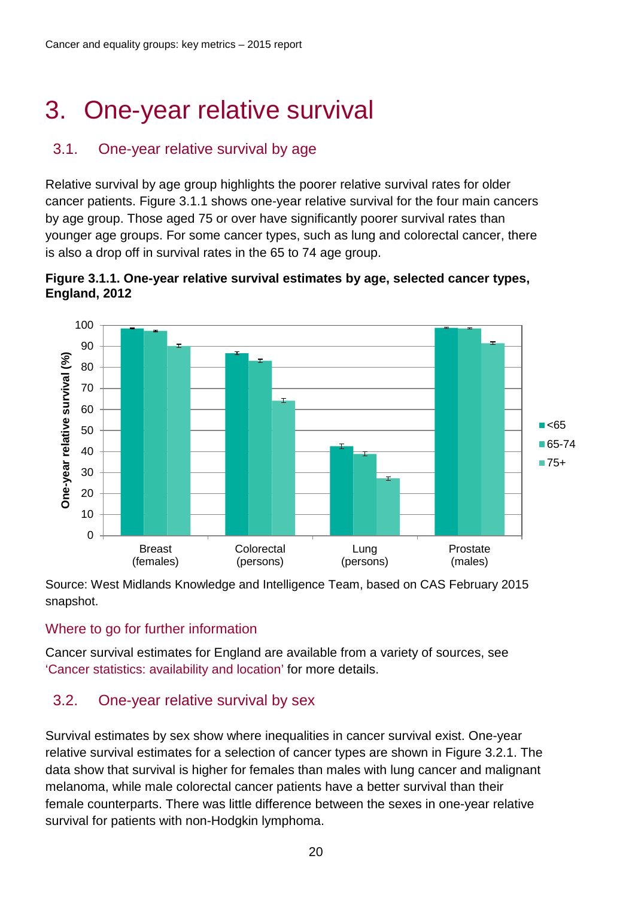# 3. One-year relative survival

## 3.1. One-year relative survival by age

Relative survival by age group highlights the poorer relative survival rates for older cancer patients. Figure 3.1.1 shows one-year relative survival for the four main cancers by age group. Those aged 75 or over have significantly poorer survival rates than younger age groups. For some cancer types, such as lung and colorectal cancer, there is also a drop off in survival rates in the 65 to 74 age group.

**Figure 3.1.1. One-year relative survival estimates by age, selected cancer types, England, 2012**

Source: West Midlands Knowledge and Intelligence Team, based on CAS February 2015 snapshot.

### Where to go for further information

Cancer survival estimates for England are available from a variety of sources, see 'Cancer statistics: availability and location' for more details.

## 3.2. One-year relative survival by sex

Survival estimates by sex show where inequalities in cancer survival exist. One-year relative survival estimates for a selection of cancer types are shown in Figure 3.2.1. The data show that survival is higher for females than males with lung cancer and malignant melanoma, while male colorectal cancer patients have a better survival than their female counterparts. There was little difference between the sexes in one-year relative survival for patients with non-Hodgkin lymphoma.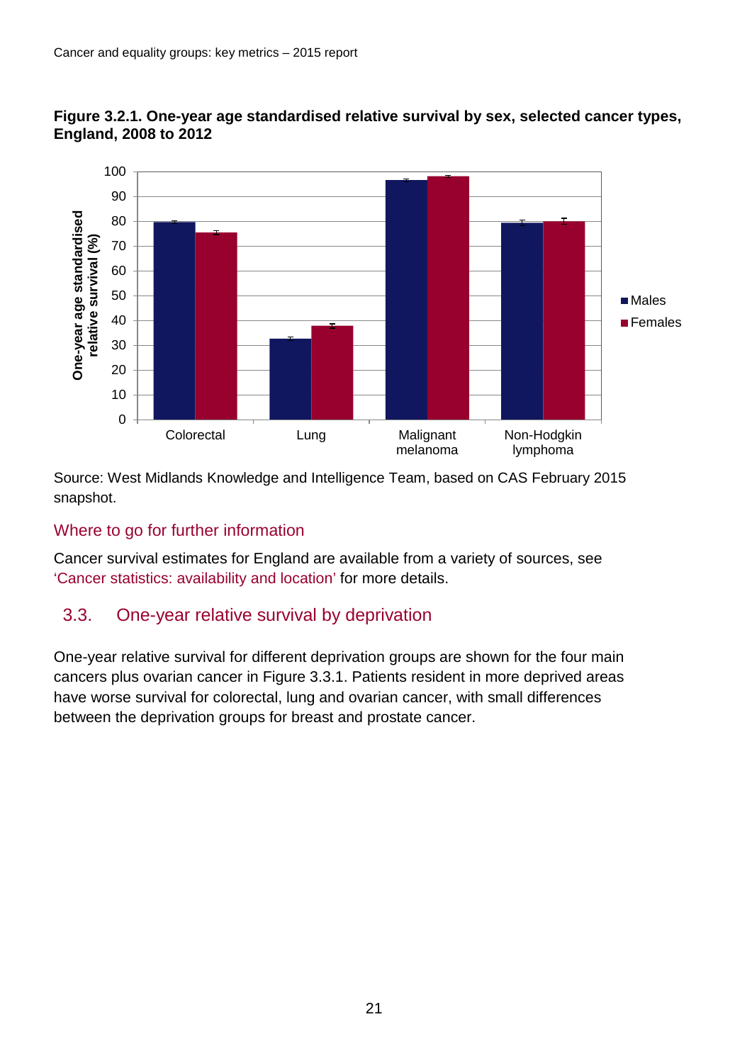**Figure 3.2.1. One-year age standardised relative survival by sex, selected cancer types, England, 2008 to 2012**

Source: West Midlands Knowledge and Intelligence Team, based on CAS February 2015 snapshot.

## Where to go for further information

Cancer survival estimates for England are available from a variety of sources, see 'Cancer statistics: availability and location' for more details.

## 3.3. One-year relative survival by deprivation

One-year relative survival for different deprivation groups are shown for the four main cancers plus ovarian cancer in Figure 3.3.1. Patients resident in more deprived areas have worse survival for colorectal, lung and ovarian cancer, with small differences between the deprivation groups for breast and prostate cancer.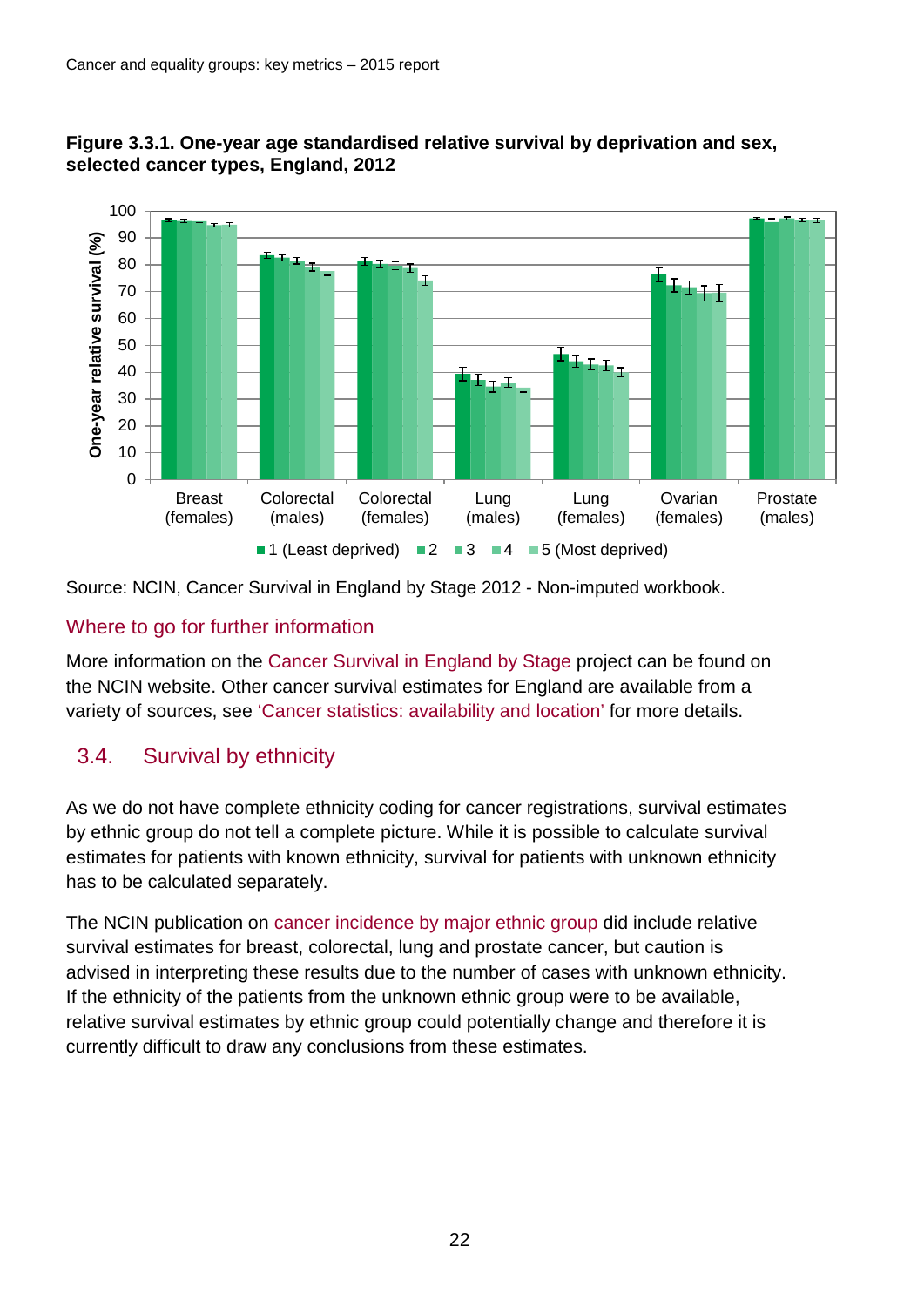**Figure 3.3.1. One-year age standardised relative survival by deprivation and sex, selected cancer types, England, 2012**

Source: NCIN, Cancer Survival in England by Stage 2012 - Non-imputed workbook.

## Where to go for further information

More information on the Cancer Survival in England by Stage project can be found on the NCIN website. Other cancer survival estimates for England are available from a variety of sources, see 'Cancer statistics: availability and location' for more details.

## 3.4. Survival by ethnicity

As we do not have complete ethnicity coding for cancer registrations, survival estimates by ethnic group do not tell a complete picture. While it is possible to calculate survival estimates for patients with known ethnicity, survival for patients with unknown ethnicity has to be calculated separately.

The NCIN publication on cancer incidence by major ethnic group did include relative survival estimates for breast, colorectal, lung and prostate cancer, but caution is advised in interpreting these results due to the number of cases with unknown ethnicity. If the ethnicity of the patients from the unknown ethnic group were to be available, relative survival estimates by ethnic group could potentially change and therefore it is currently difficult to draw any conclusions from these estimates.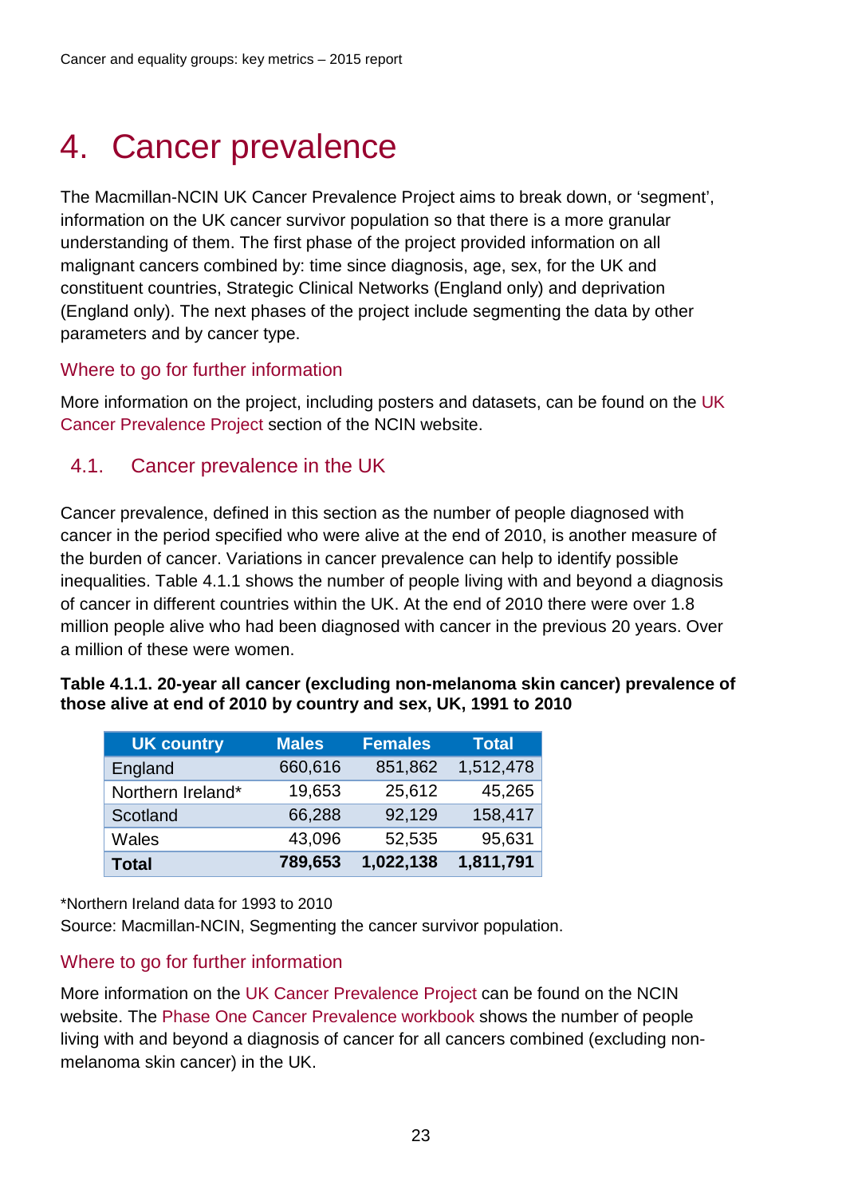# 4. Cancer prevalence

The Macmillan-NCIN UK Cancer Prevalence Project aims to break down, or 'segment', information on the UK cancer survivor population so that there is a more granular understanding of them. The first phase of the project provided information on all malignant cancers combined by: time since diagnosis, age, sex, for the UK and constituent countries, Strategic Clinical Networks (England only) and deprivation (England only). The next phases of the project include segmenting the data by other parameters and by cancer type.

### Where to go for further information

More information on the project, including posters and datasets, can be found on the UK Cancer Prevalence Project section of the NCIN website.

## 4.1. Cancer prevalence in the UK

Cancer prevalence, defined in this section as the number of people diagnosed with cancer in the period specified who were alive at the end of 2010, is another measure of the burden of cancer. Variations in cancer prevalence can help to identify possible inequalities. Table 4.1.1 shows the number of people living with and beyond a diagnosis of cancer in different countries within the UK. At the end of 2010 there were over 1.8 million people alive who had been diagnosed with cancer in the previous 20 years. Over a million of these were women.

**Table 4.1.1. 20-year all cancer (excluding non-melanoma skin cancer) prevalence of those alive at end of 2010 by country and sex, UK, 1991 to 2010**

| UK country | Males | Females | Total |
|---|---|---|---|
| England | 660,616 | 851,862 | 1,512,478 |
| Northern Ireland* | 19,653 | 25,612 | 45,265 |
| Scotland | 66,288 | 92,129 | 158,417 |
| Wales | 43,096 | 52,535 | 95,631 |
| **Total** | **789,653** | **1,022,138** | **1,811,791** |

*Northern Ireland data for 1993 to 2010

Source: Macmillan-NCIN, Segmenting the cancer survivor population.

### Where to go for further information

More information on the UK Cancer Prevalence Project can be found on the NCIN website. The Phase One Cancer Prevalence workbook shows the number of people living with and beyond a diagnosis of cancer for all cancers combined (excluding non-melanoma skin cancer) in the UK.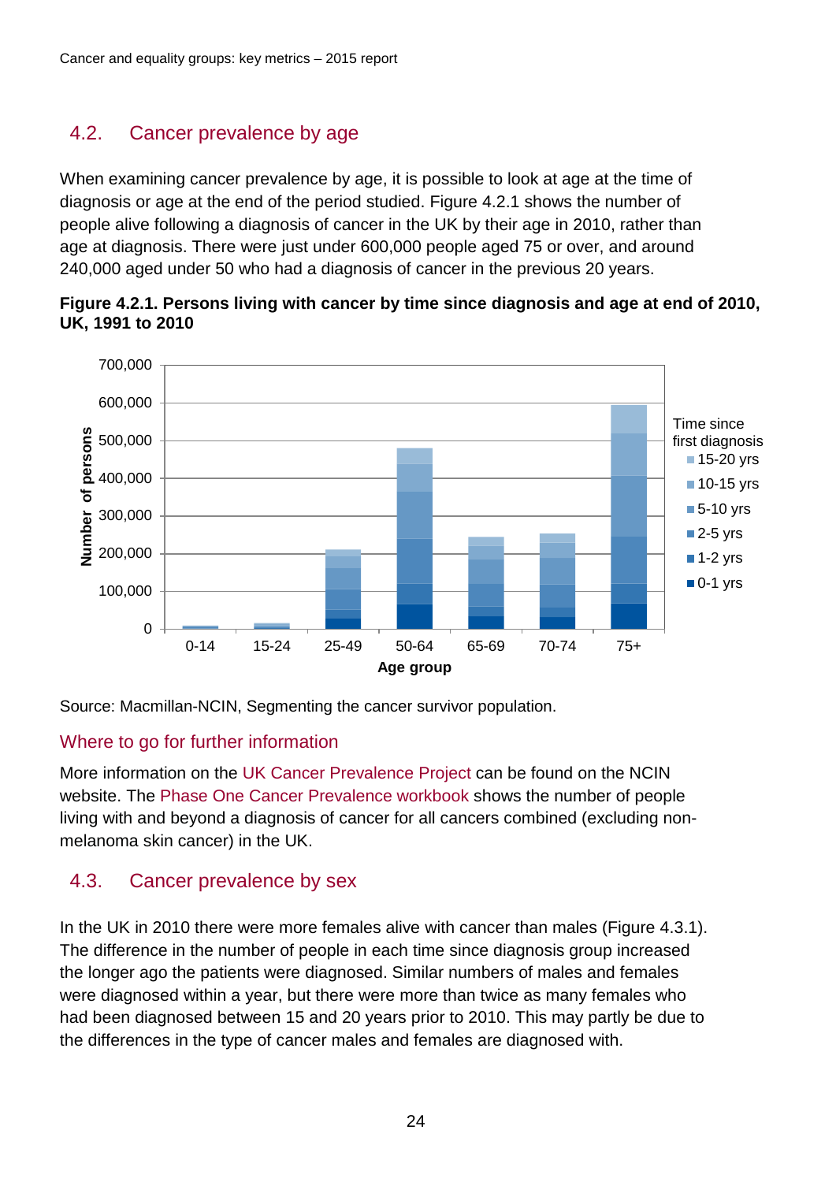## 4.2. Cancer prevalence by age

When examining cancer prevalence by age, it is possible to look at age at the time of diagnosis or age at the end of the period studied. Figure 4.2.1 shows the number of people alive following a diagnosis of cancer in the UK by their age in 2010, rather than age at diagnosis. There were just under 600,000 people aged 75 or over, and around 240,000 aged under 50 who had a diagnosis of cancer in the previous 20 years.

**Figure 4.2.1. Persons living with cancer by time since diagnosis and age at end of 2010, UK, 1991 to 2010**

Source: Macmillan-NCIN, Segmenting the cancer survivor population.

### Where to go for further information

More information on the UK Cancer Prevalence Project can be found on the NCIN website. The Phase One Cancer Prevalence workbook shows the number of people living with and beyond a diagnosis of cancer for all cancers combined (excluding non-melanoma skin cancer) in the UK.

## 4.3. Cancer prevalence by sex

In the UK in 2010 there were more females alive with cancer than males (Figure 4.3.1). The difference in the number of people in each time since diagnosis group increased the longer ago the patients were diagnosed. Similar numbers of males and females were diagnosed within a year, but there were more than twice as many females who had been diagnosed between 15 and 20 years prior to 2010. This may partly be due to the differences in the type of cancer males and females are diagnosed with.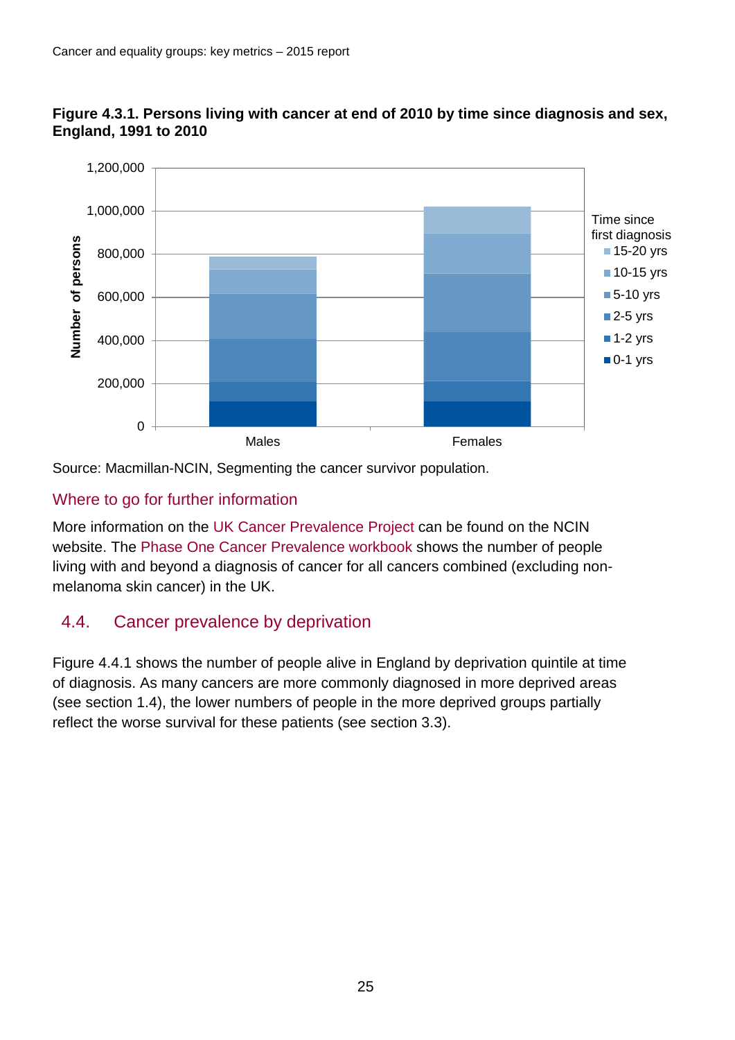**Figure 4.3.1. Persons living with cancer at end of 2010 by time since diagnosis and sex, England, 1991 to 2010**

Source: Macmillan-NCIN, Segmenting the cancer survivor population.

### Where to go for further information

More information on the UK Cancer Prevalence Project can be found on the NCIN website. The Phase One Cancer Prevalence workbook shows the number of people living with and beyond a diagnosis of cancer for all cancers combined (excluding non-melanoma skin cancer) in the UK.

## 4.4. Cancer prevalence by deprivation

Figure 4.4.1 shows the number of people alive in England by deprivation quintile at time of diagnosis. As many cancers are more commonly diagnosed in more deprived areas (see section 1.4), the lower numbers of people in the more deprived groups partially reflect the worse survival for these patients (see section 3.3).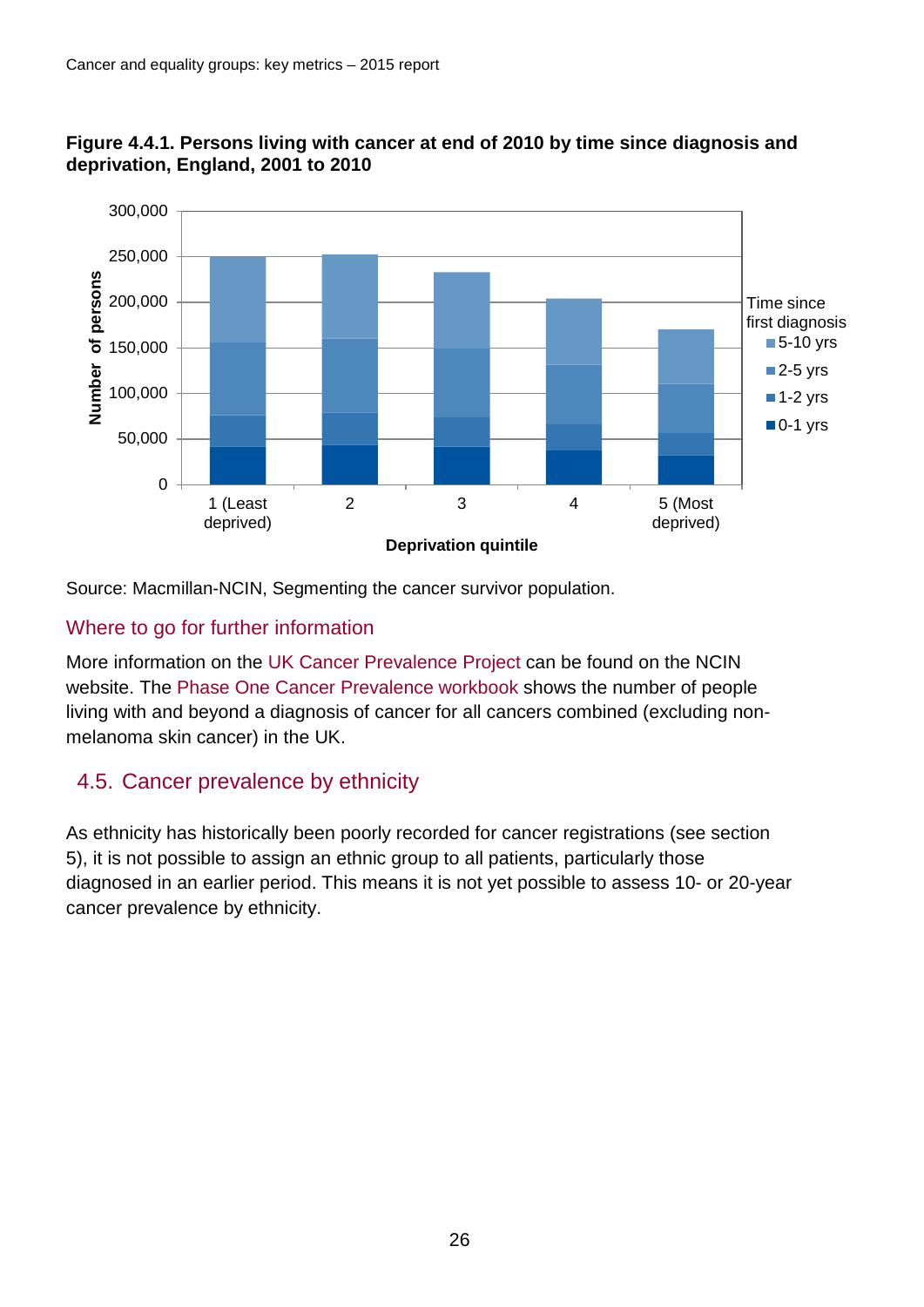**Figure 4.4.1. Persons living with cancer at end of 2010 by time since diagnosis and deprivation, England, 2001 to 2010**

Source: Macmillan-NCIN, Segmenting the cancer survivor population.

## Where to go for further information

More information on the UK Cancer Prevalence Project can be found on the NCIN website. The Phase One Cancer Prevalence workbook shows the number of people living with and beyond a diagnosis of cancer for all cancers combined (excluding non-melanoma skin cancer) in the UK.

## 4.5. Cancer prevalence by ethnicity

As ethnicity has historically been poorly recorded for cancer registrations (see section 5), it is not possible to assign an ethnic group to all patients, particularly those diagnosed in an earlier period. This means it is not yet possible to assess 10- or 20-year cancer prevalence by ethnicity.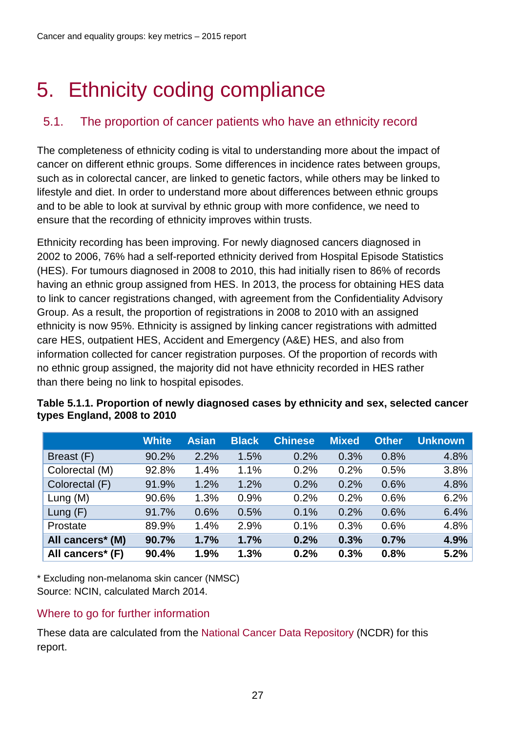# 5. Ethnicity coding compliance

## 5.1. The proportion of cancer patients who have an ethnicity record

The completeness of ethnicity coding is vital to understanding more about the impact of cancer on different ethnic groups. Some differences in incidence rates between groups, such as in colorectal cancer, are linked to genetic factors, while others may be linked to lifestyle and diet. In order to understand more about differences between ethnic groups and to be able to look at survival by ethnic group with more confidence, we need to ensure that the recording of ethnicity improves within trusts.

Ethnicity recording has been improving. For newly diagnosed cancers diagnosed in 2002 to 2006, 76% had a self-reported ethnicity derived from Hospital Episode Statistics (HES). For tumours diagnosed in 2008 to 2010, this had initially risen to 86% of records having an ethnic group assigned from HES. In 2013, the process for obtaining HES data to link to cancer registrations changed, with agreement from the Confidentiality Advisory Group. As a result, the proportion of registrations in 2008 to 2010 with an assigned ethnicity is now 95%. Ethnicity is assigned by linking cancer registrations with admitted care HES, outpatient HES, Accident and Emergency (A&E) HES, and also from information collected for cancer registration purposes. Of the proportion of records with no ethnic group assigned, the majority did not have ethnicity recorded in HES rather than there being no link to hospital episodes.

**Table 5.1.1. Proportion of newly diagnosed cases by ethnicity and sex, selected cancer types England, 2008 to 2010**

| | White | Asian | Black | Chinese | Mixed | Other | Unknown |
|---|---|---|---|---|---|---|---|
| Breast (F) | 90.2% | 2.2% | 1.5% | 0.2% | 0.3% | 0.8% | 4.8% |
| Colorectal (M) | 92.8% | 1.4% | 1.1% | 0.2% | 0.2% | 0.5% | 3.8% |
| Colorectal (F) | 91.9% | 1.2% | 1.2% | 0.2% | 0.2% | 0.6% | 4.8% |
| Lung (M) | 90.6% | 1.3% | 0.9% | 0.2% | 0.2% | 0.6% | 6.2% |
| Lung (F) | 91.7% | 0.6% | 0.5% | 0.1% | 0.2% | 0.6% | 6.4% |
| Prostate | 89.9% | 1.4% | 2.9% | 0.1% | 0.3% | 0.6% | 4.8% |
| **All cancers* (M)** | **90.7%** | **1.7%** | **1.7%** | **0.2%** | **0.3%** | **0.7%** | **4.9%** |
| **All cancers* (F)** | **90.4%** | **1.9%** | **1.3%** | **0.2%** | **0.3%** | **0.8%** | **5.2%** |

\* Excluding non-melanoma skin cancer (NMSC)
Source: NCIN, calculated March 2014.

### Where to go for further information

These data are calculated from the National Cancer Data Repository (NCDR) for this report.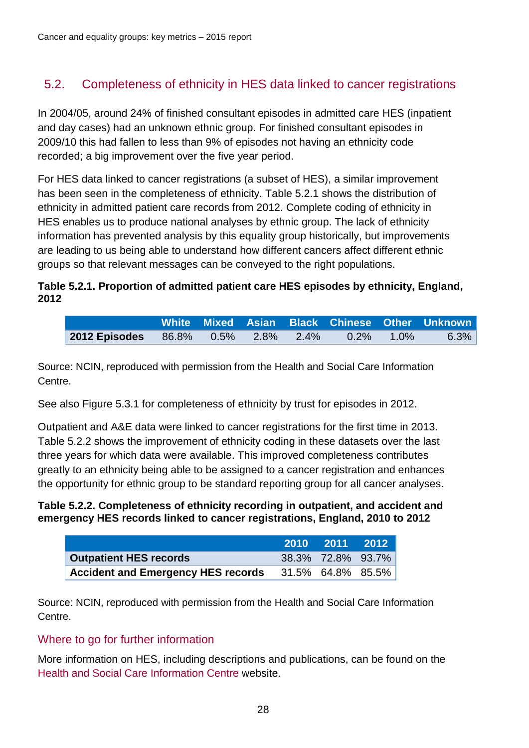## 5.2. Completeness of ethnicity in HES data linked to cancer registrations

In 2004/05, around 24% of finished consultant episodes in admitted care HES (inpatient and day cases) had an unknown ethnic group. For finished consultant episodes in 2009/10 this had fallen to less than 9% of episodes not having an ethnicity code recorded; a big improvement over the five year period.

For HES data linked to cancer registrations (a subset of HES), a similar improvement has been seen in the completeness of ethnicity. Table 5.2.1 shows the distribution of ethnicity in admitted patient care records from 2012. Complete coding of ethnicity in HES enables us to produce national analyses by ethnic group. The lack of ethnicity information has prevented analysis by this equality group historically, but improvements are leading to us being able to understand how different cancers affect different ethnic groups so that relevant messages can be conveyed to the right populations.

**Table 5.2.1. Proportion of admitted patient care HES episodes by ethnicity, England, 2012**

| | White | Mixed | Asian | Black | Chinese | Other | Unknown |
|---|---|---|---|---|---|---|---|
| **2012 Episodes** | 86.8% | 0.5% | 2.8% | 2.4% | 0.2% | 1.0% | 6.3% |

Source: NCIN, reproduced with permission from the Health and Social Care Information Centre.

See also Figure 5.3.1 for completeness of ethnicity by trust for episodes in 2012.

Outpatient and A&E data were linked to cancer registrations for the first time in 2013. Table 5.2.2 shows the improvement of ethnicity coding in these datasets over the last three years for which data were available. This improved completeness contributes greatly to an ethnicity being able to be assigned to a cancer registration and enhances the opportunity for ethnic group to be standard reporting group for all cancer analyses.

**Table 5.2.2. Completeness of ethnicity recording in outpatient, and accident and emergency HES records linked to cancer registrations, England, 2010 to 2012**

| | 2010 | 2011 | 2012 |
|---|---|---|---|
| **Outpatient HES records** | 38.3% | 72.8% | 93.7% |
| **Accident and Emergency HES records** | 31.5% | 64.8% | 85.5% |

Source: NCIN, reproduced with permission from the Health and Social Care Information Centre.

### Where to go for further information

More information on HES, including descriptions and publications, can be found on the Health and Social Care Information Centre website.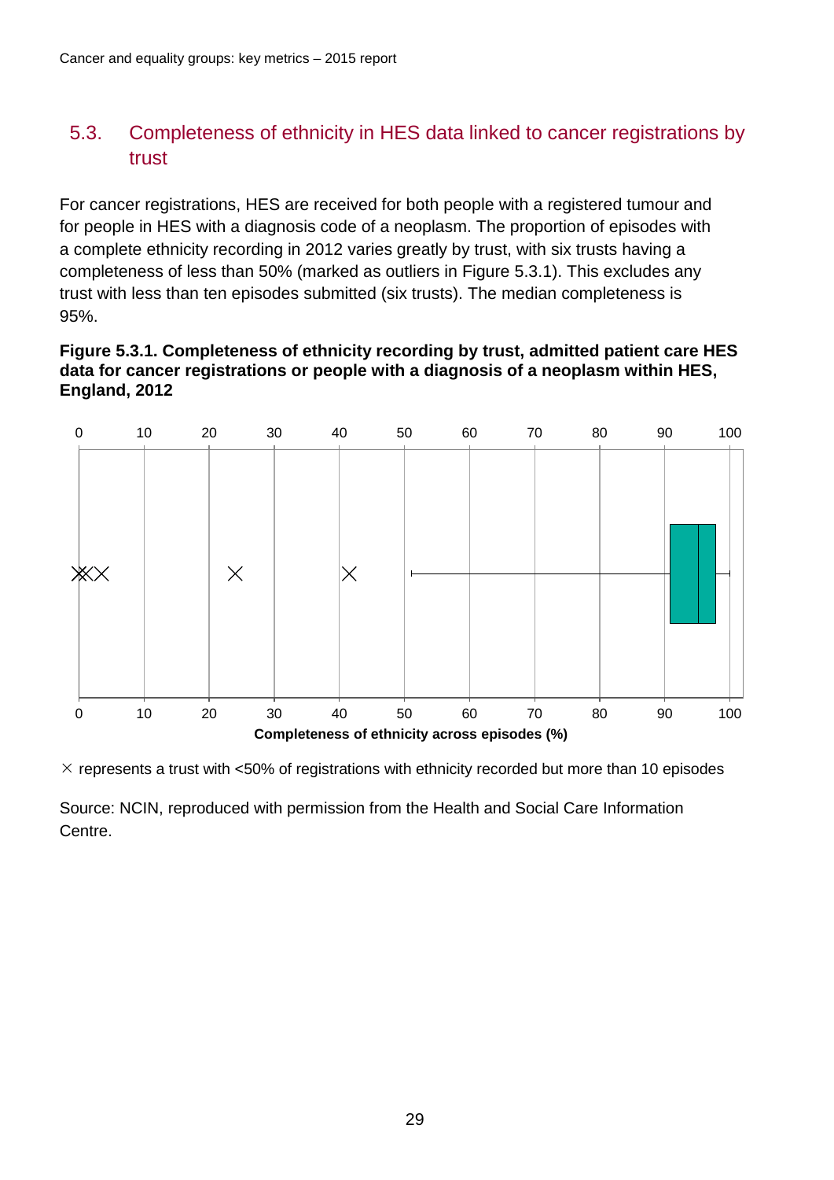## 5.3. Completeness of ethnicity in HES data linked to cancer registrations by trust

For cancer registrations, HES are received for both people with a registered tumour and for people in HES with a diagnosis code of a neoplasm. The proportion of episodes with a complete ethnicity recording in 2012 varies greatly by trust, with six trusts having a completeness of less than 50% (marked as outliers in Figure 5.3.1). This excludes any trust with less than ten episodes submitted (six trusts). The median completeness is 95%.

**Figure 5.3.1. Completeness of ethnicity recording by trust, admitted patient care HES data for cancer registrations or people with a diagnosis of a neoplasm within HES, England, 2012**

× represents a trust with <50% of registrations with ethnicity recorded but more than 10 episodes

Source: NCIN, reproduced with permission from the Health and Social Care Information Centre.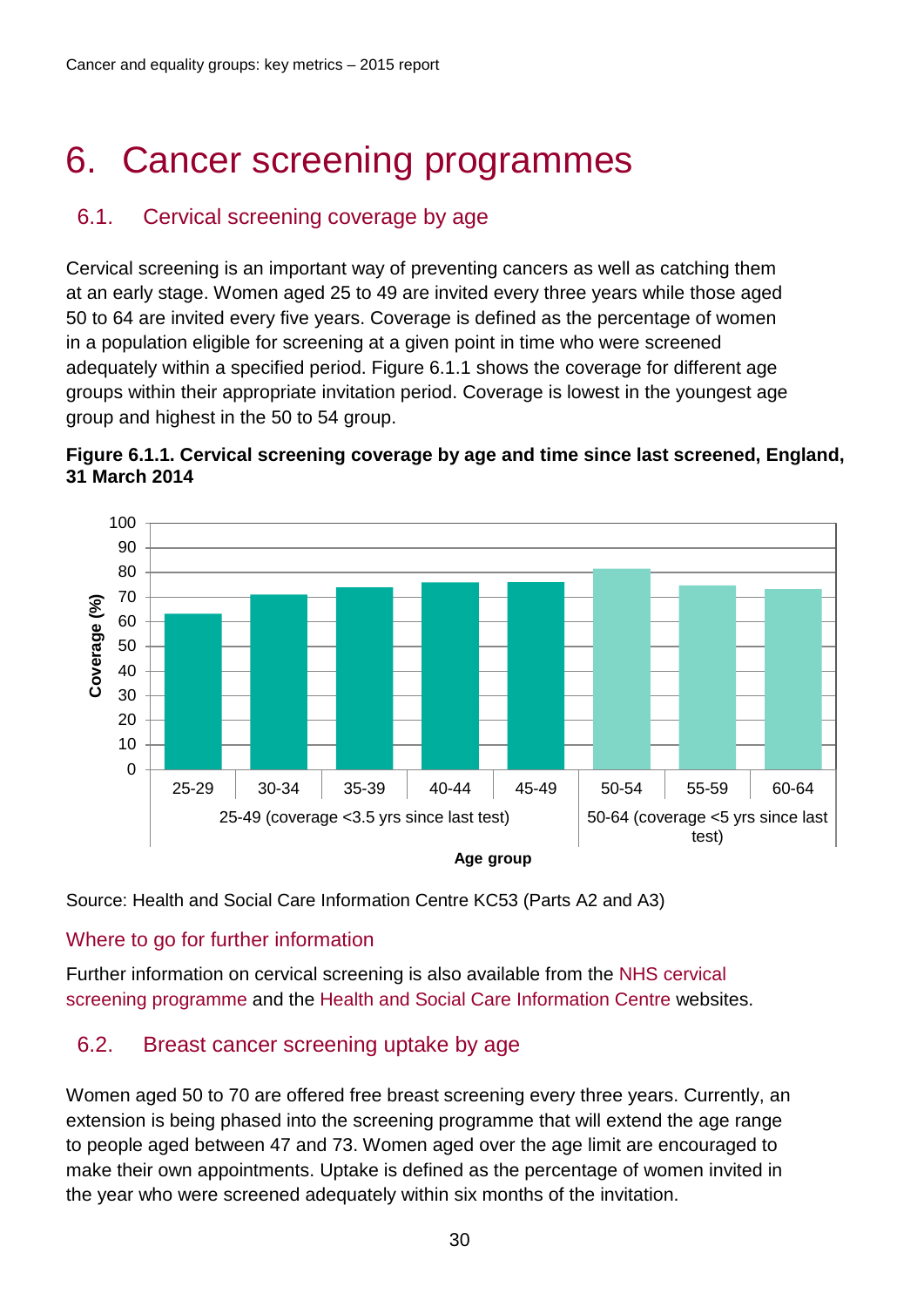# 6. Cancer screening programmes

## 6.1. Cervical screening coverage by age

Cervical screening is an important way of preventing cancers as well as catching them at an early stage. Women aged 25 to 49 are invited every three years while those aged 50 to 64 are invited every five years. Coverage is defined as the percentage of women in a population eligible for screening at a given point in time who were screened adequately within a specified period. Figure 6.1.1 shows the coverage for different age groups within their appropriate invitation period. Coverage is lowest in the youngest age group and highest in the 50 to 54 group.

**Figure 6.1.1. Cervical screening coverage by age and time since last screened, England, 31 March 2014**

Source: Health and Social Care Information Centre KC53 (Parts A2 and A3)

### Where to go for further information

Further information on cervical screening is also available from the NHS cervical screening programme and the Health and Social Care Information Centre websites.

## 6.2. Breast cancer screening uptake by age

Women aged 50 to 70 are offered free breast screening every three years. Currently, an extension is being phased into the screening programme that will extend the age range to people aged between 47 and 73. Women aged over the age limit are encouraged to make their own appointments. Uptake is defined as the percentage of women invited in the year who were screened adequately within six months of the invitation.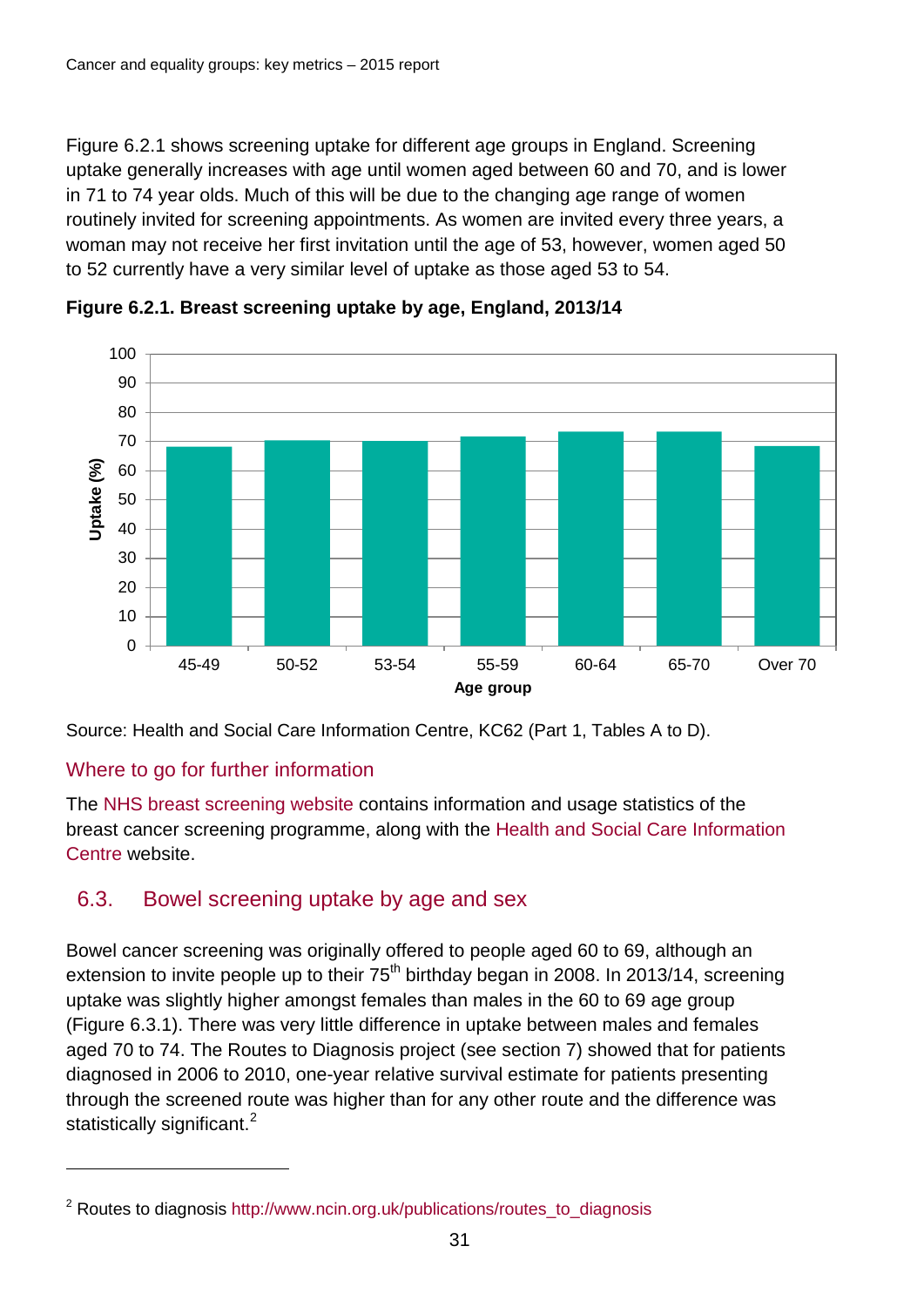Figure 6.2.1 shows screening uptake for different age groups in England. Screening uptake generally increases with age until women aged between 60 and 70, and is lower in 71 to 74 year olds. Much of this will be due to the changing age range of women routinely invited for screening appointments. As women are invited every three years, a woman may not receive her first invitation until the age of 53, however, women aged 50 to 52 currently have a very similar level of uptake as those aged 53 to 54.

**Figure 6.2.1. Breast screening uptake by age, England, 2013/14**

Source: Health and Social Care Information Centre, KC62 (Part 1, Tables A to D).

### Where to go for further information

The NHS breast screening website contains information and usage statistics of the breast cancer screening programme, along with the Health and Social Care Information Centre website.

## 6.3. Bowel screening uptake by age and sex

Bowel cancer screening was originally offered to people aged 60 to 69, although an extension to invite people up to their 75th birthday began in 2008. In 2013/14, screening uptake was slightly higher amongst females than males in the 60 to 69 age group (Figure 6.3.1). There was very little difference in uptake between males and females aged 70 to 74. The Routes to Diagnosis project (see section 7) showed that for patients diagnosed in 2006 to 2010, one-year relative survival estimate for patients presenting through the screened route was higher than for any other route and the difference was statistically significant.[2]

[2] Routes to diagnosis http://www.ncin.org.uk/publications/routes_to_diagnosis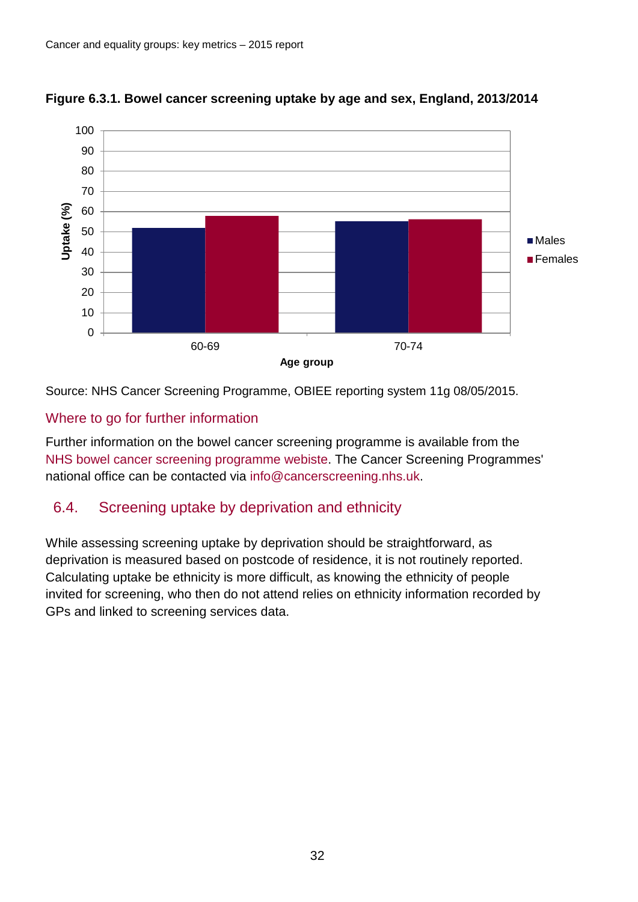**Figure 6.3.1. Bowel cancer screening uptake by age and sex, England, 2013/2014**

Source: NHS Cancer Screening Programme, OBIEE reporting system 11g 08/05/2015.

### Where to go for further information

Further information on the bowel cancer screening programme is available from the NHS bowel cancer screening programme webiste. The Cancer Screening Programmes' national office can be contacted via info@cancerscreening.nhs.uk.

## 6.4. Screening uptake by deprivation and ethnicity

While assessing screening uptake by deprivation should be straightforward, as deprivation is measured based on postcode of residence, it is not routinely reported. Calculating uptake be ethnicity is more difficult, as knowing the ethnicity of people invited for screening, who then do not attend relies on ethnicity information recorded by GPs and linked to screening services data.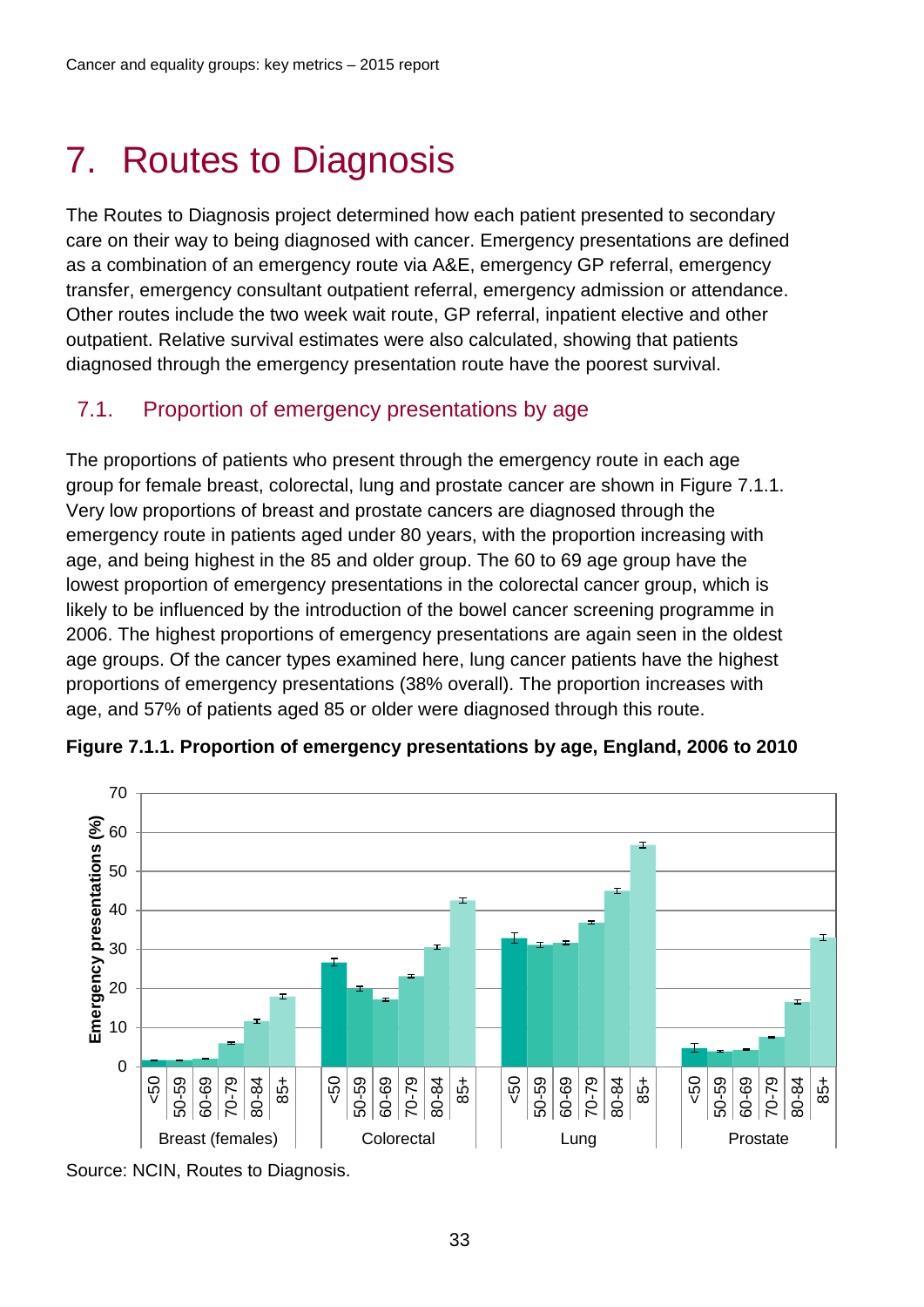# 7. Routes to Diagnosis

The Routes to Diagnosis project determined how each patient presented to secondary care on their way to being diagnosed with cancer. Emergency presentations are defined as a combination of an emergency route via A&E, emergency GP referral, emergency transfer, emergency consultant outpatient referral, emergency admission or attendance. Other routes include the two week wait route, GP referral, inpatient elective and other outpatient. Relative survival estimates were also calculated, showing that patients diagnosed through the emergency presentation route have the poorest survival.

## 7.1. Proportion of emergency presentations by age

The proportions of patients who present through the emergency route in each age group for female breast, colorectal, lung and prostate cancer are shown in Figure 7.1.1. Very low proportions of breast and prostate cancers are diagnosed through the emergency route in patients aged under 80 years, with the proportion increasing with age, and being highest in the 85 and older group. The 60 to 69 age group have the lowest proportion of emergency presentations in the colorectal cancer group, which is likely to be influenced by the introduction of the bowel cancer screening programme in 2006. The highest proportions of emergency presentations are again seen in the oldest age groups. Of the cancer types examined here, lung cancer patients have the highest proportions of emergency presentations (38% overall). The proportion increases with age, and 57% of patients aged 85 or older were diagnosed through this route.

**Figure 7.1.1. Proportion of emergency presentations by age, England, 2006 to 2010**

Source: NCIN, Routes to Diagnosis.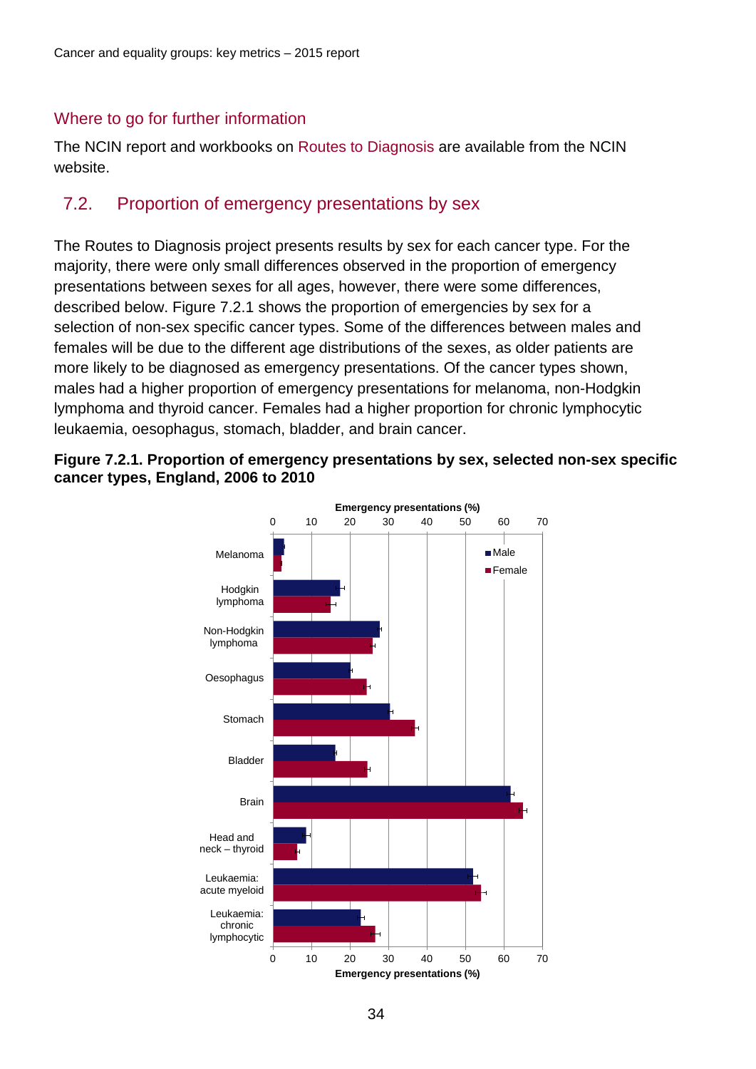## Where to go for further information

The NCIN report and workbooks on Routes to Diagnosis are available from the NCIN website.

## 7.2. Proportion of emergency presentations by sex

The Routes to Diagnosis project presents results by sex for each cancer type. For the majority, there were only small differences observed in the proportion of emergency presentations between sexes for all ages, however, there were some differences, described below. Figure 7.2.1 shows the proportion of emergencies by sex for a selection of non-sex specific cancer types. Some of the differences between males and females will be due to the different age distributions of the sexes, as older patients are more likely to be diagnosed as emergency presentations. Of the cancer types shown, males had a higher proportion of emergency presentations for melanoma, non-Hodgkin lymphoma and thyroid cancer. Females had a higher proportion for chronic lymphocytic leukaemia, oesophagus, stomach, bladder, and brain cancer.

**Figure 7.2.1. Proportion of emergency presentations by sex, selected non-sex specific cancer types, England, 2006 to 2010**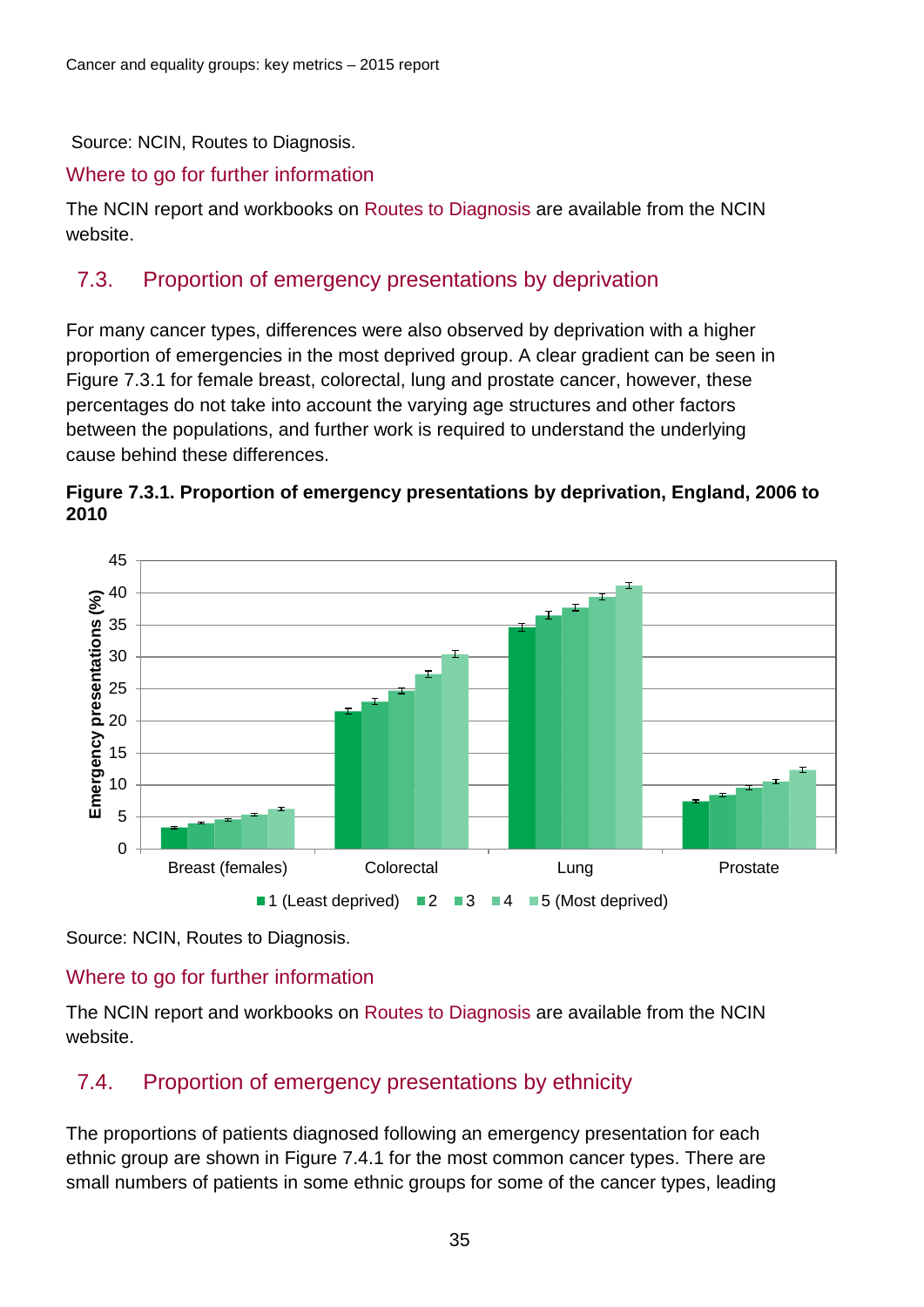Source: NCIN, Routes to Diagnosis.

### Where to go for further information

The NCIN report and workbooks on Routes to Diagnosis are available from the NCIN website.

## 7.3. Proportion of emergency presentations by deprivation

For many cancer types, differences were also observed by deprivation with a higher proportion of emergencies in the most deprived group. A clear gradient can be seen in Figure 7.3.1 for female breast, colorectal, lung and prostate cancer, however, these percentages do not take into account the varying age structures and other factors between the populations, and further work is required to understand the underlying cause behind these differences.

**Figure 7.3.1. Proportion of emergency presentations by deprivation, England, 2006 to 2010**

Source: NCIN, Routes to Diagnosis.

### Where to go for further information

The NCIN report and workbooks on Routes to Diagnosis are available from the NCIN website.

## 7.4. Proportion of emergency presentations by ethnicity

The proportions of patients diagnosed following an emergency presentation for each ethnic group are shown in Figure 7.4.1 for the most common cancer types. There are small numbers of patients in some ethnic groups for some of the cancer types, leading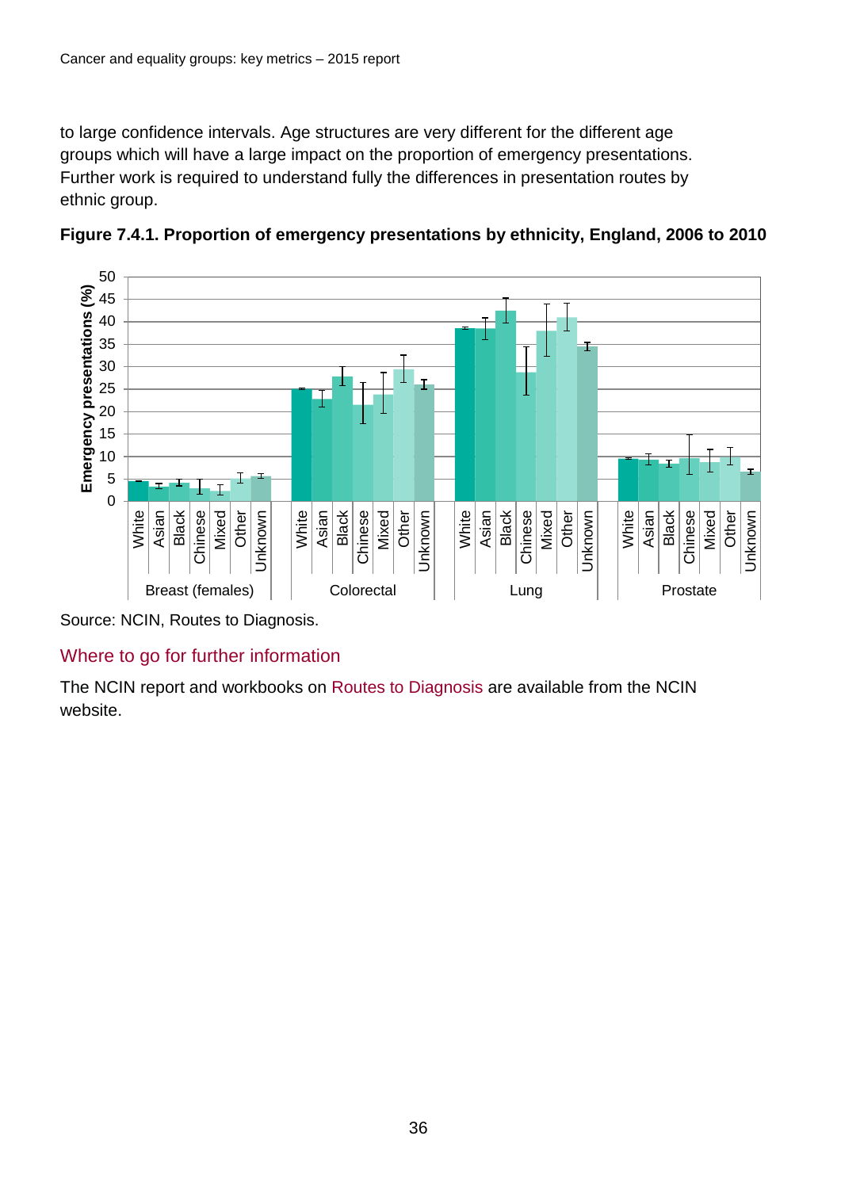to large confidence intervals. Age structures are very different for the different age groups which will have a large impact on the proportion of emergency presentations. Further work is required to understand fully the differences in presentation routes by ethnic group.

**Figure 7.4.1. Proportion of emergency presentations by ethnicity, England, 2006 to 2010**

Source: NCIN, Routes to Diagnosis.

## Where to go for further information

The NCIN report and workbooks on Routes to Diagnosis are available from the NCIN website.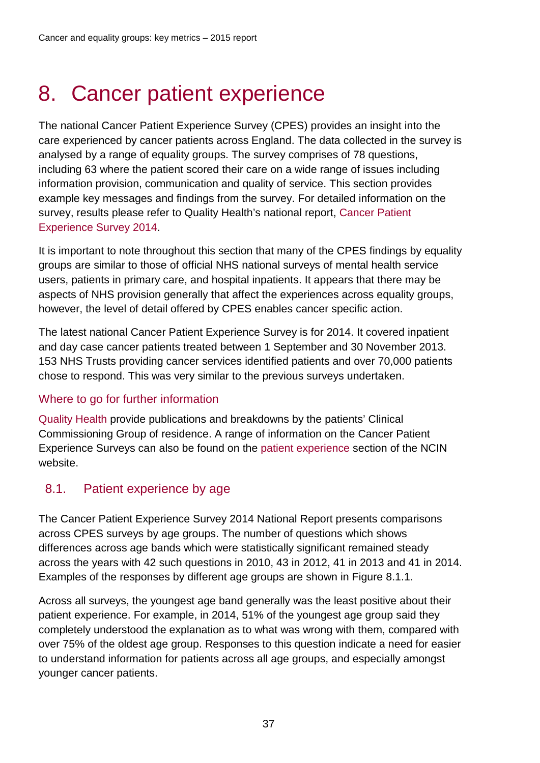# 8. Cancer patient experience

The national Cancer Patient Experience Survey (CPES) provides an insight into the care experienced by cancer patients across England. The data collected in the survey is analysed by a range of equality groups. The survey comprises of 78 questions, including 63 where the patient scored their care on a wide range of issues including information provision, communication and quality of service. This section provides example key messages and findings from the survey. For detailed information on the survey, results please refer to Quality Health's national report, Cancer Patient Experience Survey 2014.

It is important to note throughout this section that many of the CPES findings by equality groups are similar to those of official NHS national surveys of mental health service users, patients in primary care, and hospital inpatients. It appears that there may be aspects of NHS provision generally that affect the experiences across equality groups, however, the level of detail offered by CPES enables cancer specific action.

The latest national Cancer Patient Experience Survey is for 2014. It covered inpatient and day case cancer patients treated between 1 September and 30 November 2013. 153 NHS Trusts providing cancer services identified patients and over 70,000 patients chose to respond. This was very similar to the previous surveys undertaken.

### Where to go for further information

Quality Health provide publications and breakdowns by the patients' Clinical Commissioning Group of residence. A range of information on the Cancer Patient Experience Surveys can also be found on the patient experience section of the NCIN website.

## 8.1. Patient experience by age

The Cancer Patient Experience Survey 2014 National Report presents comparisons across CPES surveys by age groups. The number of questions which shows differences across age bands which were statistically significant remained steady across the years with 42 such questions in 2010, 43 in 2012, 41 in 2013 and 41 in 2014. Examples of the responses by different age groups are shown in Figure 8.1.1.

Across all surveys, the youngest age band generally was the least positive about their patient experience. For example, in 2014, 51% of the youngest age group said they completely understood the explanation as to what was wrong with them, compared with over 75% of the oldest age group. Responses to this question indicate a need for easier to understand information for patients across all age groups, and especially amongst younger cancer patients.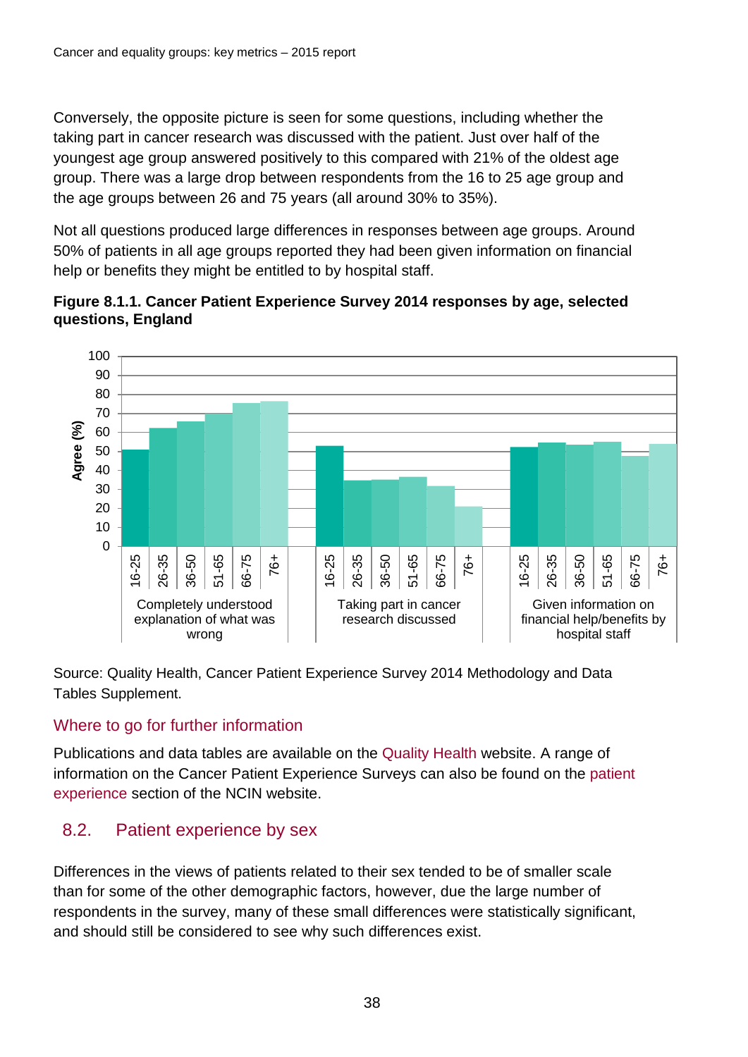Conversely, the opposite picture is seen for some questions, including whether the taking part in cancer research was discussed with the patient. Just over half of the youngest age group answered positively to this compared with 21% of the oldest age group. There was a large drop between respondents from the 16 to 25 age group and the age groups between 26 and 75 years (all around 30% to 35%).

Not all questions produced large differences in responses between age groups. Around 50% of patients in all age groups reported they had been given information on financial help or benefits they might be entitled to by hospital staff.

**Figure 8.1.1. Cancer Patient Experience Survey 2014 responses by age, selected questions, England**

Source: Quality Health, Cancer Patient Experience Survey 2014 Methodology and Data Tables Supplement.

## Where to go for further information

Publications and data tables are available on the Quality Health website. A range of information on the Cancer Patient Experience Surveys can also be found on the patient experience section of the NCIN website.

## 8.2. Patient experience by sex

Differences in the views of patients related to their sex tended to be of smaller scale than for some of the other demographic factors, however, due the large number of respondents in the survey, many of these small differences were statistically significant, and should still be considered to see why such differences exist.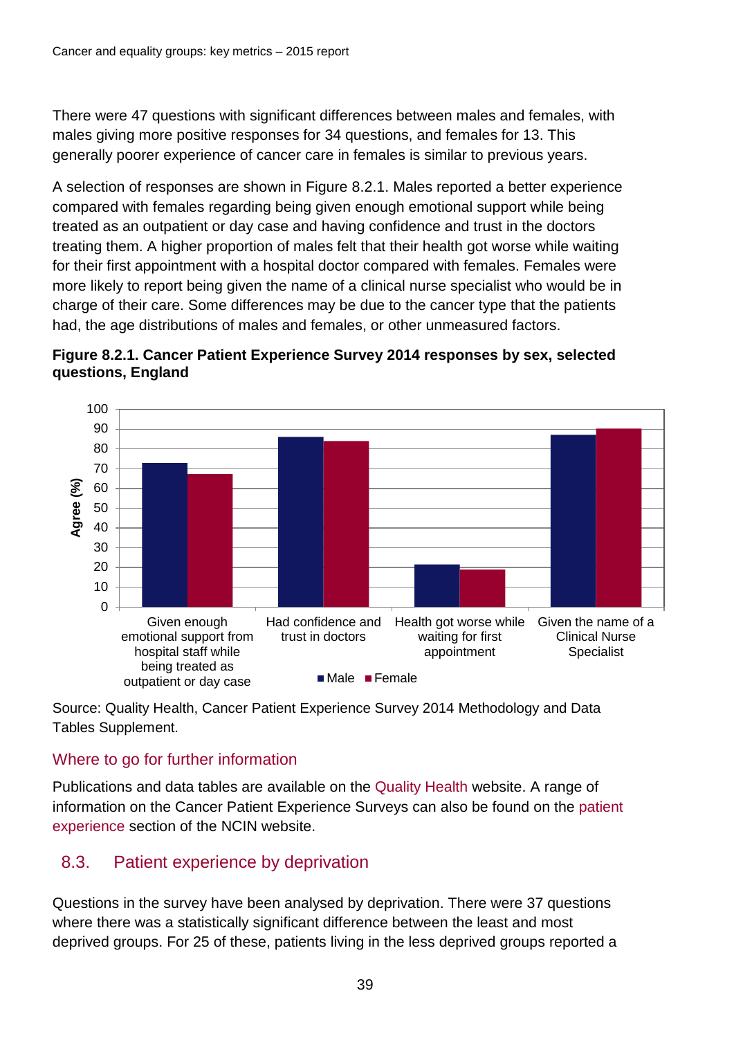There were 47 questions with significant differences between males and females, with males giving more positive responses for 34 questions, and females for 13. This generally poorer experience of cancer care in females is similar to previous years.

A selection of responses are shown in Figure 8.2.1. Males reported a better experience compared with females regarding being given enough emotional support while being treated as an outpatient or day case and having confidence and trust in the doctors treating them. A higher proportion of males felt that their health got worse while waiting for their first appointment with a hospital doctor compared with females. Females were more likely to report being given the name of a clinical nurse specialist who would be in charge of their care. Some differences may be due to the cancer type that the patients had, the age distributions of males and females, or other unmeasured factors.

**Figure 8.2.1. Cancer Patient Experience Survey 2014 responses by sex, selected questions, England**

Source: Quality Health, Cancer Patient Experience Survey 2014 Methodology and Data Tables Supplement.

## Where to go for further information

Publications and data tables are available on the Quality Health website. A range of information on the Cancer Patient Experience Surveys can also be found on the patient experience section of the NCIN website.

## 8.3. Patient experience by deprivation

Questions in the survey have been analysed by deprivation. There were 37 questions where there was a statistically significant difference between the least and most deprived groups. For 25 of these, patients living in the less deprived groups reported a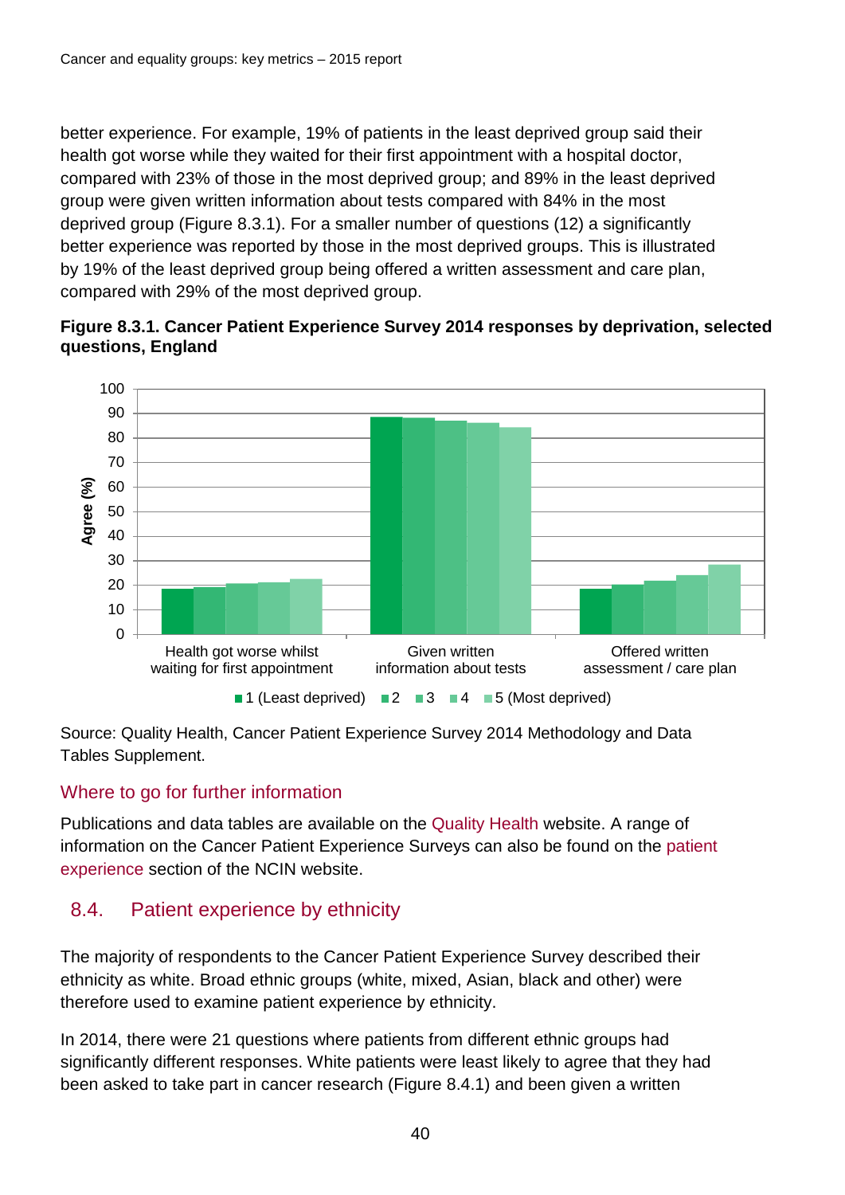better experience. For example, 19% of patients in the least deprived group said their health got worse while they waited for their first appointment with a hospital doctor, compared with 23% of those in the most deprived group; and 89% in the least deprived group were given written information about tests compared with 84% in the most deprived group (Figure 8.3.1). For a smaller number of questions (12) a significantly better experience was reported by those in the most deprived groups. This is illustrated by 19% of the least deprived group being offered a written assessment and care plan, compared with 29% of the most deprived group.

**Figure 8.3.1. Cancer Patient Experience Survey 2014 responses by deprivation, selected questions, England**

Source: Quality Health, Cancer Patient Experience Survey 2014 Methodology and Data Tables Supplement.

### Where to go for further information

Publications and data tables are available on the Quality Health website. A range of information on the Cancer Patient Experience Surveys can also be found on the patient experience section of the NCIN website.

## 8.4. Patient experience by ethnicity

The majority of respondents to the Cancer Patient Experience Survey described their ethnicity as white. Broad ethnic groups (white, mixed, Asian, black and other) were therefore used to examine patient experience by ethnicity.

In 2014, there were 21 questions where patients from different ethnic groups had significantly different responses. White patients were least likely to agree that they had been asked to take part in cancer research (Figure 8.4.1) and been given a written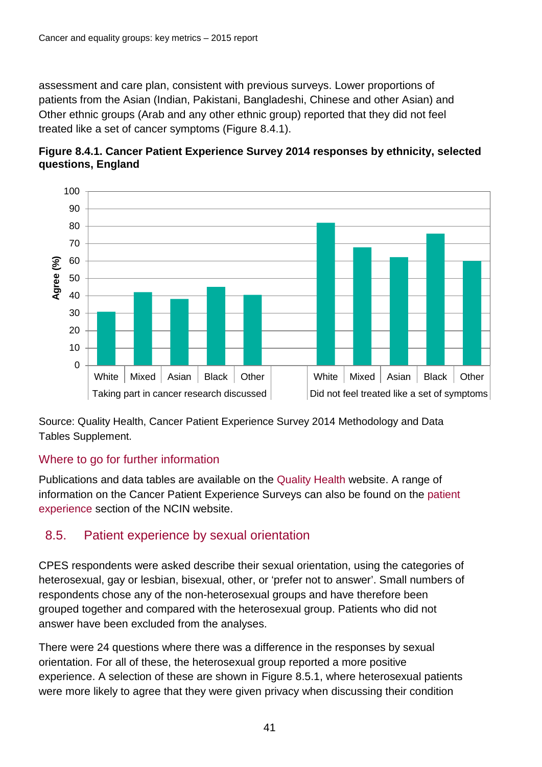assessment and care plan, consistent with previous surveys. Lower proportions of patients from the Asian (Indian, Pakistani, Bangladeshi, Chinese and other Asian) and Other ethnic groups (Arab and any other ethnic group) reported that they did not feel treated like a set of cancer symptoms (Figure 8.4.1).

**Figure 8.4.1. Cancer Patient Experience Survey 2014 responses by ethnicity, selected questions, England**

Source: Quality Health, Cancer Patient Experience Survey 2014 Methodology and Data Tables Supplement.

### Where to go for further information

Publications and data tables are available on the Quality Health website. A range of information on the Cancer Patient Experience Surveys can also be found on the patient experience section of the NCIN website.

## 8.5. Patient experience by sexual orientation

CPES respondents were asked describe their sexual orientation, using the categories of heterosexual, gay or lesbian, bisexual, other, or 'prefer not to answer'. Small numbers of respondents chose any of the non-heterosexual groups and have therefore been grouped together and compared with the heterosexual group. Patients who did not answer have been excluded from the analyses.

There were 24 questions where there was a difference in the responses by sexual orientation. For all of these, the heterosexual group reported a more positive experience. A selection of these are shown in Figure 8.5.1, where heterosexual patients were more likely to agree that they were given privacy when discussing their condition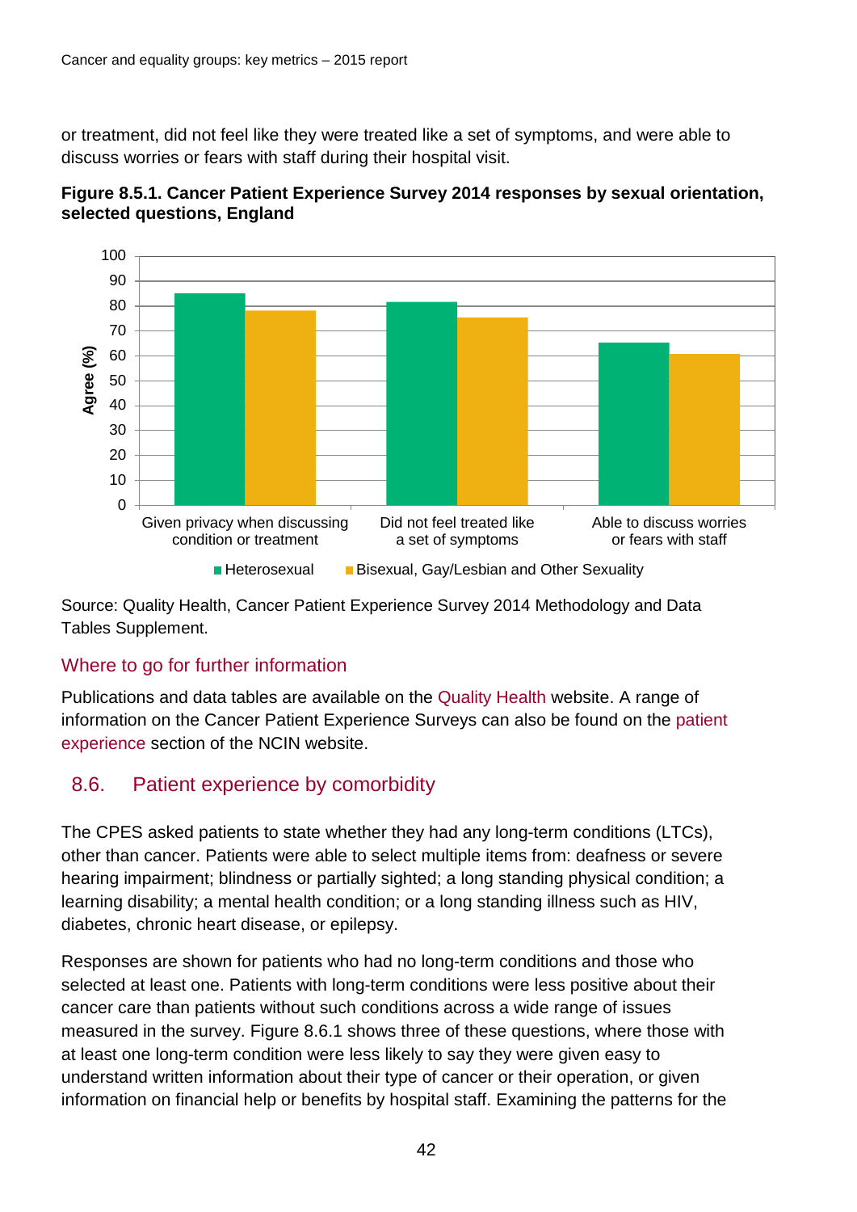or treatment, did not feel like they were treated like a set of symptoms, and were able to discuss worries or fears with staff during their hospital visit.

**Figure 8.5.1. Cancer Patient Experience Survey 2014 responses by sexual orientation, selected questions, England**

Source: Quality Health, Cancer Patient Experience Survey 2014 Methodology and Data Tables Supplement.

### Where to go for further information

Publications and data tables are available on the Quality Health website. A range of information on the Cancer Patient Experience Surveys can also be found on the patient experience section of the NCIN website.

## 8.6. Patient experience by comorbidity

The CPES asked patients to state whether they had any long-term conditions (LTCs), other than cancer. Patients were able to select multiple items from: deafness or severe hearing impairment; blindness or partially sighted; a long standing physical condition; a learning disability; a mental health condition; or a long standing illness such as HIV, diabetes, chronic heart disease, or epilepsy.

Responses are shown for patients who had no long-term conditions and those who selected at least one. Patients with long-term conditions were less positive about their cancer care than patients without such conditions across a wide range of issues measured in the survey. Figure 8.6.1 shows three of these questions, where those with at least one long-term condition were less likely to say they were given easy to understand written information about their type of cancer or their operation, or given information on financial help or benefits by hospital staff. Examining the patterns for the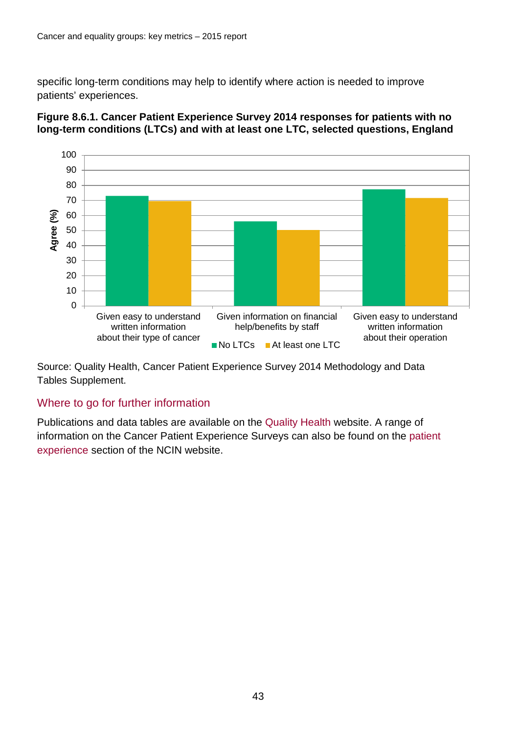specific long-term conditions may help to identify where action is needed to improve patients' experiences.

**Figure 8.6.1. Cancer Patient Experience Survey 2014 responses for patients with no long-term conditions (LTCs) and with at least one LTC, selected questions, England**

Source: Quality Health, Cancer Patient Experience Survey 2014 Methodology and Data Tables Supplement.

## Where to go for further information

Publications and data tables are available on the Quality Health website. A range of information on the Cancer Patient Experience Surveys can also be found on the patient experience section of the NCIN website.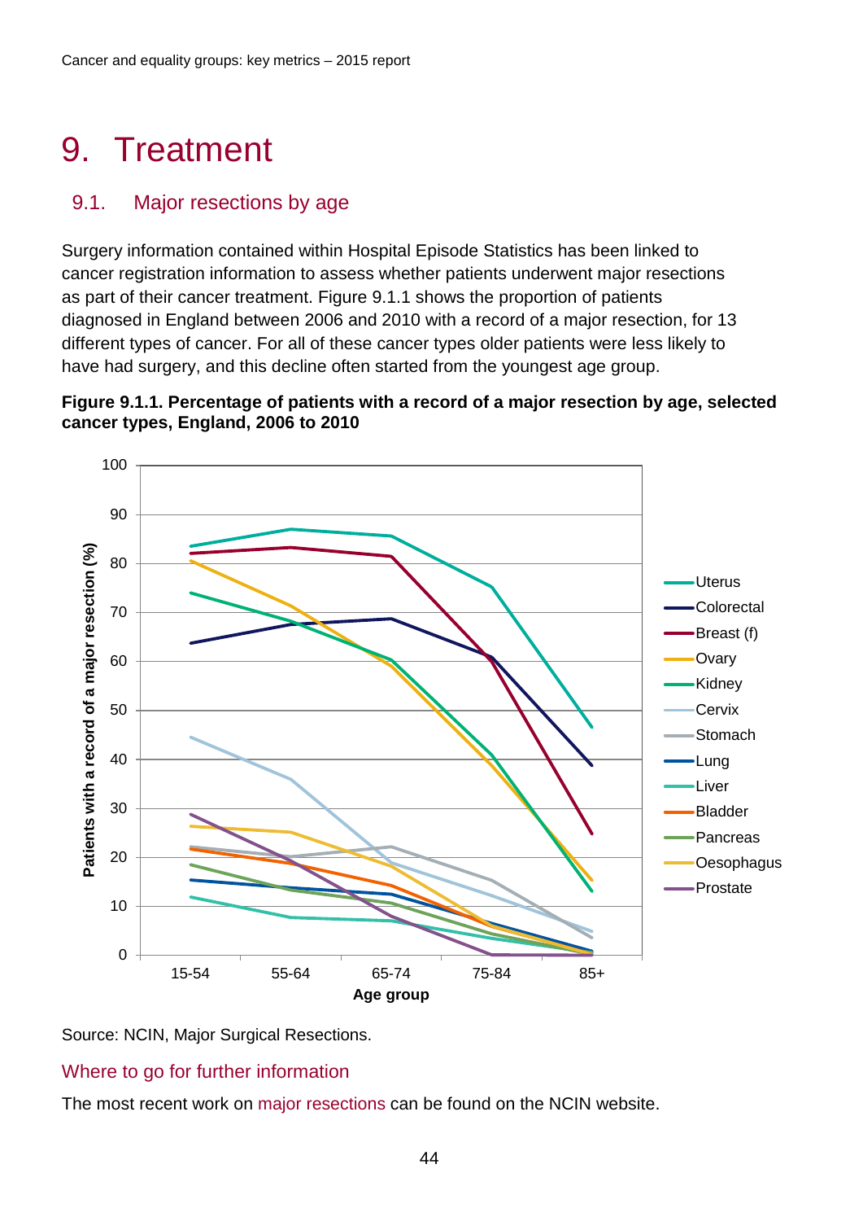# 9. Treatment

## 9.1. Major resections by age

Surgery information contained within Hospital Episode Statistics has been linked to cancer registration information to assess whether patients underwent major resections as part of their cancer treatment. Figure 9.1.1 shows the proportion of patients diagnosed in England between 2006 and 2010 with a record of a major resection, for 13 different types of cancer. For all of these cancer types older patients were less likely to have had surgery, and this decline often started from the youngest age group.

**Figure 9.1.1. Percentage of patients with a record of a major resection by age, selected cancer types, England, 2006 to 2010**

Source: NCIN, Major Surgical Resections.

### Where to go for further information

The most recent work on major resections can be found on the NCIN website.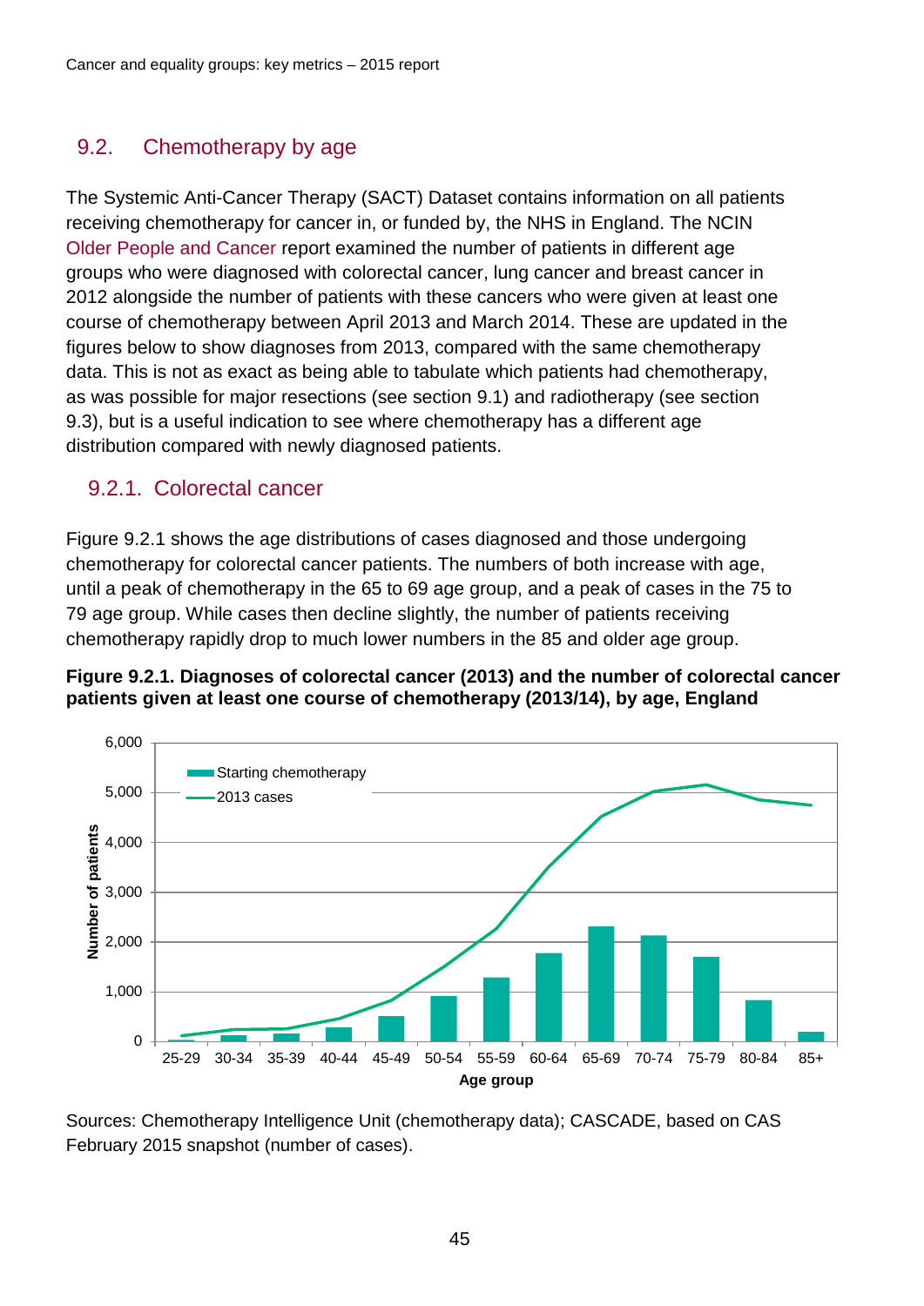## 9.2. Chemotherapy by age

The Systemic Anti-Cancer Therapy (SACT) Dataset contains information on all patients receiving chemotherapy for cancer in, or funded by, the NHS in England. The NCIN Older People and Cancer report examined the number of patients in different age groups who were diagnosed with colorectal cancer, lung cancer and breast cancer in 2012 alongside the number of patients with these cancers who were given at least one course of chemotherapy between April 2013 and March 2014. These are updated in the figures below to show diagnoses from 2013, compared with the same chemotherapy data. This is not as exact as being able to tabulate which patients had chemotherapy, as was possible for major resections (see section 9.1) and radiotherapy (see section 9.3), but is a useful indication to see where chemotherapy has a different age distribution compared with newly diagnosed patients.

### 9.2.1. Colorectal cancer

Figure 9.2.1 shows the age distributions of cases diagnosed and those undergoing chemotherapy for colorectal cancer patients. The numbers of both increase with age, until a peak of chemotherapy in the 65 to 69 age group, and a peak of cases in the 75 to 79 age group. While cases then decline slightly, the number of patients receiving chemotherapy rapidly drop to much lower numbers in the 85 and older age group.

**Figure 9.2.1. Diagnoses of colorectal cancer (2013) and the number of colorectal cancer patients given at least one course of chemotherapy (2013/14), by age, England**

Sources: Chemotherapy Intelligence Unit (chemotherapy data); CASCADE, based on CAS February 2015 snapshot (number of cases).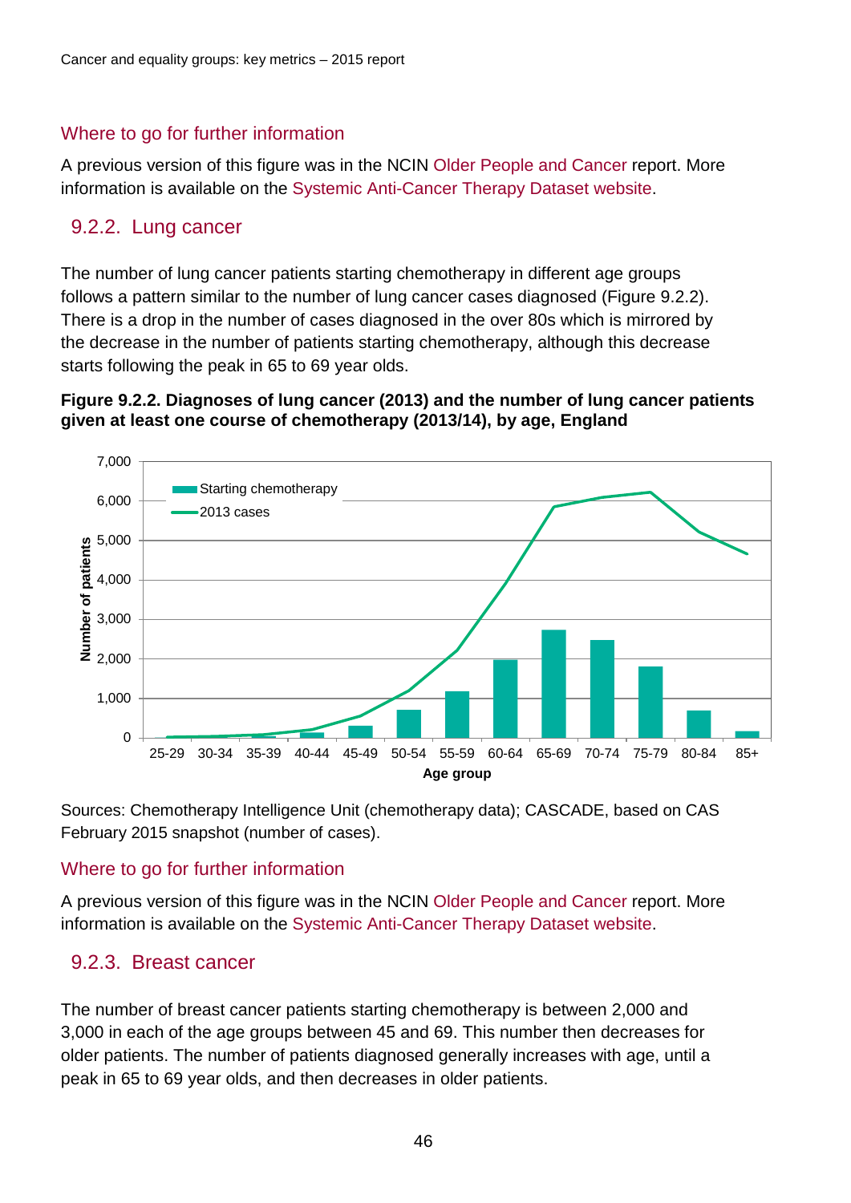## Where to go for further information

A previous version of this figure was in the NCIN Older People and Cancer report. More information is available on the Systemic Anti-Cancer Therapy Dataset website.

## 9.2.2. Lung cancer

The number of lung cancer patients starting chemotherapy in different age groups follows a pattern similar to the number of lung cancer cases diagnosed (Figure 9.2.2). There is a drop in the number of cases diagnosed in the over 80s which is mirrored by the decrease in the number of patients starting chemotherapy, although this decrease starts following the peak in 65 to 69 year olds.

**Figure 9.2.2. Diagnoses of lung cancer (2013) and the number of lung cancer patients given at least one course of chemotherapy (2013/14), by age, England**

Sources: Chemotherapy Intelligence Unit (chemotherapy data); CASCADE, based on CAS February 2015 snapshot (number of cases).

## Where to go for further information

A previous version of this figure was in the NCIN Older People and Cancer report. More information is available on the Systemic Anti-Cancer Therapy Dataset website.

## 9.2.3. Breast cancer

The number of breast cancer patients starting chemotherapy is between 2,000 and 3,000 in each of the age groups between 45 and 69. This number then decreases for older patients. The number of patients diagnosed generally increases with age, until a peak in 65 to 69 year olds, and then decreases in older patients.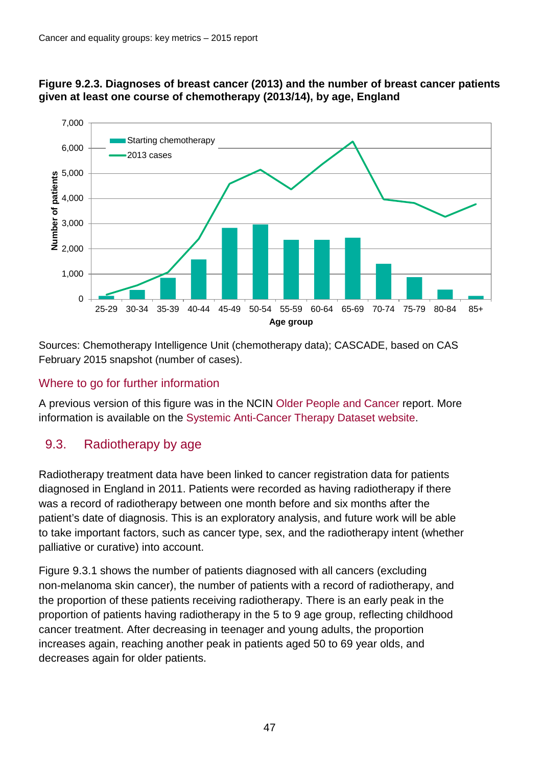**Figure 9.2.3. Diagnoses of breast cancer (2013) and the number of breast cancer patients given at least one course of chemotherapy (2013/14), by age, England**

Sources: Chemotherapy Intelligence Unit (chemotherapy data); CASCADE, based on CAS February 2015 snapshot (number of cases).

### Where to go for further information

A previous version of this figure was in the NCIN Older People and Cancer report. More information is available on the Systemic Anti-Cancer Therapy Dataset website.

## 9.3. Radiotherapy by age

Radiotherapy treatment data have been linked to cancer registration data for patients diagnosed in England in 2011. Patients were recorded as having radiotherapy if there was a record of radiotherapy between one month before and six months after the patient's date of diagnosis. This is an exploratory analysis, and future work will be able to take important factors, such as cancer type, sex, and the radiotherapy intent (whether palliative or curative) into account.

Figure 9.3.1 shows the number of patients diagnosed with all cancers (excluding non-melanoma skin cancer), the number of patients with a record of radiotherapy, and the proportion of these patients receiving radiotherapy. There is an early peak in the proportion of patients having radiotherapy in the 5 to 9 age group, reflecting childhood cancer treatment. After decreasing in teenager and young adults, the proportion increases again, reaching another peak in patients aged 50 to 69 year olds, and decreases again for older patients.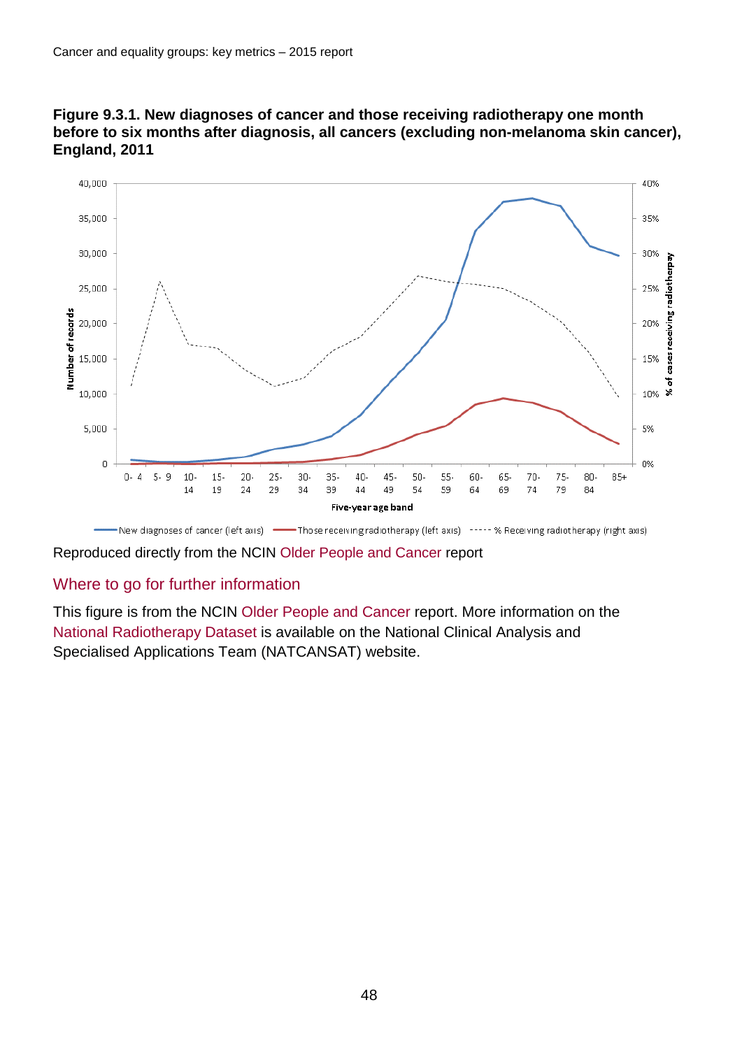**Figure 9.3.1. New diagnoses of cancer and those receiving radiotherapy one month before to six months after diagnosis, all cancers (excluding non-melanoma skin cancer), England, 2011**

Reproduced directly from the NCIN Older People and Cancer report

## Where to go for further information

This figure is from the NCIN Older People and Cancer report. More information on the National Radiotherapy Dataset is available on the National Clinical Analysis and Specialised Applications Team (NATCANSAT) website.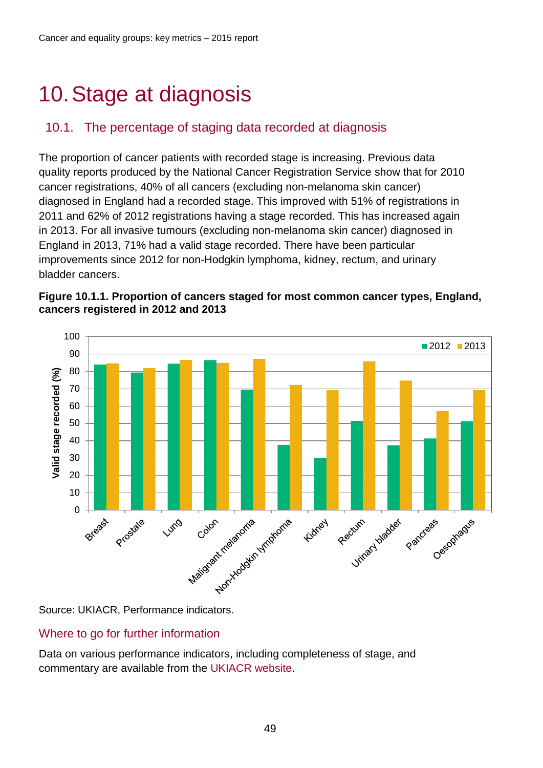# 10. Stage at diagnosis

## 10.1. The percentage of staging data recorded at diagnosis

The proportion of cancer patients with recorded stage is increasing. Previous data quality reports produced by the National Cancer Registration Service show that for 2010 cancer registrations, 40% of all cancers (excluding non-melanoma skin cancer) diagnosed in England had a recorded stage. This improved with 51% of registrations in 2011 and 62% of 2012 registrations having a stage recorded. This has increased again in 2013. For all invasive tumours (excluding non-melanoma skin cancer) diagnosed in England in 2013, 71% had a valid stage recorded. There have been particular improvements since 2012 for non-Hodgkin lymphoma, kidney, rectum, and urinary bladder cancers.

**Figure 10.1.1. Proportion of cancers staged for most common cancer types, England, cancers registered in 2012 and 2013**

Source: UKIACR, Performance indicators.

### Where to go for further information

Data on various performance indicators, including completeness of stage, and commentary are available from the UKIACR website.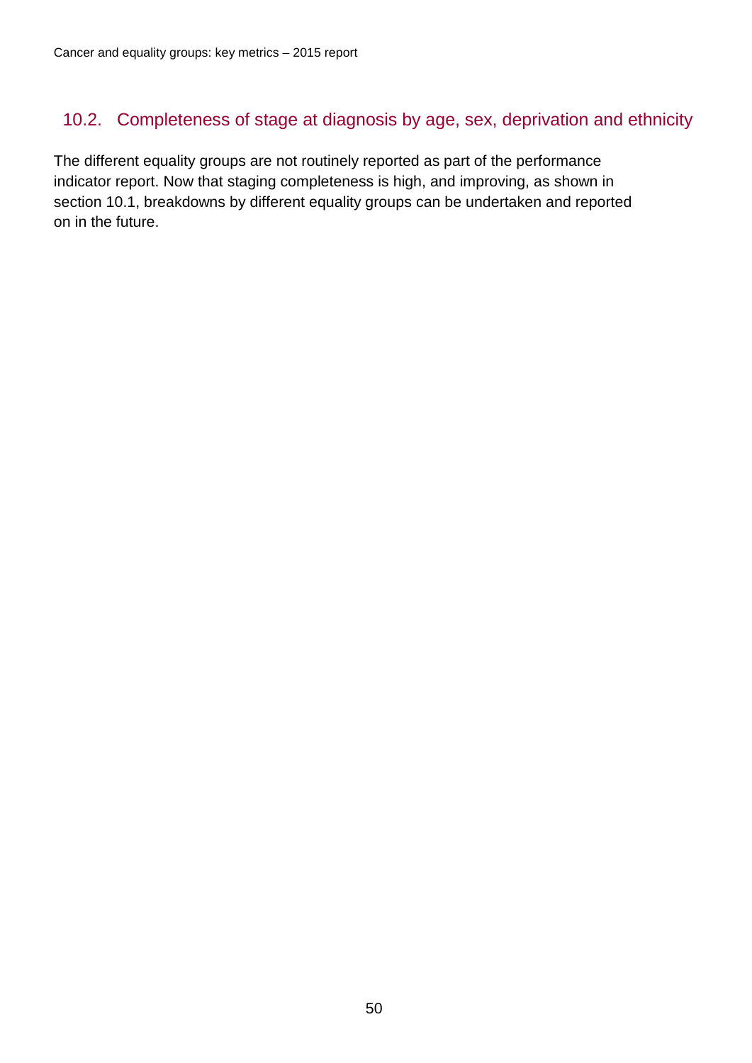## 10.2. Completeness of stage at diagnosis by age, sex, deprivation and ethnicity

The different equality groups are not routinely reported as part of the performance indicator report. Now that staging completeness is high, and improving, as shown in section 10.1, breakdowns by different equality groups can be undertaken and reported on in the future.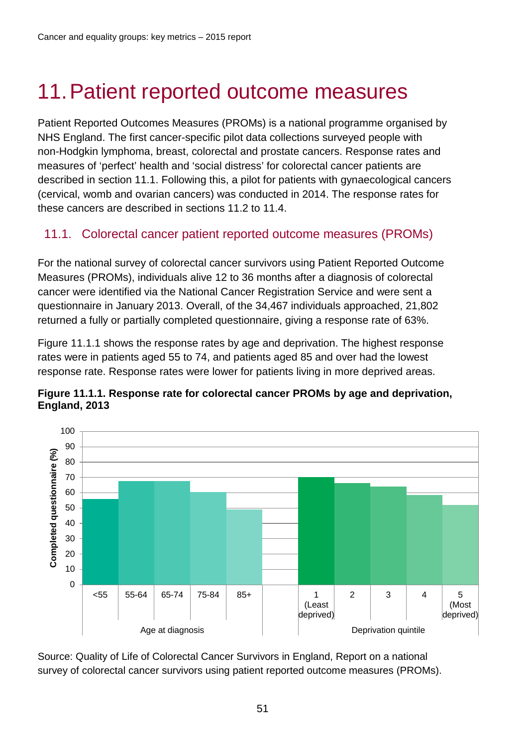# 11. Patient reported outcome measures

Patient Reported Outcomes Measures (PROMs) is a national programme organised by NHS England. The first cancer-specific pilot data collections surveyed people with non-Hodgkin lymphoma, breast, colorectal and prostate cancers. Response rates and measures of 'perfect' health and 'social distress' for colorectal cancer patients are described in section 11.1. Following this, a pilot for patients with gynaecological cancers (cervical, womb and ovarian cancers) was conducted in 2014. The response rates for these cancers are described in sections 11.2 to 11.4.

## 11.1. Colorectal cancer patient reported outcome measures (PROMs)

For the national survey of colorectal cancer survivors using Patient Reported Outcome Measures (PROMs), individuals alive 12 to 36 months after a diagnosis of colorectal cancer were identified via the National Cancer Registration Service and were sent a questionnaire in January 2013. Overall, of the 34,467 individuals approached, 21,802 returned a fully or partially completed questionnaire, giving a response rate of 63%.

Figure 11.1.1 shows the response rates by age and deprivation. The highest response rates were in patients aged 55 to 74, and patients aged 85 and over had the lowest response rate. Response rates were lower for patients living in more deprived areas.

**Figure 11.1.1. Response rate for colorectal cancer PROMs by age and deprivation, England, 2013**

Source: Quality of Life of Colorectal Cancer Survivors in England, Report on a national survey of colorectal cancer survivors using patient reported outcome measures (PROMs).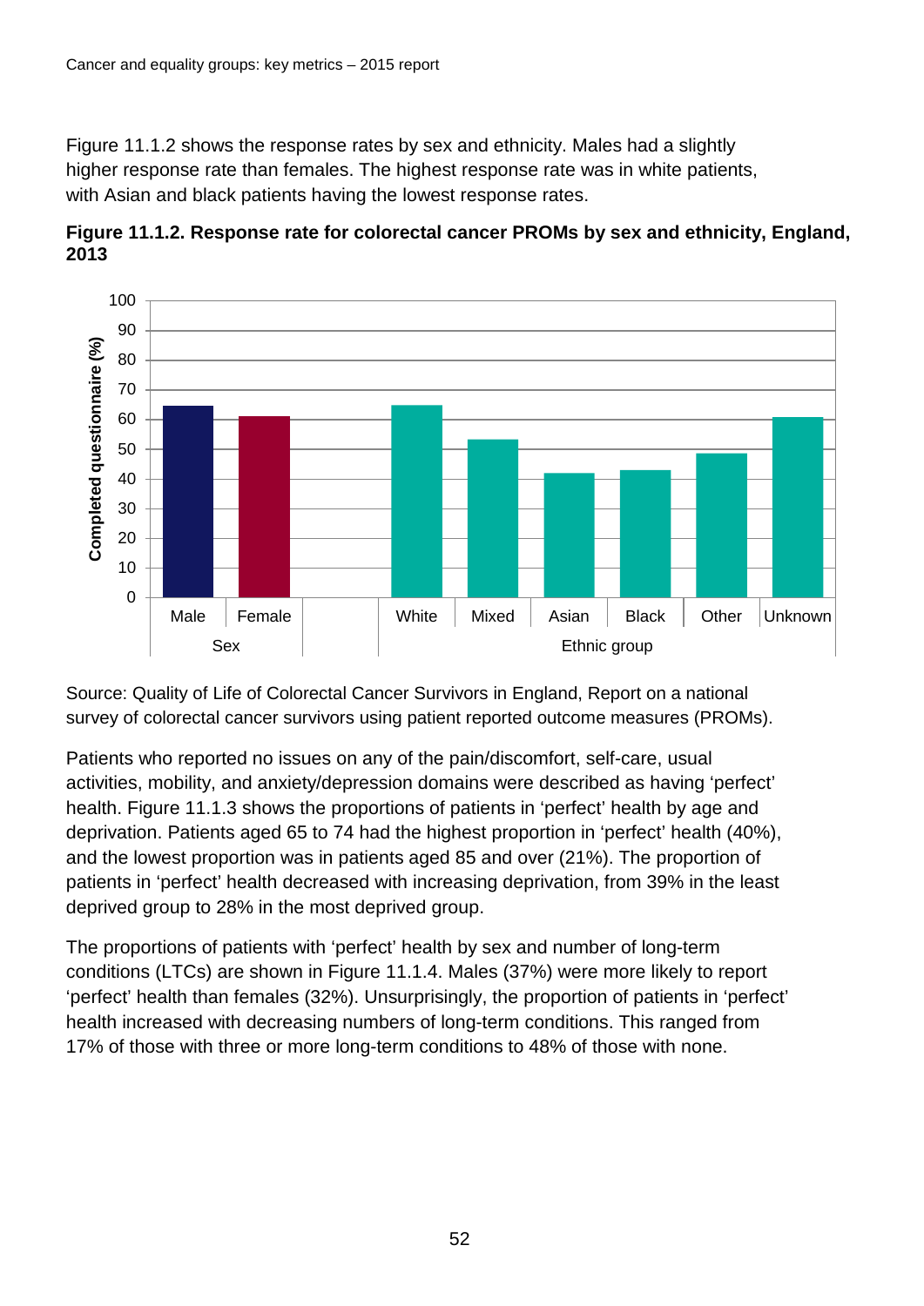Figure 11.1.2 shows the response rates by sex and ethnicity. Males had a slightly higher response rate than females. The highest response rate was in white patients, with Asian and black patients having the lowest response rates.

**Figure 11.1.2. Response rate for colorectal cancer PROMs by sex and ethnicity, England, 2013**

Source: Quality of Life of Colorectal Cancer Survivors in England, Report on a national survey of colorectal cancer survivors using patient reported outcome measures (PROMs).

Patients who reported no issues on any of the pain/discomfort, self-care, usual activities, mobility, and anxiety/depression domains were described as having 'perfect' health. Figure 11.1.3 shows the proportions of patients in 'perfect' health by age and deprivation. Patients aged 65 to 74 had the highest proportion in 'perfect' health (40%), and the lowest proportion was in patients aged 85 and over (21%). The proportion of patients in 'perfect' health decreased with increasing deprivation, from 39% in the least deprived group to 28% in the most deprived group.

The proportions of patients with 'perfect' health by sex and number of long-term conditions (LTCs) are shown in Figure 11.1.4. Males (37%) were more likely to report 'perfect' health than females (32%). Unsurprisingly, the proportion of patients in 'perfect' health increased with decreasing numbers of long-term conditions. This ranged from 17% of those with three or more long-term conditions to 48% of those with none.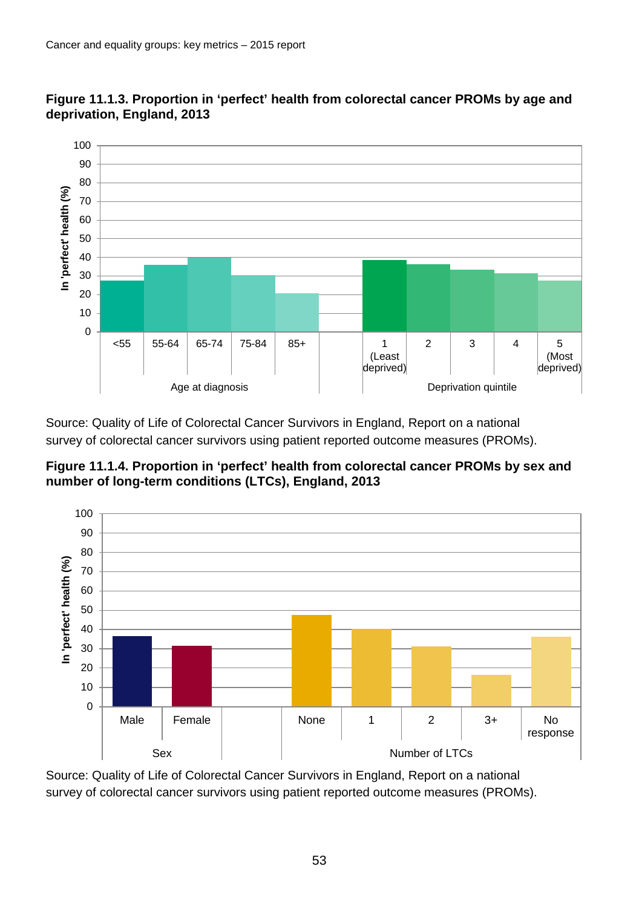**Figure 11.1.3. Proportion in 'perfect' health from colorectal cancer PROMs by age and deprivation, England, 2013**

Source: Quality of Life of Colorectal Cancer Survivors in England, Report on a national survey of colorectal cancer survivors using patient reported outcome measures (PROMs).

**Figure 11.1.4. Proportion in 'perfect' health from colorectal cancer PROMs by sex and number of long-term conditions (LTCs), England, 2013**

Source: Quality of Life of Colorectal Cancer Survivors in England, Report on a national survey of colorectal cancer survivors using patient reported outcome measures (PROMs).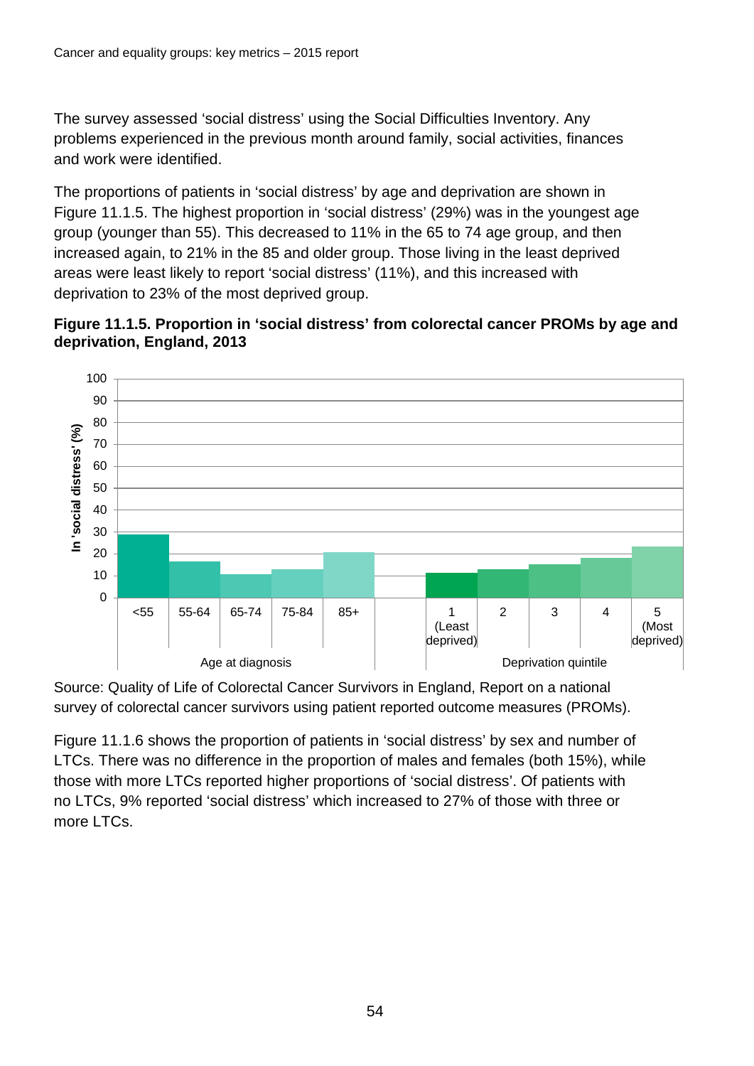The survey assessed 'social distress' using the Social Difficulties Inventory. Any problems experienced in the previous month around family, social activities, finances and work were identified.

The proportions of patients in 'social distress' by age and deprivation are shown in Figure 11.1.5. The highest proportion in 'social distress' (29%) was in the youngest age group (younger than 55). This decreased to 11% in the 65 to 74 age group, and then increased again, to 21% in the 85 and older group. Those living in the least deprived areas were least likely to report 'social distress' (11%), and this increased with deprivation to 23% of the most deprived group.

**Figure 11.1.5. Proportion in 'social distress' from colorectal cancer PROMs by age and deprivation, England, 2013**

Source: Quality of Life of Colorectal Cancer Survivors in England, Report on a national survey of colorectal cancer survivors using patient reported outcome measures (PROMs).

Figure 11.1.6 shows the proportion of patients in 'social distress' by sex and number of LTCs. There was no difference in the proportion of males and females (both 15%), while those with more LTCs reported higher proportions of 'social distress'. Of patients with no LTCs, 9% reported 'social distress' which increased to 27% of those with three or more LTCs.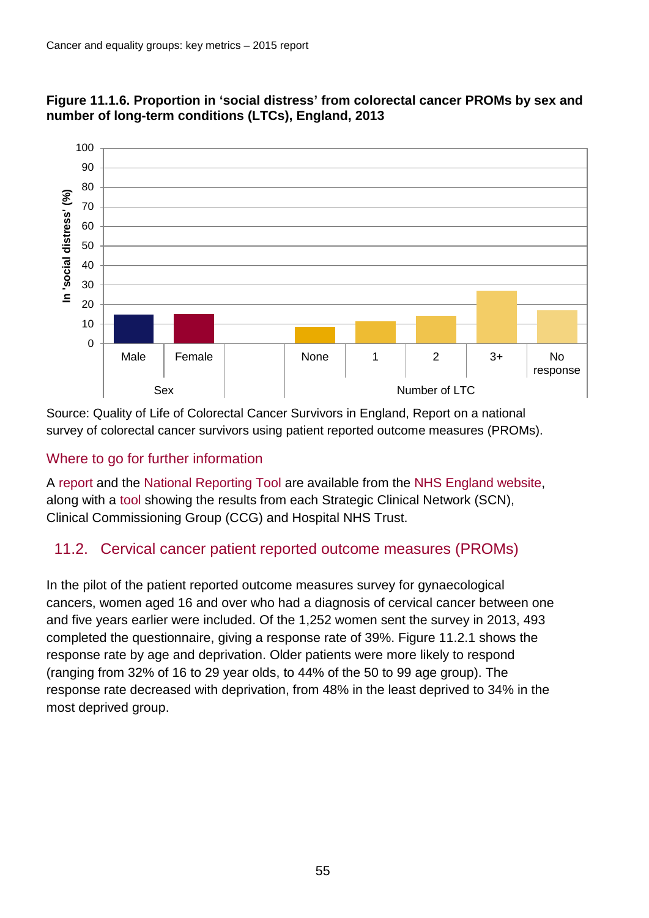**Figure 11.1.6. Proportion in 'social distress' from colorectal cancer PROMs by sex and number of long-term conditions (LTCs), England, 2013**

Source: Quality of Life of Colorectal Cancer Survivors in England, Report on a national survey of colorectal cancer survivors using patient reported outcome measures (PROMs).

### Where to go for further information

A report and the National Reporting Tool are available from the NHS England website, along with a tool showing the results from each Strategic Clinical Network (SCN), Clinical Commissioning Group (CCG) and Hospital NHS Trust.

## 11.2. Cervical cancer patient reported outcome measures (PROMs)

In the pilot of the patient reported outcome measures survey for gynaecological cancers, women aged 16 and over who had a diagnosis of cervical cancer between one and five years earlier were included. Of the 1,252 women sent the survey in 2013, 493 completed the questionnaire, giving a response rate of 39%. Figure 11.2.1 shows the response rate by age and deprivation. Older patients were more likely to respond (ranging from 32% of 16 to 29 year olds, to 44% of the 50 to 99 age group). The response rate decreased with deprivation, from 48% in the least deprived to 34% in the most deprived group.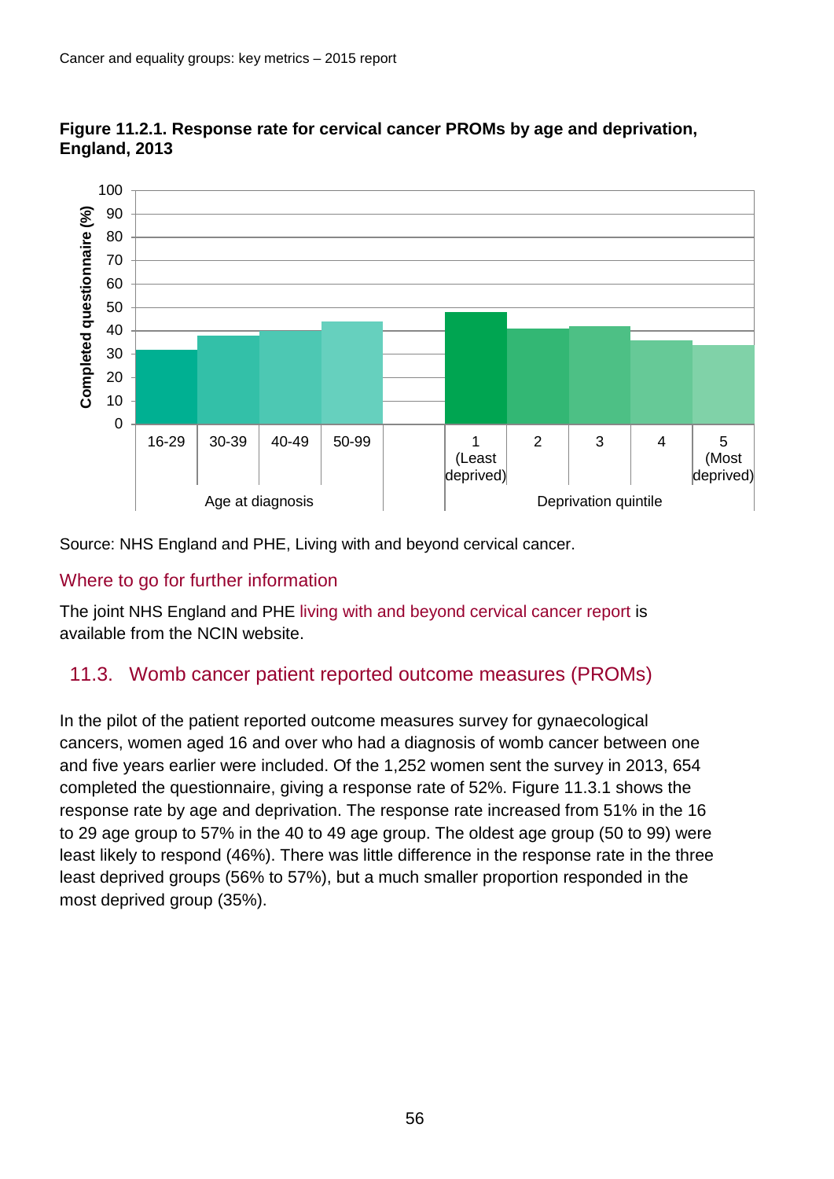**Figure 11.2.1. Response rate for cervical cancer PROMs by age and deprivation, England, 2013**

Source: NHS England and PHE, Living with and beyond cervical cancer.

## Where to go for further information

The joint NHS England and PHE living with and beyond cervical cancer report is available from the NCIN website.

## 11.3. Womb cancer patient reported outcome measures (PROMs)

In the pilot of the patient reported outcome measures survey for gynaecological cancers, women aged 16 and over who had a diagnosis of womb cancer between one and five years earlier were included. Of the 1,252 women sent the survey in 2013, 654 completed the questionnaire, giving a response rate of 52%. Figure 11.3.1 shows the response rate by age and deprivation. The response rate increased from 51% in the 16 to 29 age group to 57% in the 40 to 49 age group. The oldest age group (50 to 99) were least likely to respond (46%). There was little difference in the response rate in the three least deprived groups (56% to 57%), but a much smaller proportion responded in the most deprived group (35%).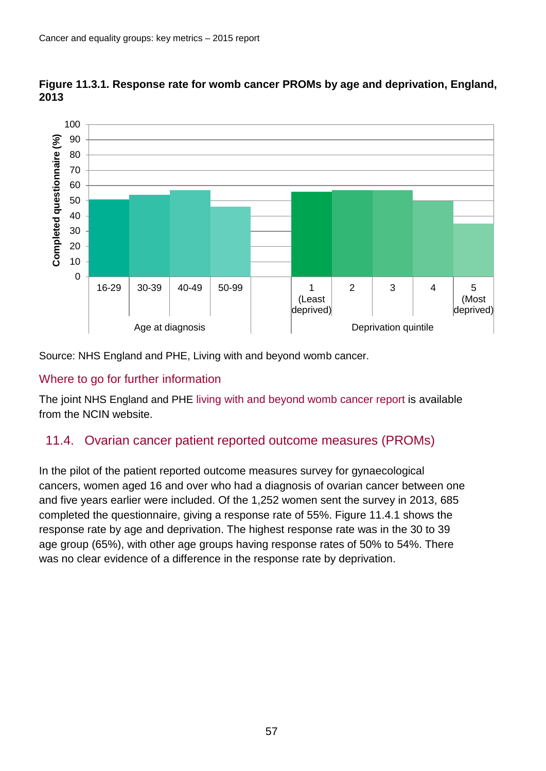**Figure 11.3.1. Response rate for womb cancer PROMs by age and deprivation, England, 2013**

Source: NHS England and PHE, Living with and beyond womb cancer.

### Where to go for further information

The joint NHS England and PHE living with and beyond womb cancer report is available from the NCIN website.

## 11.4. Ovarian cancer patient reported outcome measures (PROMs)

In the pilot of the patient reported outcome measures survey for gynaecological cancers, women aged 16 and over who had a diagnosis of ovarian cancer between one and five years earlier were included. Of the 1,252 women sent the survey in 2013, 685 completed the questionnaire, giving a response rate of 55%. Figure 11.4.1 shows the response rate by age and deprivation. The highest response rate was in the 30 to 39 age group (65%), with other age groups having response rates of 50% to 54%. There was no clear evidence of a difference in the response rate by deprivation.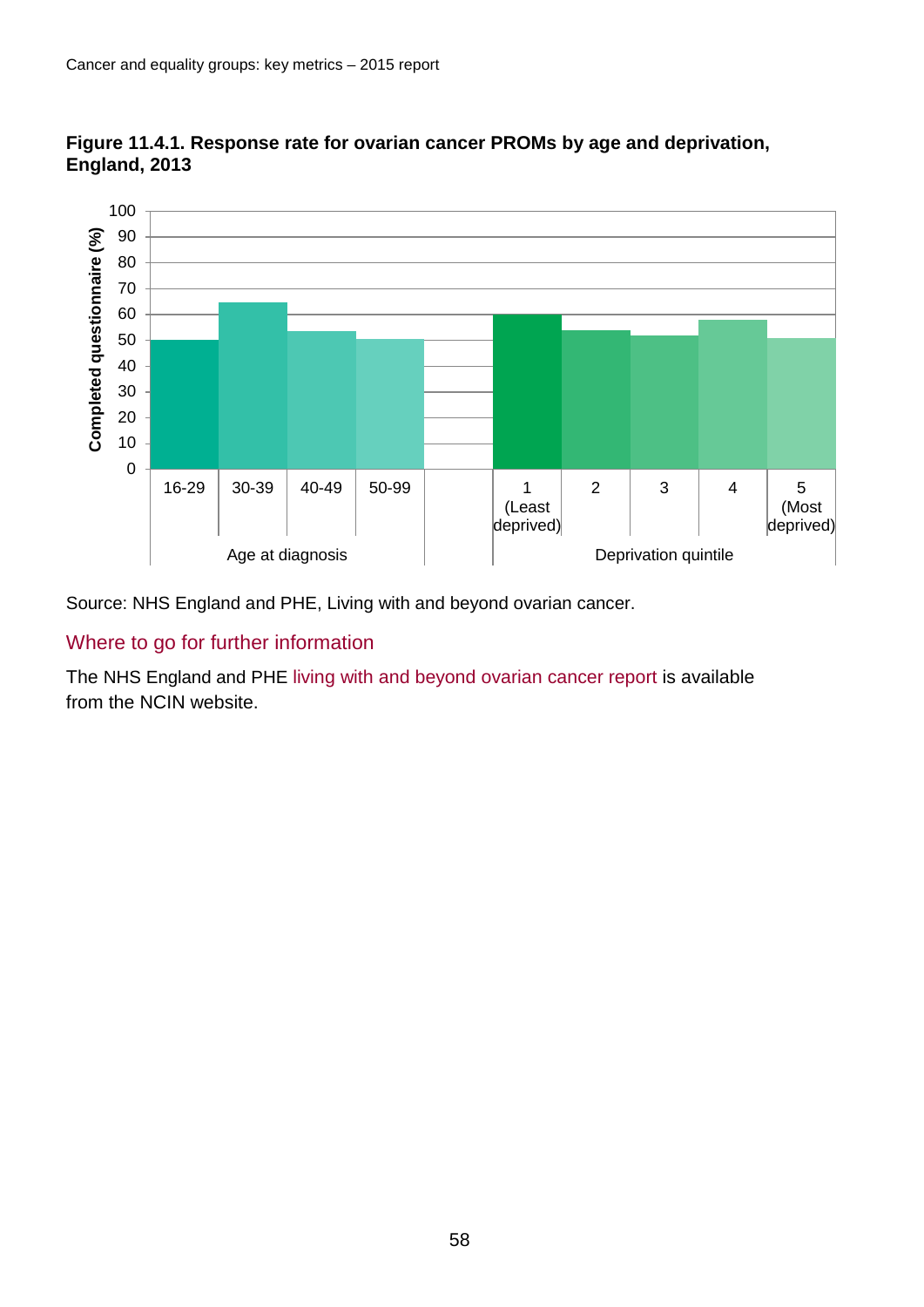**Figure 11.4.1. Response rate for ovarian cancer PROMs by age and deprivation, England, 2013**

Source: NHS England and PHE, Living with and beyond ovarian cancer.

## Where to go for further information

The NHS England and PHE living with and beyond ovarian cancer report is available from the NCIN website.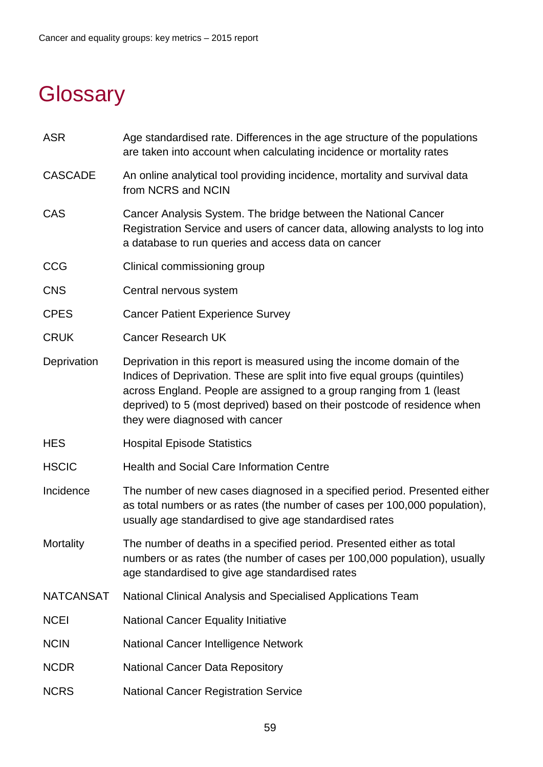# Glossary

| | |
|---|---|
| ASR | Age standardised rate. Differences in the age structure of the populations are taken into account when calculating incidence or mortality rates |
| CASCADE | An online analytical tool providing incidence, mortality and survival data from NCRS and NCIN |
| CAS | Cancer Analysis System. The bridge between the National Cancer Registration Service and users of cancer data, allowing analysts to log into a database to run queries and access data on cancer |
| CCG | Clinical commissioning group |
| CNS | Central nervous system |
| CPES | Cancer Patient Experience Survey |
| CRUK | Cancer Research UK |
| Deprivation | Deprivation in this report is measured using the income domain of the Indices of Deprivation. These are split into five equal groups (quintiles) across England. People are assigned to a group ranging from 1 (least deprived) to 5 (most deprived) based on their postcode of residence when they were diagnosed with cancer |
| HES | Hospital Episode Statistics |
| HSCIC | Health and Social Care Information Centre |
| Incidence | The number of new cases diagnosed in a specified period. Presented either as total numbers or as rates (the number of cases per 100,000 population), usually age standardised to give age standardised rates |
| Mortality | The number of deaths in a specified period. Presented either as total numbers or as rates (the number of cases per 100,000 population), usually age standardised to give age standardised rates |
| NATCANSAT | National Clinical Analysis and Specialised Applications Team |
| NCEI | National Cancer Equality Initiative |
| NCIN | National Cancer Intelligence Network |
| NCDR | National Cancer Data Repository |
| NCRS | National Cancer Registration Service |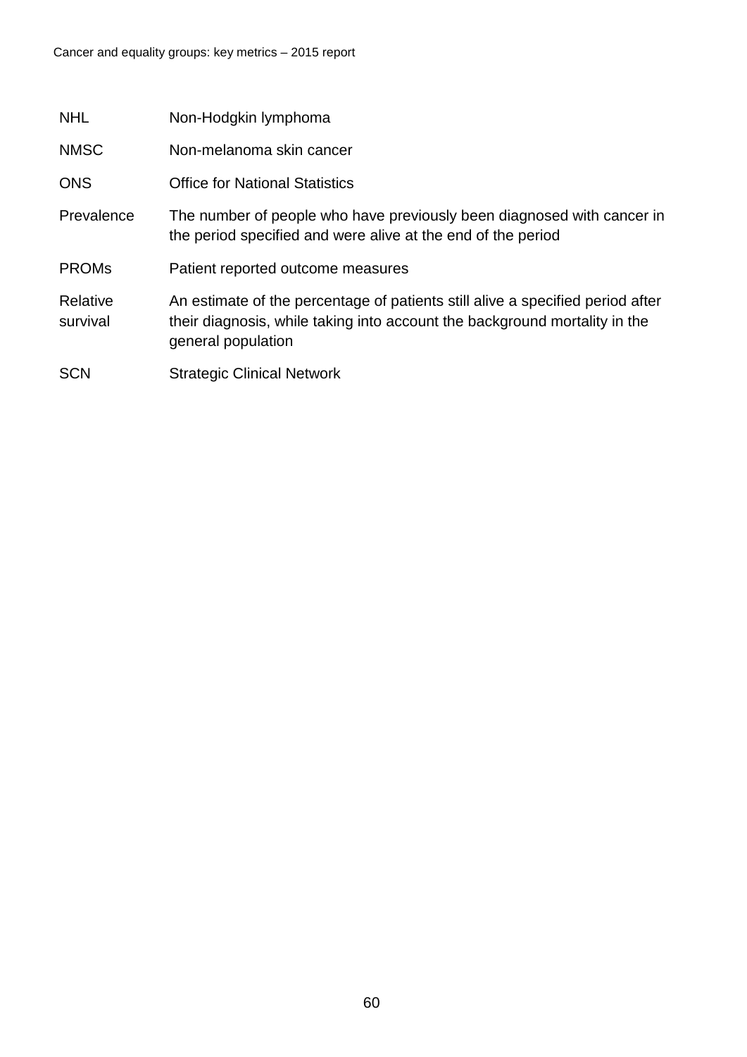| | |
|---|---|
| NHL | Non-Hodgkin lymphoma |
| NMSC | Non-melanoma skin cancer |
| ONS | Office for National Statistics |
| Prevalence | The number of people who have previously been diagnosed with cancer in the period specified and were alive at the end of the period |
| PROMs | Patient reported outcome measures |
| Relative survival | An estimate of the percentage of patients still alive a specified period after their diagnosis, while taking into account the background mortality in the general population |
| SCN | Strategic Clinical Network |